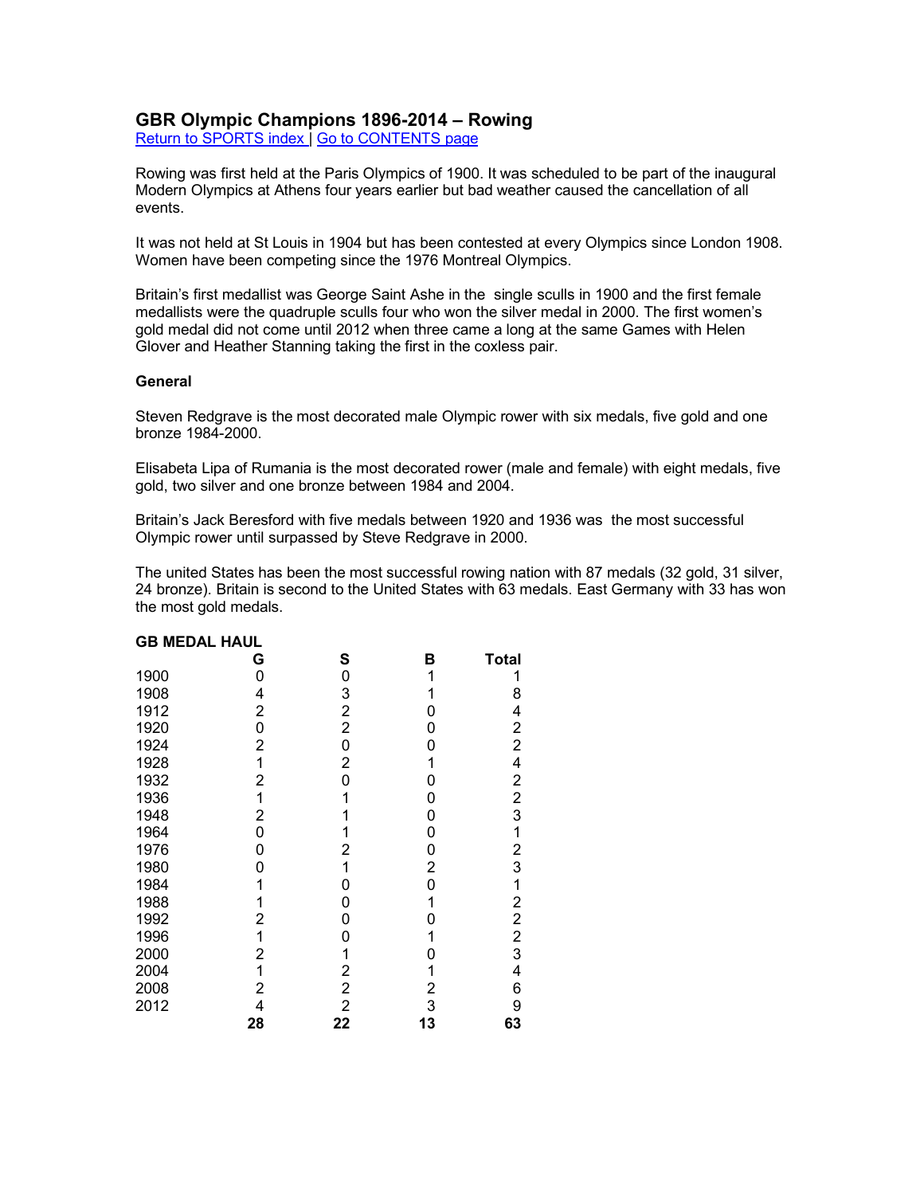# GBR Olympic Champions 1896-2014 – Rowing

Return to SPORTS index | Go to CONTENTS page

Rowing was first held at the Paris Olympics of 1900. It was scheduled to be part of the inaugural Modern Olympics at Athens four years earlier but bad weather caused the cancellation of all events.

It was not held at St Louis in 1904 but has been contested at every Olympics since London 1908. Women have been competing since the 1976 Montreal Olympics.

Britain's first medallist was George Saint Ashe in the  single sculls in 1900 and the first female medallists were the quadruple sculls four who won the silver medal in 2000. The first women's gold medal did not come until 2012 when three came a long at the same Games with Helen Glover and Heather Stanning taking the first in the coxless pair.

### General

Steven Redgrave is the most decorated male Olympic rower with six medals, five gold and one bronze 1984-2000.

Elisabeta Lipa of Rumania is the most decorated rower (male and female) with eight medals, five gold, two silver and one bronze between 1984 and 2004.

Britain's Jack Beresford with five medals between 1920 and 1936 was  the most successful Olympic rower until surpassed by Steve Redgrave in 2000.

The united States has been the most successful rowing nation with 87 medals (32 gold, 31 silver, 24 bronze). Britain is second to the United States with 63 medals. East Germany with 33 has won the most gold medals.

**GB MEDAL HAUL**

| | G | S | B | Total |
|---|---|---|---|---|
| 1900 | 0 | 0 | 1 | 1 |
| 1908 | 4 | 3 | 1 | 8 |
| 1912 | 2 | 2 | 0 | 4 |
| 1920 | 0 | 2 | 0 | 2 |
| 1924 | 2 | 0 | 0 | 2 |
| 1928 | 1 | 2 | 1 | 4 |
| 1932 | 2 | 0 | 0 | 2 |
| 1936 | 1 | 1 | 0 | 2 |
| 1948 | 2 | 1 | 0 | 3 |
| 1964 | 0 | 1 | 0 | 1 |
| 1976 | 0 | 2 | 0 | 2 |
| 1980 | 0 | 1 | 2 | 3 |
| 1984 | 1 | 0 | 0 | 1 |
| 1988 | 1 | 0 | 1 | 2 |
| 1992 | 2 | 0 | 0 | 2 |
| 1996 | 1 | 0 | 1 | 2 |
| 2000 | 2 | 1 | 0 | 3 |
| 2004 | 1 | 2 | 1 | 4 |
| 2008 | 2 | 2 | 2 | 6 |
| 2012 | 4 | 2 | 3 | 9 |
| | **28** | **22** | **13** | **63** |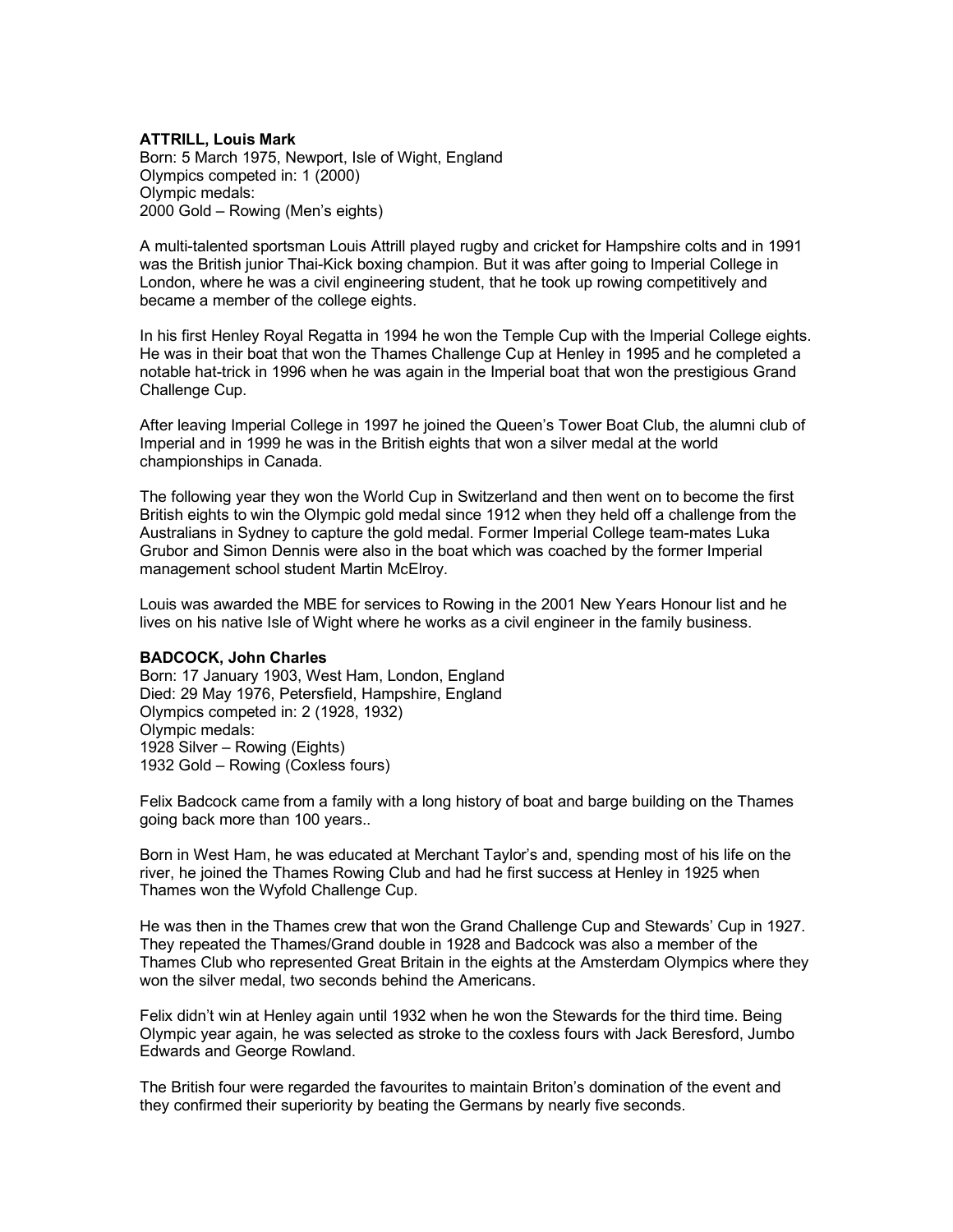**ATTRILL, Louis Mark**
Born: 5 March 1975, Newport, Isle of Wight, England
Olympics competed in: 1 (2000)
Olympic medals:
2000 Gold – Rowing (Men's eights)

A multi-talented sportsman Louis Attrill played rugby and cricket for Hampshire colts and in 1991 was the British junior Thai-Kick boxing champion. But it was after going to Imperial College in London, where he was a civil engineering student, that he took up rowing competitively and became a member of the college eights.

In his first Henley Royal Regatta in 1994 he won the Temple Cup with the Imperial College eights. He was in their boat that won the Thames Challenge Cup at Henley in 1995 and he completed a notable hat-trick in 1996 when he was again in the Imperial boat that won the prestigious Grand Challenge Cup.

After leaving Imperial College in 1997 he joined the Queen's Tower Boat Club, the alumni club of Imperial and in 1999 he was in the British eights that won a silver medal at the world championships in Canada.

The following year they won the World Cup in Switzerland and then went on to become the first British eights to win the Olympic gold medal since 1912 when they held off a challenge from the Australians in Sydney to capture the gold medal. Former Imperial College team-mates Luka Grubor and Simon Dennis were also in the boat which was coached by the former Imperial management school student Martin McElroy.

Louis was awarded the MBE for services to Rowing in the 2001 New Years Honour list and he lives on his native Isle of Wight where he works as a civil engineer in the family business.

**BADCOCK, John Charles**
Born: 17 January 1903, West Ham, London, England
Died: 29 May 1976, Petersfield, Hampshire, England
Olympics competed in: 2 (1928, 1932)
Olympic medals:
1928 Silver – Rowing (Eights)
1932 Gold – Rowing (Coxless fours)

Felix Badcock came from a family with a long history of boat and barge building on the Thames going back more than 100 years..

Born in West Ham, he was educated at Merchant Taylor's and, spending most of his life on the river, he joined the Thames Rowing Club and had he first success at Henley in 1925 when Thames won the Wyfold Challenge Cup.

He was then in the Thames crew that won the Grand Challenge Cup and Stewards' Cup in 1927. They repeated the Thames/Grand double in 1928 and Badcock was also a member of the Thames Club who represented Great Britain in the eights at the Amsterdam Olympics where they won the silver medal, two seconds behind the Americans.

Felix didn't win at Henley again until 1932 when he won the Stewards for the third time. Being Olympic year again, he was selected as stroke to the coxless fours with Jack Beresford, Jumbo Edwards and George Rowland.

The British four were regarded the favourites to maintain Briton's domination of the event and they confirmed their superiority by beating the Germans by nearly five seconds.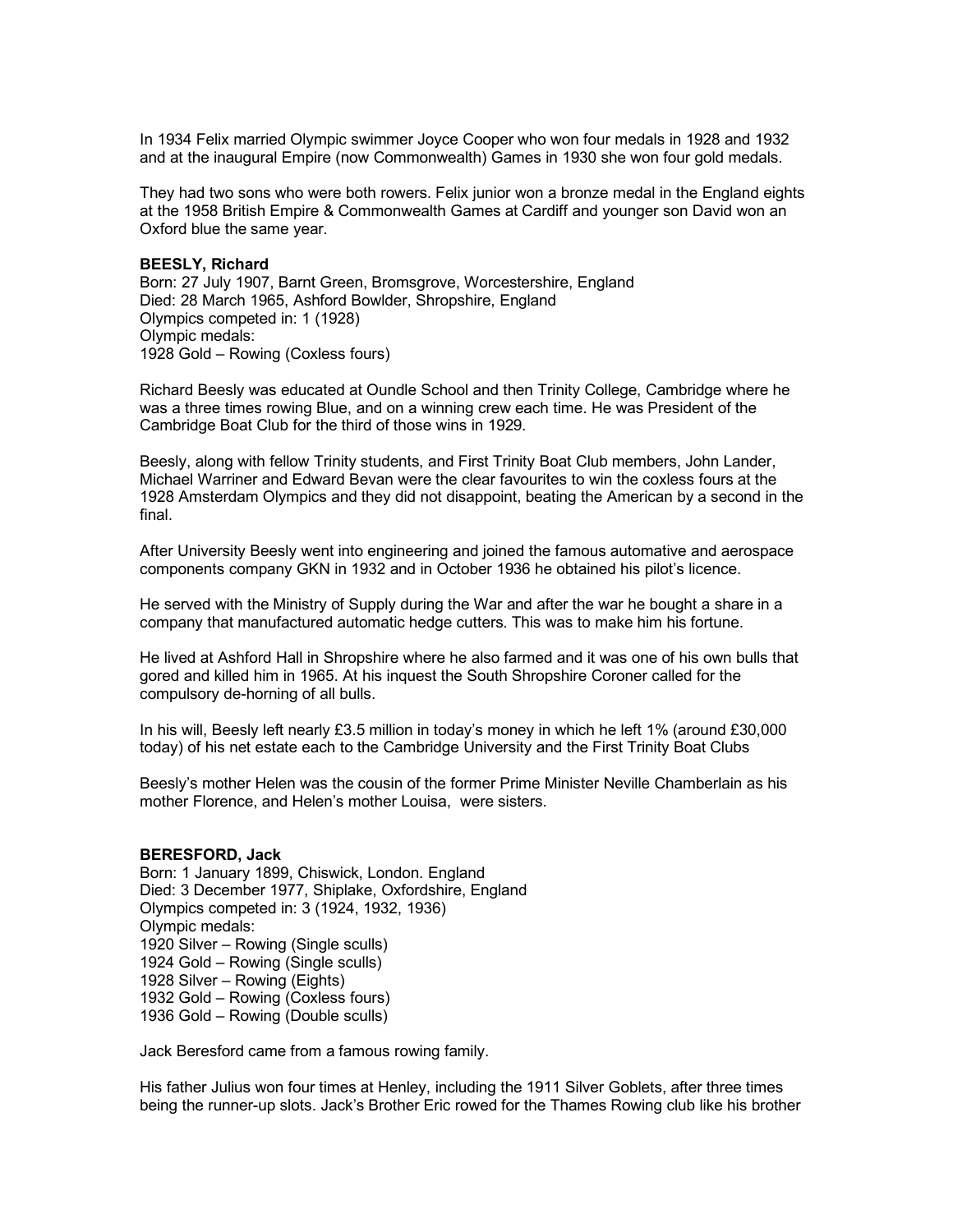In 1934 Felix married Olympic swimmer Joyce Cooper who won four medals in 1928 and 1932 and at the inaugural Empire (now Commonwealth) Games in 1930 she won four gold medals.

They had two sons who were both rowers. Felix junior won a bronze medal in the England eights at the 1958 British Empire & Commonwealth Games at Cardiff and younger son David won an Oxford blue the same year.

**BEESLY, Richard**
Born: 27 July 1907, Barnt Green, Bromsgrove, Worcestershire, England
Died: 28 March 1965, Ashford Bowlder, Shropshire, England
Olympics competed in: 1 (1928)
Olympic medals:
1928 Gold – Rowing (Coxless fours)

Richard Beesly was educated at Oundle School and then Trinity College, Cambridge where he was a three times rowing Blue, and on a winning crew each time. He was President of the Cambridge Boat Club for the third of those wins in 1929.

Beesly, along with fellow Trinity students, and First Trinity Boat Club members, John Lander, Michael Warriner and Edward Bevan were the clear favourites to win the coxless fours at the 1928 Amsterdam Olympics and they did not disappoint, beating the American by a second in the final.

After University Beesly went into engineering and joined the famous automative and aerospace components company GKN in 1932 and in October 1936 he obtained his pilot's licence.

He served with the Ministry of Supply during the War and after the war he bought a share in a company that manufactured automatic hedge cutters. This was to make him his fortune.

He lived at Ashford Hall in Shropshire where he also farmed and it was one of his own bulls that gored and killed him in 1965. At his inquest the South Shropshire Coroner called for the compulsory de-horning of all bulls.

In his will, Beesly left nearly £3.5 million in today's money in which he left 1% (around £30,000 today) of his net estate each to the Cambridge University and the First Trinity Boat Clubs

Beesly's mother Helen was the cousin of the former Prime Minister Neville Chamberlain as his mother Florence, and Helen's mother Louisa, were sisters.

**BERESFORD, Jack**
Born: 1 January 1899, Chiswick, London. England
Died: 3 December 1977, Shiplake, Oxfordshire, England
Olympics competed in: 3 (1924, 1932, 1936)
Olympic medals:
1920 Silver – Rowing (Single sculls)
1924 Gold – Rowing (Single sculls)
1928 Silver – Rowing (Eights)
1932 Gold – Rowing (Coxless fours)
1936 Gold – Rowing (Double sculls)

Jack Beresford came from a famous rowing family.

His father Julius won four times at Henley, including the 1911 Silver Goblets, after three times being the runner-up slots. Jack's Brother Eric rowed for the Thames Rowing club like his brother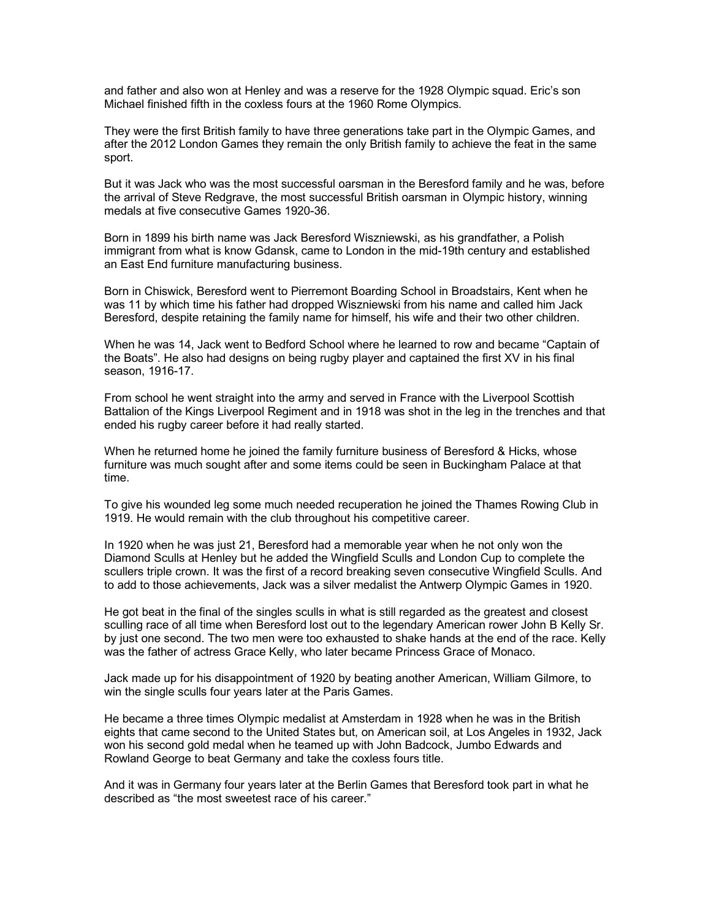and father and also won at Henley and was a reserve for the 1928 Olympic squad. Eric's son Michael finished fifth in the coxless fours at the 1960 Rome Olympics.

They were the first British family to have three generations take part in the Olympic Games, and after the 2012 London Games they remain the only British family to achieve the feat in the same sport.

But it was Jack who was the most successful oarsman in the Beresford family and he was, before the arrival of Steve Redgrave, the most successful British oarsman in Olympic history, winning medals at five consecutive Games 1920-36.

Born in 1899 his birth name was Jack Beresford Wiszniewski, as his grandfather, a Polish immigrant from what is know Gdansk, came to London in the mid-19th century and established an East End furniture manufacturing business.

Born in Chiswick, Beresford went to Pierremont Boarding School in Broadstairs, Kent when he was 11 by which time his father had dropped Wiszniewski from his name and called him Jack Beresford, despite retaining the family name for himself, his wife and their two other children.

When he was 14, Jack went to Bedford School where he learned to row and became "Captain of the Boats". He also had designs on being rugby player and captained the first XV in his final season, 1916-17.

From school he went straight into the army and served in France with the Liverpool Scottish Battalion of the Kings Liverpool Regiment and in 1918 was shot in the leg in the trenches and that ended his rugby career before it had really started.

When he returned home he joined the family furniture business of Beresford & Hicks, whose furniture was much sought after and some items could be seen in Buckingham Palace at that time.

To give his wounded leg some much needed recuperation he joined the Thames Rowing Club in 1919. He would remain with the club throughout his competitive career.

In 1920 when he was just 21, Beresford had a memorable year when he not only won the Diamond Sculls at Henley but he added the Wingfield Sculls and London Cup to complete the scullers triple crown. It was the first of a record breaking seven consecutive Wingfield Sculls. And to add to those achievements, Jack was a silver medalist the Antwerp Olympic Games in 1920.

He got beat in the final of the singles sculls in what is still regarded as the greatest and closest sculling race of all time when Beresford lost out to the legendary American rower John B Kelly Sr. by just one second. The two men were too exhausted to shake hands at the end of the race. Kelly was the father of actress Grace Kelly, who later became Princess Grace of Monaco.

Jack made up for his disappointment of 1920 by beating another American, William Gilmore, to win the single sculls four years later at the Paris Games.

He became a three times Olympic medalist at Amsterdam in 1928 when he was in the British eights that came second to the United States but, on American soil, at Los Angeles in 1932, Jack won his second gold medal when he teamed up with John Badcock, Jumbo Edwards and Rowland George to beat Germany and take the coxless fours title.

And it was in Germany four years later at the Berlin Games that Beresford took part in what he described as "the most sweetest race of his career."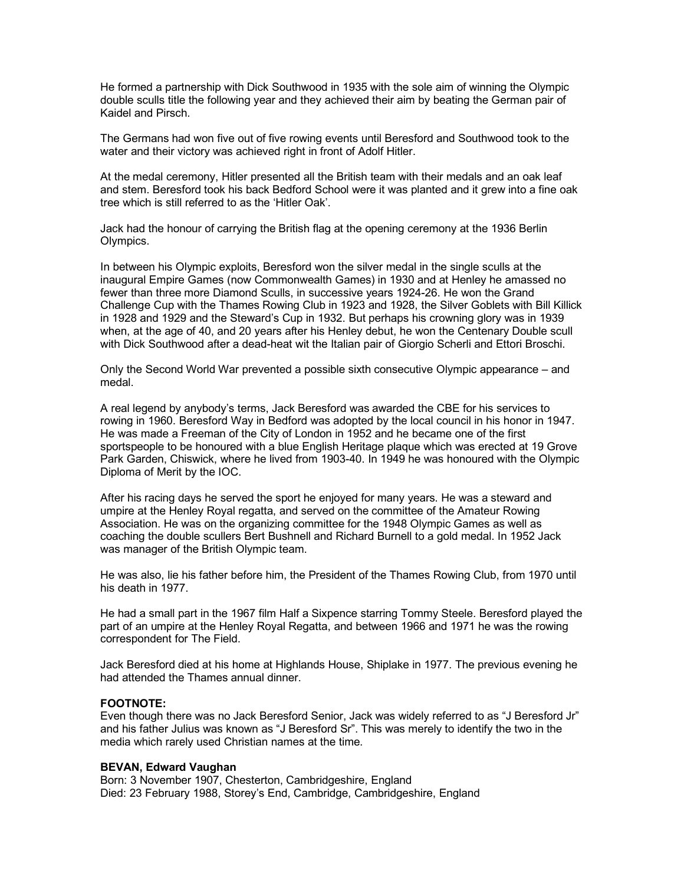He formed a partnership with Dick Southwood in 1935 with the sole aim of winning the Olympic double sculls title the following year and they achieved their aim by beating the German pair of Kaidel and Pirsch.

The Germans had won five out of five rowing events until Beresford and Southwood took to the water and their victory was achieved right in front of Adolf Hitler.

At the medal ceremony, Hitler presented all the British team with their medals and an oak leaf and stem. Beresford took his back Bedford School were it was planted and it grew into a fine oak tree which is still referred to as the 'Hitler Oak'.

Jack had the honour of carrying the British flag at the opening ceremony at the 1936 Berlin Olympics.

In between his Olympic exploits, Beresford won the silver medal in the single sculls at the inaugural Empire Games (now Commonwealth Games) in 1930 and at Henley he amassed no fewer than three more Diamond Sculls, in successive years 1924-26. He won the Grand Challenge Cup with the Thames Rowing Club in 1923 and 1928, the Silver Goblets with Bill Killick in 1928 and 1929 and the Steward's Cup in 1932. But perhaps his crowning glory was in 1939 when, at the age of 40, and 20 years after his Henley debut, he won the Centenary Double scull with Dick Southwood after a dead-heat wit the Italian pair of Giorgio Scherli and Ettori Broschi.

Only the Second World War prevented a possible sixth consecutive Olympic appearance – and medal.

A real legend by anybody's terms, Jack Beresford was awarded the CBE for his services to rowing in 1960. Beresford Way in Bedford was adopted by the local council in his honor in 1947. He was made a Freeman of the City of London in 1952 and he became one of the first sportspeople to be honoured with a blue English Heritage plaque which was erected at 19 Grove Park Garden, Chiswick, where he lived from 1903-40. In 1949 he was honoured with the Olympic Diploma of Merit by the IOC.

After his racing days he served the sport he enjoyed for many years. He was a steward and umpire at the Henley Royal regatta, and served on the committee of the Amateur Rowing Association. He was on the organizing committee for the 1948 Olympic Games as well as coaching the double scullers Bert Bushnell and Richard Burnell to a gold medal. In 1952 Jack was manager of the British Olympic team.

He was also, lie his father before him, the President of the Thames Rowing Club, from 1970 until his death in 1977.

He had a small part in the 1967 film Half a Sixpence starring Tommy Steele. Beresford played the part of an umpire at the Henley Royal Regatta, and between 1966 and 1971 he was the rowing correspondent for The Field.

Jack Beresford died at his home at Highlands House, Shiplake in 1977. The previous evening he had attended the Thames annual dinner.

**FOOTNOTE:**
Even though there was no Jack Beresford Senior, Jack was widely referred to as "J Beresford Jr" and his father Julius was known as "J Beresford Sr". This was merely to identify the two in the media which rarely used Christian names at the time.

**BEVAN, Edward Vaughan**
Born: 3 November 1907, Chesterton, Cambridgeshire, England
Died: 23 February 1988, Storey's End, Cambridge, Cambridgeshire, England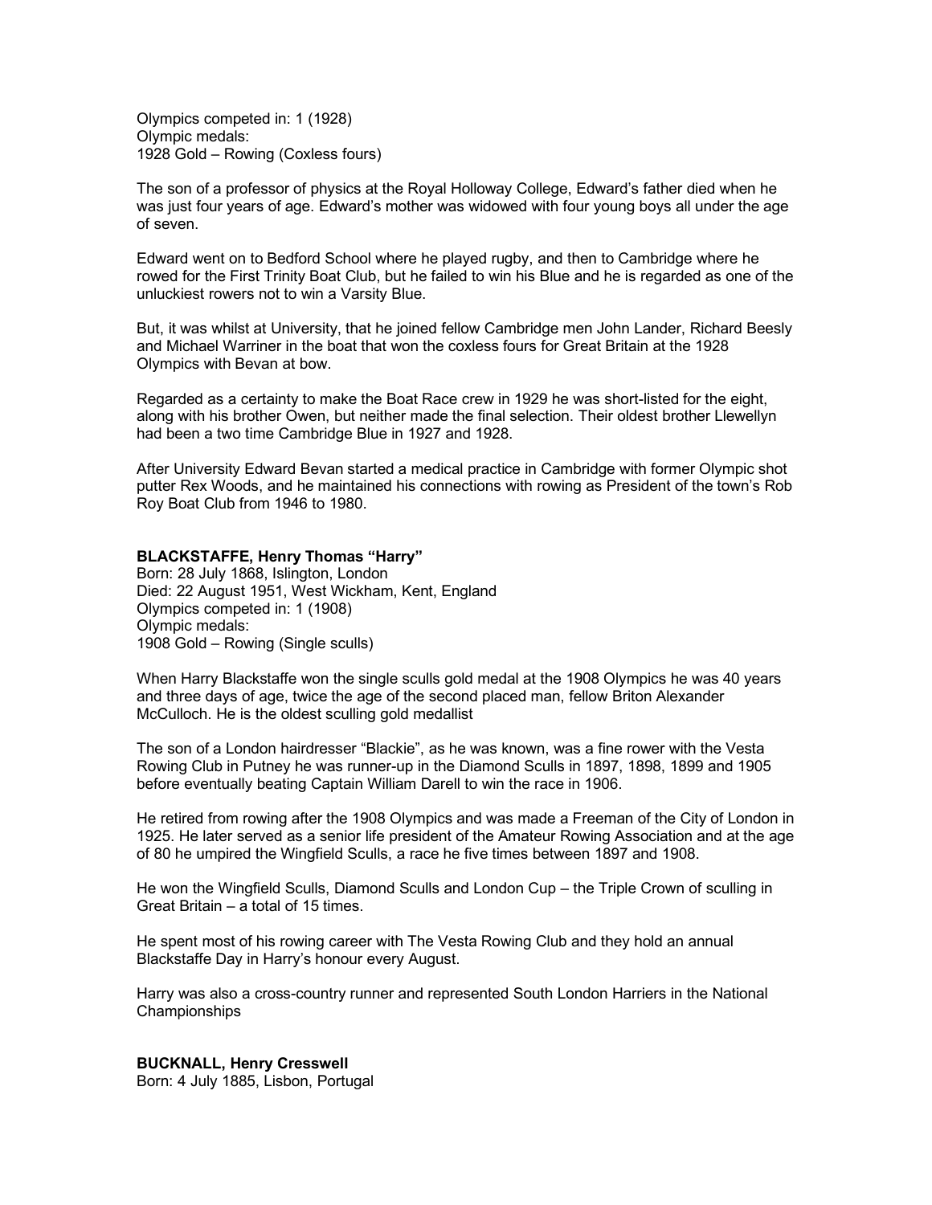Olympics competed in: 1 (1928)
Olympic medals:
1928 Gold – Rowing (Coxless fours)

The son of a professor of physics at the Royal Holloway College, Edward's father died when he was just four years of age. Edward's mother was widowed with four young boys all under the age of seven.

Edward went on to Bedford School where he played rugby, and then to Cambridge where he rowed for the First Trinity Boat Club, but he failed to win his Blue and he is regarded as one of the unluckiest rowers not to win a Varsity Blue.

But, it was whilst at University, that he joined fellow Cambridge men John Lander, Richard Beesly and Michael Warriner in the boat that won the coxless fours for Great Britain at the 1928 Olympics with Bevan at bow.

Regarded as a certainty to make the Boat Race crew in 1929 he was short-listed for the eight, along with his brother Owen, but neither made the final selection. Their oldest brother Llewellyn had been a two time Cambridge Blue in 1927 and 1928.

After University Edward Bevan started a medical practice in Cambridge with former Olympic shot putter Rex Woods, and he maintained his connections with rowing as President of the town's Rob Roy Boat Club from 1946 to 1980.

**BLACKSTAFFE, Henry Thomas "Harry"**
Born: 28 July 1868, Islington, London
Died: 22 August 1951, West Wickham, Kent, England
Olympics competed in: 1 (1908)
Olympic medals:
1908 Gold – Rowing (Single sculls)

When Harry Blackstaffe won the single sculls gold medal at the 1908 Olympics he was 40 years and three days of age, twice the age of the second placed man, fellow Briton Alexander McCulloch. He is the oldest sculling gold medallist

The son of a London hairdresser "Blackie", as he was known, was a fine rower with the Vesta Rowing Club in Putney he was runner-up in the Diamond Sculls in 1897, 1898, 1899 and 1905 before eventually beating Captain William Darell to win the race in 1906.

He retired from rowing after the 1908 Olympics and was made a Freeman of the City of London in 1925. He later served as a senior life president of the Amateur Rowing Association and at the age of 80 he umpired the Wingfield Sculls, a race he five times between 1897 and 1908.

He won the Wingfield Sculls, Diamond Sculls and London Cup – the Triple Crown of sculling in Great Britain – a total of 15 times.

He spent most of his rowing career with The Vesta Rowing Club and they hold an annual Blackstaffe Day in Harry's honour every August.

Harry was also a cross-country runner and represented South London Harriers in the National Championships

**BUCKNALL, Henry Cresswell**
Born: 4 July 1885, Lisbon, Portugal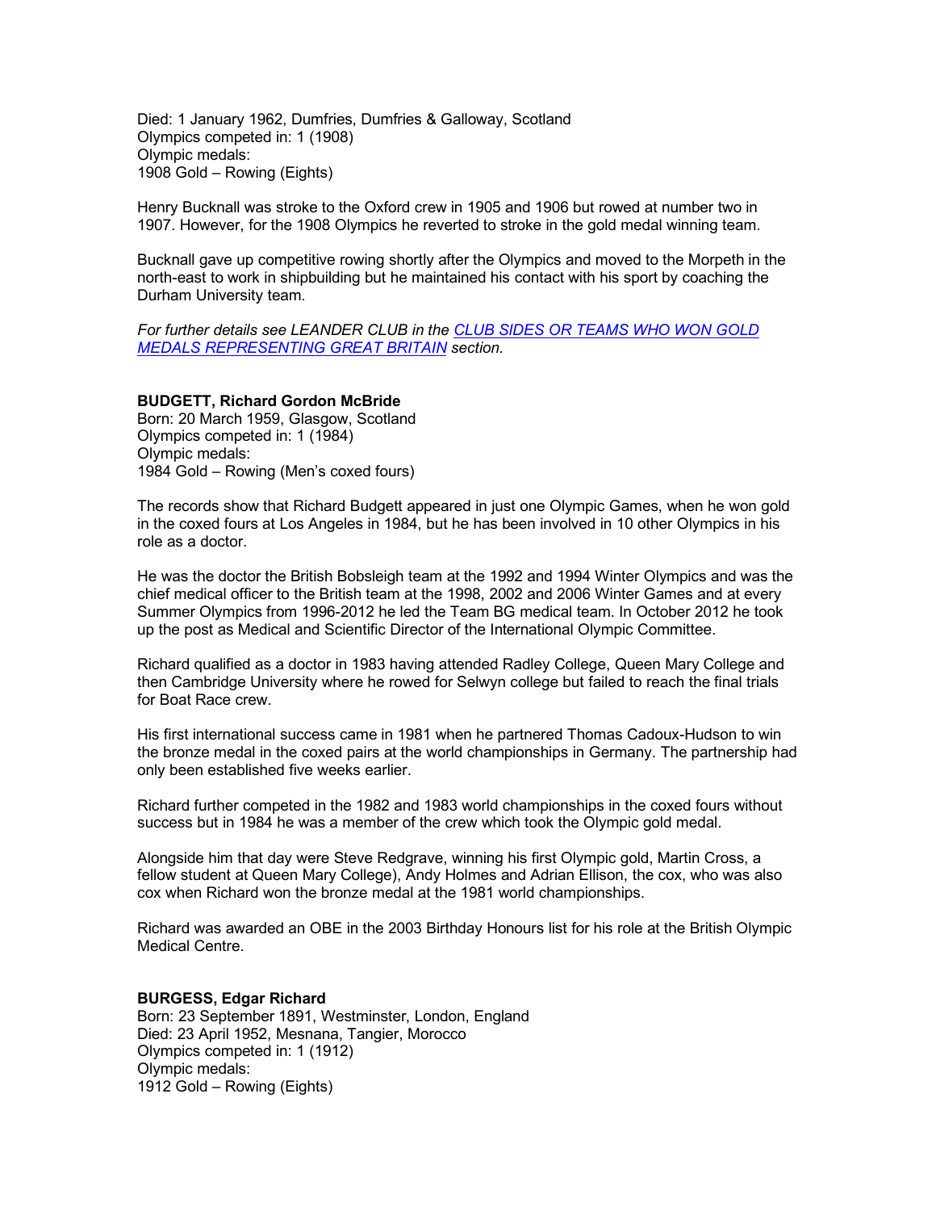Died: 1 January 1962, Dumfries, Dumfries & Galloway, Scotland
Olympics competed in: 1 (1908)
Olympic medals:
1908 Gold – Rowing (Eights)

Henry Bucknall was stroke to the Oxford crew in 1905 and 1906 but rowed at number two in 1907. However, for the 1908 Olympics he reverted to stroke in the gold medal winning team.

Bucknall gave up competitive rowing shortly after the Olympics and moved to the Morpeth in the north-east to work in shipbuilding but he maintained his contact with his sport by coaching the Durham University team.

*For further details see LEANDER CLUB in the CLUB SIDES OR TEAMS WHO WON GOLD MEDALS REPRESENTING GREAT BRITAIN section.*

**BUDGETT, Richard Gordon McBride**
Born: 20 March 1959, Glasgow, Scotland
Olympics competed in: 1 (1984)
Olympic medals:
1984 Gold – Rowing (Men's coxed fours)

The records show that Richard Budgett appeared in just one Olympic Games, when he won gold in the coxed fours at Los Angeles in 1984, but he has been involved in 10 other Olympics in his role as a doctor.

He was the doctor the British Bobsleigh team at the 1992 and 1994 Winter Olympics and was the chief medical officer to the British team at the 1998, 2002 and 2006 Winter Games and at every Summer Olympics from 1996-2012 he led the Team BG medical team. In October 2012 he took up the post as Medical and Scientific Director of the International Olympic Committee.

Richard qualified as a doctor in 1983 having attended Radley College, Queen Mary College and then Cambridge University where he rowed for Selwyn college but failed to reach the final trials for Boat Race crew.

His first international success came in 1981 when he partnered Thomas Cadoux-Hudson to win the bronze medal in the coxed pairs at the world championships in Germany. The partnership had only been established five weeks earlier.

Richard further competed in the 1982 and 1983 world championships in the coxed fours without success but in 1984 he was a member of the crew which took the Olympic gold medal.

Alongside him that day were Steve Redgrave, winning his first Olympic gold, Martin Cross, a fellow student at Queen Mary College), Andy Holmes and Adrian Ellison, the cox, who was also cox when Richard won the bronze medal at the 1981 world championships.

Richard was awarded an OBE in the 2003 Birthday Honours list for his role at the British Olympic Medical Centre.

**BURGESS, Edgar Richard**
Born: 23 September 1891, Westminster, London, England
Died: 23 April 1952, Mesnana, Tangier, Morocco
Olympics competed in: 1 (1912)
Olympic medals:
1912 Gold – Rowing (Eights)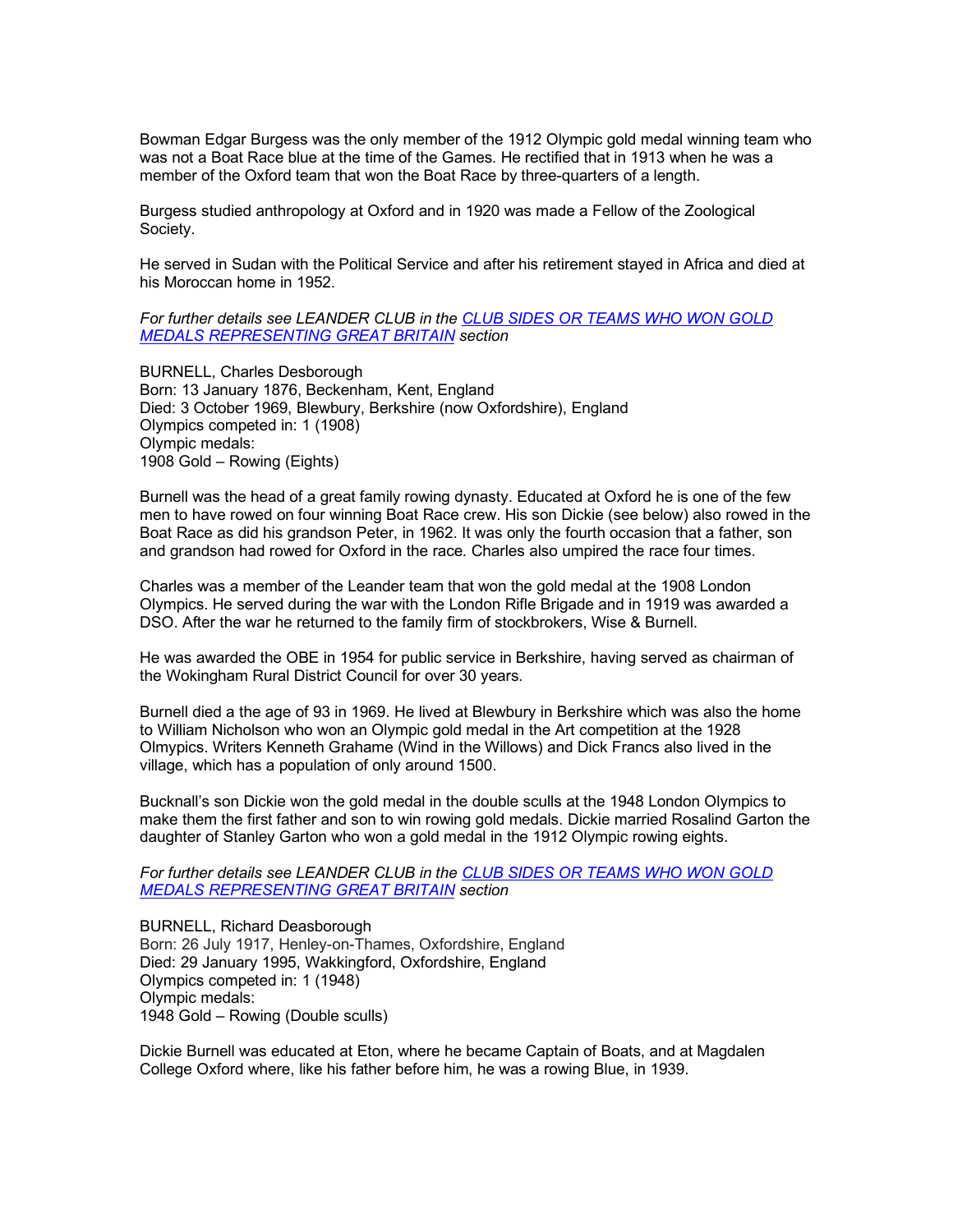Bowman Edgar Burgess was the only member of the 1912 Olympic gold medal winning team who was not a Boat Race blue at the time of the Games. He rectified that in 1913 when he was a member of the Oxford team that won the Boat Race by three-quarters of a length.

Burgess studied anthropology at Oxford and in 1920 was made a Fellow of the Zoological Society.

He served in Sudan with the Political Service and after his retirement stayed in Africa and died at his Moroccan home in 1952.

*For further details see LEANDER CLUB in the [CLUB SIDES OR TEAMS WHO WON GOLD MEDALS REPRESENTING GREAT BRITAIN](#) section*

BURNELL, Charles Desborough
Born: 13 January 1876, Beckenham, Kent, England
Died: 3 October 1969, Blewbury, Berkshire (now Oxfordshire), England
Olympics competed in: 1 (1908)
Olympic medals:
1908 Gold – Rowing (Eights)

Burnell was the head of a great family rowing dynasty. Educated at Oxford he is one of the few men to have rowed on four winning Boat Race crew. His son Dickie (see below) also rowed in the Boat Race as did his grandson Peter, in 1962. It was only the fourth occasion that a father, son and grandson had rowed for Oxford in the race. Charles also umpired the race four times.

Charles was a member of the Leander team that won the gold medal at the 1908 London Olympics. He served during the war with the London Rifle Brigade and in 1919 was awarded a DSO. After the war he returned to the family firm of stockbrokers, Wise & Burnell.

He was awarded the OBE in 1954 for public service in Berkshire, having served as chairman of the Wokingham Rural District Council for over 30 years.

Burnell died a the age of 93 in 1969. He lived at Blewbury in Berkshire which was also the home to William Nicholson who won an Olympic gold medal in the Art competition at the 1928 Olmypics. Writers Kenneth Grahame (Wind in the Willows) and Dick Francs also lived in the village, which has a population of only around 1500.

Bucknall's son Dickie won the gold medal in the double sculls at the 1948 London Olympics to make them the first father and son to win rowing gold medals. Dickie married Rosalind Garton the daughter of Stanley Garton who won a gold medal in the 1912 Olympic rowing eights.

*For further details see LEANDER CLUB in the [CLUB SIDES OR TEAMS WHO WON GOLD MEDALS REPRESENTING GREAT BRITAIN](#) section*

BURNELL, Richard Deasborough
Born: 26 July 1917, Henley-on-Thames, Oxfordshire, England
Died: 29 January 1995, Wakkingford, Oxfordshire, England
Olympics competed in: 1 (1948)
Olympic medals:
1948 Gold – Rowing (Double sculls)

Dickie Burnell was educated at Eton, where he became Captain of Boats, and at Magdalen College Oxford where, like his father before him, he was a rowing Blue, in 1939.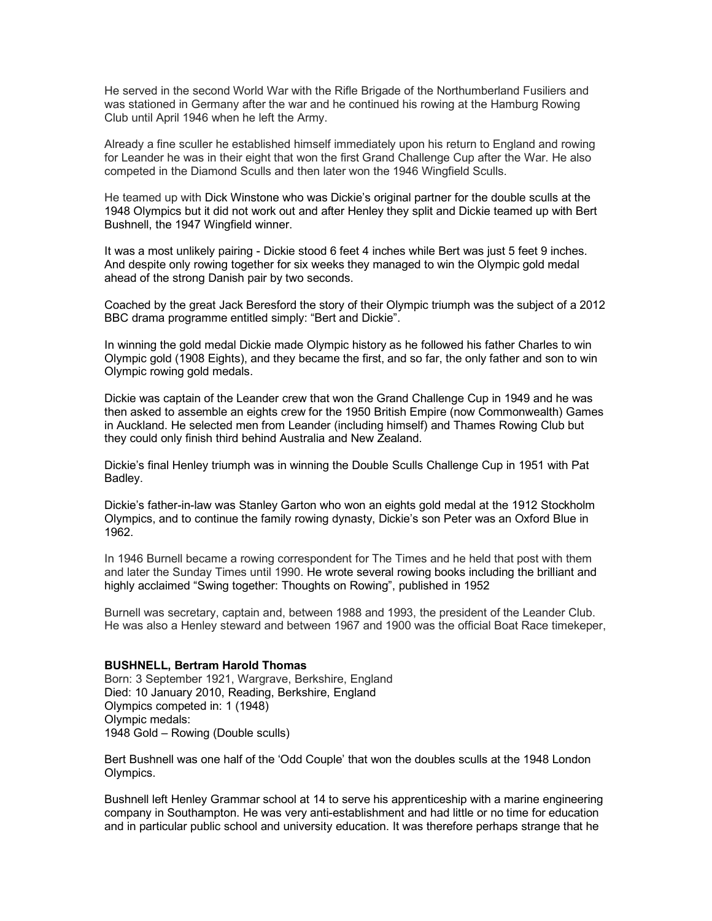He served in the second World War with the Rifle Brigade of the Northumberland Fusiliers and was stationed in Germany after the war and he continued his rowing at the Hamburg Rowing Club until April 1946 when he left the Army.

Already a fine sculler he established himself immediately upon his return to England and rowing for Leander he was in their eight that won the first Grand Challenge Cup after the War. He also competed in the Diamond Sculls and then later won the 1946 Wingfield Sculls.

He teamed up with Dick Winstone who was Dickie's original partner for the double sculls at the 1948 Olympics but it did not work out and after Henley they split and Dickie teamed up with Bert Bushnell, the 1947 Wingfield winner.

It was a most unlikely pairing - Dickie stood 6 feet 4 inches while Bert was just 5 feet 9 inches. And despite only rowing together for six weeks they managed to win the Olympic gold medal ahead of the strong Danish pair by two seconds.

Coached by the great Jack Beresford the story of their Olympic triumph was the subject of a 2012 BBC drama programme entitled simply: "Bert and Dickie".

In winning the gold medal Dickie made Olympic history as he followed his father Charles to win Olympic gold (1908 Eights), and they became the first, and so far, the only father and son to win Olympic rowing gold medals.

Dickie was captain of the Leander crew that won the Grand Challenge Cup in 1949 and he was then asked to assemble an eights crew for the 1950 British Empire (now Commonwealth) Games in Auckland. He selected men from Leander (including himself) and Thames Rowing Club but they could only finish third behind Australia and New Zealand.

Dickie's final Henley triumph was in winning the Double Sculls Challenge Cup in 1951 with Pat Badley.

Dickie's father-in-law was Stanley Garton who won an eights gold medal at the 1912 Stockholm Olympics, and to continue the family rowing dynasty, Dickie's son Peter was an Oxford Blue in 1962.

In 1946 Burnell became a rowing correspondent for The Times and he held that post with them and later the Sunday Times until 1990. He wrote several rowing books including the brilliant and highly acclaimed "Swing together: Thoughts on Rowing", published in 1952

Burnell was secretary, captain and, between 1988 and 1993, the president of the Leander Club. He was also a Henley steward and between 1967 and 1900 was the official Boat Race timekeper,

**BUSHNELL, Bertram Harold Thomas**
Born: 3 September 1921, Wargrave, Berkshire, England
Died: 10 January 2010, Reading, Berkshire, England
Olympics competed in: 1 (1948)
Olympic medals:
1948 Gold – Rowing (Double sculls)

Bert Bushnell was one half of the 'Odd Couple' that won the doubles sculls at the 1948 London Olympics.

Bushnell left Henley Grammar school at 14 to serve his apprenticeship with a marine engineering company in Southampton. He was very anti-establishment and had little or no time for education and in particular public school and university education. It was therefore perhaps strange that he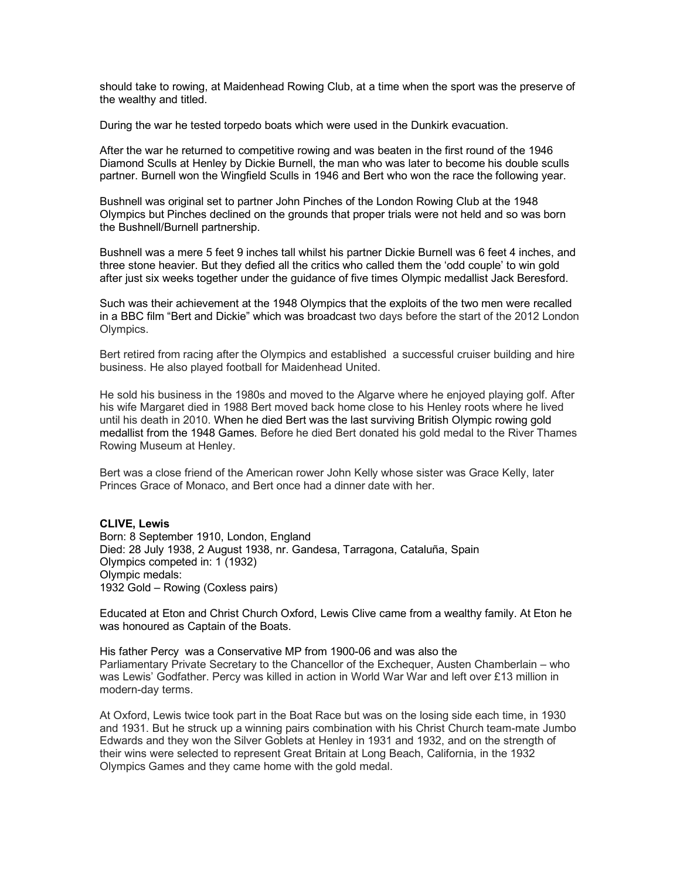should take to rowing, at Maidenhead Rowing Club, at a time when the sport was the preserve of the wealthy and titled.

During the war he tested torpedo boats which were used in the Dunkirk evacuation.

After the war he returned to competitive rowing and was beaten in the first round of the 1946 Diamond Sculls at Henley by Dickie Burnell, the man who was later to become his double sculls partner. Burnell won the Wingfield Sculls in 1946 and Bert who won the race the following year.

Bushnell was original set to partner John Pinches of the London Rowing Club at the 1948 Olympics but Pinches declined on the grounds that proper trials were not held and so was born the Bushnell/Burnell partnership.

Bushnell was a mere 5 feet 9 inches tall whilst his partner Dickie Burnell was 6 feet 4 inches, and three stone heavier. But they defied all the critics who called them the 'odd couple' to win gold after just six weeks together under the guidance of five times Olympic medallist Jack Beresford.

Such was their achievement at the 1948 Olympics that the exploits of the two men were recalled in a BBC film "Bert and Dickie" which was broadcast two days before the start of the 2012 London Olympics.

Bert retired from racing after the Olympics and established a successful cruiser building and hire business. He also played football for Maidenhead United.

He sold his business in the 1980s and moved to the Algarve where he enjoyed playing golf. After his wife Margaret died in 1988 Bert moved back home close to his Henley roots where he lived until his death in 2010. When he died Bert was the last surviving British Olympic rowing gold medallist from the 1948 Games. Before he died Bert donated his gold medal to the River Thames Rowing Museum at Henley.

Bert was a close friend of the American rower John Kelly whose sister was Grace Kelly, later Princes Grace of Monaco, and Bert once had a dinner date with her.

**CLIVE, Lewis**
Born: 8 September 1910, London, England
Died: 28 July 1938, 2 August 1938, nr. Gandesa, Tarragona, Cataluña, Spain
Olympics competed in: 1 (1932)
Olympic medals:
1932 Gold – Rowing (Coxless pairs)

Educated at Eton and Christ Church Oxford, Lewis Clive came from a wealthy family. At Eton he was honoured as Captain of the Boats.

His father Percy was a Conservative MP from 1900-06 and was also the Parliamentary Private Secretary to the Chancellor of the Exchequer, Austen Chamberlain – who was Lewis' Godfather. Percy was killed in action in World War War and left over £13 million in modern-day terms.

At Oxford, Lewis twice took part in the Boat Race but was on the losing side each time, in 1930 and 1931. But he struck up a winning pairs combination with his Christ Church team-mate Jumbo Edwards and they won the Silver Goblets at Henley in 1931 and 1932, and on the strength of their wins were selected to represent Great Britain at Long Beach, California, in the 1932 Olympics Games and they came home with the gold medal.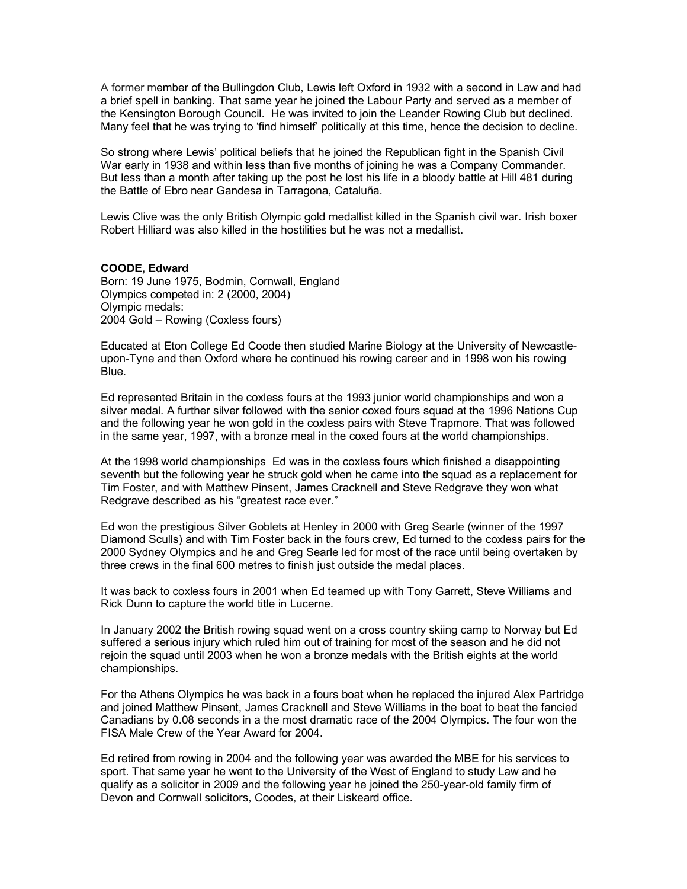A former member of the Bullingdon Club, Lewis left Oxford in 1932 with a second in Law and had a brief spell in banking. That same year he joined the Labour Party and served as a member of the Kensington Borough Council. He was invited to join the Leander Rowing Club but declined. Many feel that he was trying to 'find himself' politically at this time, hence the decision to decline.

So strong where Lewis' political beliefs that he joined the Republican fight in the Spanish Civil War early in 1938 and within less than five months of joining he was a Company Commander. But less than a month after taking up the post he lost his life in a bloody battle at Hill 481 during the Battle of Ebro near Gandesa in Tarragona, Cataluña.

Lewis Clive was the only British Olympic gold medallist killed in the Spanish civil war. Irish boxer Robert Hilliard was also killed in the hostilities but he was not a medallist.

**COODE, Edward**
Born: 19 June 1975, Bodmin, Cornwall, England
Olympics competed in: 2 (2000, 2004)
Olympic medals:
2004 Gold – Rowing (Coxless fours)

Educated at Eton College Ed Coode then studied Marine Biology at the University of Newcastle-upon-Tyne and then Oxford where he continued his rowing career and in 1998 won his rowing Blue.

Ed represented Britain in the coxless fours at the 1993 junior world championships and won a silver medal. A further silver followed with the senior coxed fours squad at the 1996 Nations Cup and the following year he won gold in the coxless pairs with Steve Trapmore. That was followed in the same year, 1997, with a bronze meal in the coxed fours at the world championships.

At the 1998 world championships Ed was in the coxless fours which finished a disappointing seventh but the following year he struck gold when he came into the squad as a replacement for Tim Foster, and with Matthew Pinsent, James Cracknell and Steve Redgrave they won what Redgrave described as his "greatest race ever."

Ed won the prestigious Silver Goblets at Henley in 2000 with Greg Searle (winner of the 1997 Diamond Sculls) and with Tim Foster back in the fours crew, Ed turned to the coxless pairs for the 2000 Sydney Olympics and he and Greg Searle led for most of the race until being overtaken by three crews in the final 600 metres to finish just outside the medal places.

It was back to coxless fours in 2001 when Ed teamed up with Tony Garrett, Steve Williams and Rick Dunn to capture the world title in Lucerne.

In January 2002 the British rowing squad went on a cross country skiing camp to Norway but Ed suffered a serious injury which ruled him out of training for most of the season and he did not rejoin the squad until 2003 when he won a bronze medals with the British eights at the world championships.

For the Athens Olympics he was back in a fours boat when he replaced the injured Alex Partridge and joined Matthew Pinsent, James Cracknell and Steve Williams in the boat to beat the fancied Canadians by 0.08 seconds in a the most dramatic race of the 2004 Olympics. The four won the FISA Male Crew of the Year Award for 2004.

Ed retired from rowing in 2004 and the following year was awarded the MBE for his services to sport. That same year he went to the University of the West of England to study Law and he qualify as a solicitor in 2009 and the following year he joined the 250-year-old family firm of Devon and Cornwall solicitors, Coodes, at their Liskeard office.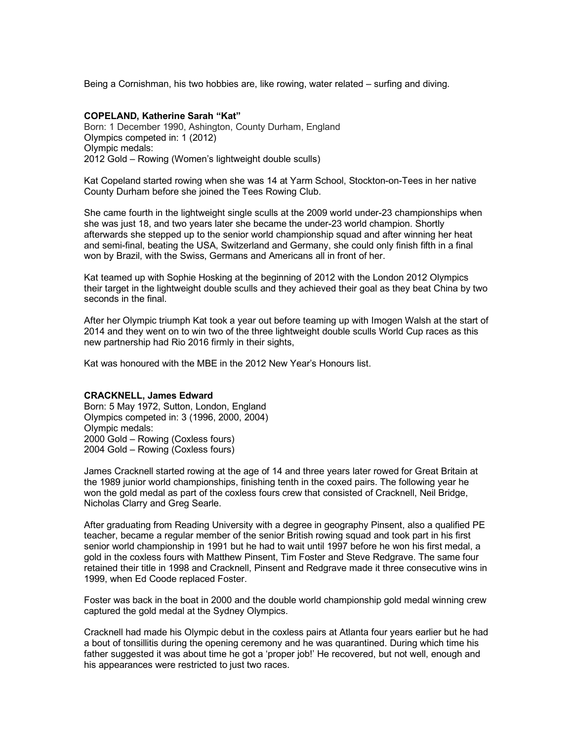Being a Cornishman, his two hobbies are, like rowing, water related – surfing and diving.

**COPELAND, Katherine Sarah "Kat"**
Born: 1 December 1990, Ashington, County Durham, England
Olympics competed in: 1 (2012)
Olympic medals:
2012 Gold – Rowing (Women's lightweight double sculls)

Kat Copeland started rowing when she was 14 at Yarm School, Stockton-on-Tees in her native County Durham before she joined the Tees Rowing Club.

She came fourth in the lightweight single sculls at the 2009 world under-23 championships when she was just 18, and two years later she became the under-23 world champion. Shortly afterwards she stepped up to the senior world championship squad and after winning her heat and semi-final, beating the USA, Switzerland and Germany, she could only finish fifth in a final won by Brazil, with the Swiss, Germans and Americans all in front of her.

Kat teamed up with Sophie Hosking at the beginning of 2012 with the London 2012 Olympics their target in the lightweight double sculls and they achieved their goal as they beat China by two seconds in the final.

After her Olympic triumph Kat took a year out before teaming up with Imogen Walsh at the start of 2014 and they went on to win two of the three lightweight double sculls World Cup races as this new partnership had Rio 2016 firmly in their sights,

Kat was honoured with the MBE in the 2012 New Year's Honours list.

**CRACKNELL, James Edward**
Born: 5 May 1972, Sutton, London, England
Olympics competed in: 3 (1996, 2000, 2004)
Olympic medals:
2000 Gold – Rowing (Coxless fours)
2004 Gold – Rowing (Coxless fours)

James Cracknell started rowing at the age of 14 and three years later rowed for Great Britain at the 1989 junior world championships, finishing tenth in the coxed pairs. The following year he won the gold medal as part of the coxless fours crew that consisted of Cracknell, Neil Bridge, Nicholas Clarry and Greg Searle.

After graduating from Reading University with a degree in geography Pinsent, also a qualified PE teacher, became a regular member of the senior British rowing squad and took part in his first senior world championship in 1991 but he had to wait until 1997 before he won his first medal, a gold in the coxless fours with Matthew Pinsent, Tim Foster and Steve Redgrave. The same four retained their title in 1998 and Cracknell, Pinsent and Redgrave made it three consecutive wins in 1999, when Ed Coode replaced Foster.

Foster was back in the boat in 2000 and the double world championship gold medal winning crew captured the gold medal at the Sydney Olympics.

Cracknell had made his Olympic debut in the coxless pairs at Atlanta four years earlier but he had a bout of tonsillitis during the opening ceremony and he was quarantined. During which time his father suggested it was about time he got a 'proper job!' He recovered, but not well, enough and his appearances were restricted to just two races.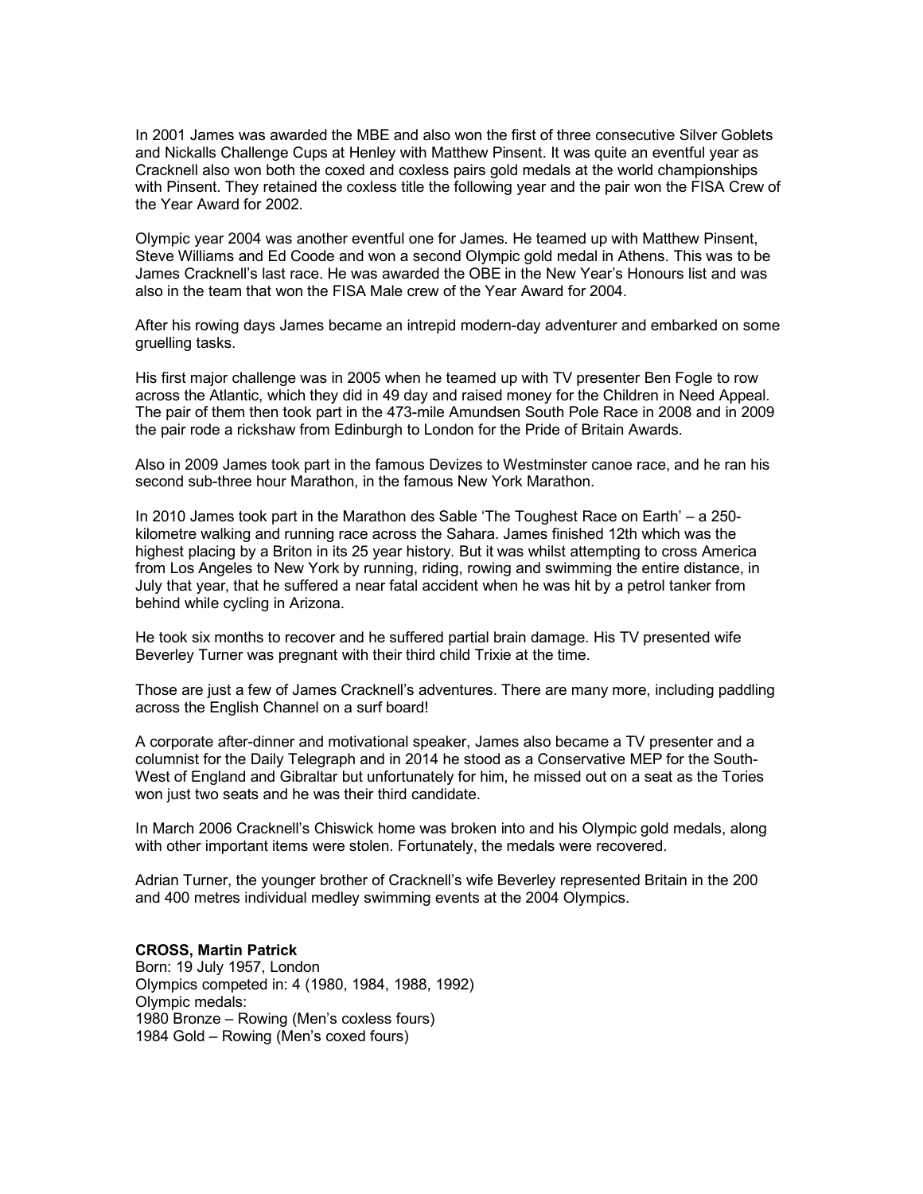In 2001 James was awarded the MBE and also won the first of three consecutive Silver Goblets and Nickalls Challenge Cups at Henley with Matthew Pinsent. It was quite an eventful year as Cracknell also won both the coxed and coxless pairs gold medals at the world championships with Pinsent. They retained the coxless title the following year and the pair won the FISA Crew of the Year Award for 2002.

Olympic year 2004 was another eventful one for James. He teamed up with Matthew Pinsent, Steve Williams and Ed Coode and won a second Olympic gold medal in Athens. This was to be James Cracknell's last race. He was awarded the OBE in the New Year's Honours list and was also in the team that won the FISA Male crew of the Year Award for 2004.

After his rowing days James became an intrepid modern-day adventurer and embarked on some gruelling tasks.

His first major challenge was in 2005 when he teamed up with TV presenter Ben Fogle to row across the Atlantic, which they did in 49 day and raised money for the Children in Need Appeal. The pair of them then took part in the 473-mile Amundsen South Pole Race in 2008 and in 2009 the pair rode a rickshaw from Edinburgh to London for the Pride of Britain Awards.

Also in 2009 James took part in the famous Devizes to Westminster canoe race, and he ran his second sub-three hour Marathon, in the famous New York Marathon.

In 2010 James took part in the Marathon des Sable 'The Toughest Race on Earth' – a 250-kilometre walking and running race across the Sahara. James finished 12th which was the highest placing by a Briton in its 25 year history. But it was whilst attempting to cross America from Los Angeles to New York by running, riding, rowing and swimming the entire distance, in July that year, that he suffered a near fatal accident when he was hit by a petrol tanker from behind while cycling in Arizona.

He took six months to recover and he suffered partial brain damage. His TV presented wife Beverley Turner was pregnant with their third child Trixie at the time.

Those are just a few of James Cracknell's adventures. There are many more, including paddling across the English Channel on a surf board!

A corporate after-dinner and motivational speaker, James also became a TV presenter and a columnist for the Daily Telegraph and in 2014 he stood as a Conservative MEP for the South-West of England and Gibraltar but unfortunately for him, he missed out on a seat as the Tories won just two seats and he was their third candidate.

In March 2006 Cracknell's Chiswick home was broken into and his Olympic gold medals, along with other important items were stolen. Fortunately, the medals were recovered.

Adrian Turner, the younger brother of Cracknell's wife Beverley represented Britain in the 200 and 400 metres individual medley swimming events at the 2004 Olympics.

**CROSS, Martin Patrick**
Born: 19 July 1957, London
Olympics competed in: 4 (1980, 1984, 1988, 1992)
Olympic medals:
1980 Bronze – Rowing (Men's coxless fours)
1984 Gold – Rowing (Men's coxed fours)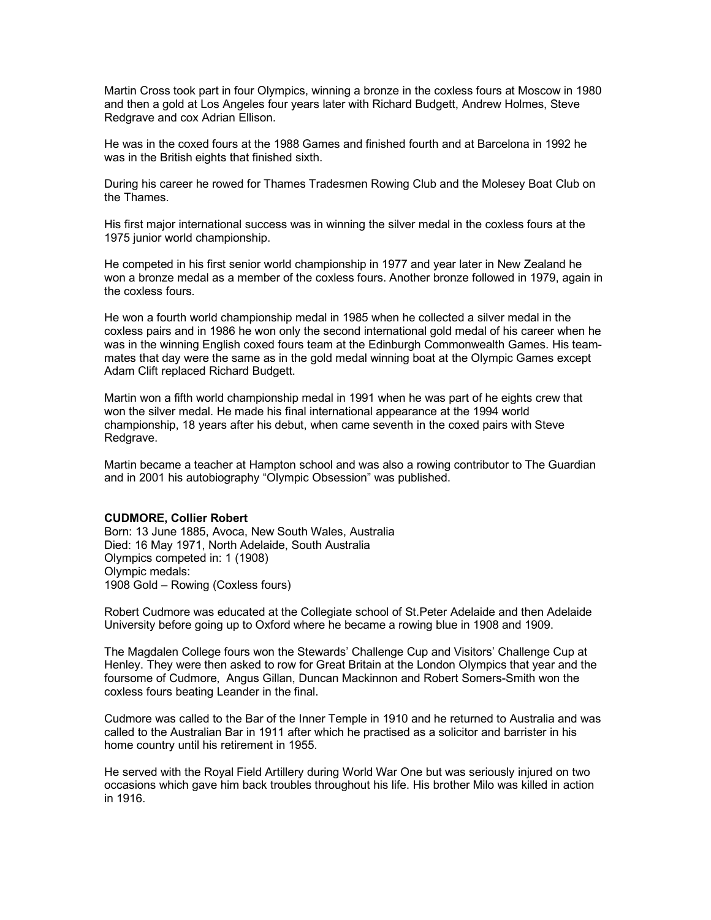Martin Cross took part in four Olympics, winning a bronze in the coxless fours at Moscow in 1980 and then a gold at Los Angeles four years later with Richard Budgett, Andrew Holmes, Steve Redgrave and cox Adrian Ellison.

He was in the coxed fours at the 1988 Games and finished fourth and at Barcelona in 1992 he was in the British eights that finished sixth.

During his career he rowed for Thames Tradesmen Rowing Club and the Molesey Boat Club on the Thames.

His first major international success was in winning the silver medal in the coxless fours at the 1975 junior world championship.

He competed in his first senior world championship in 1977 and year later in New Zealand he won a bronze medal as a member of the coxless fours. Another bronze followed in 1979, again in the coxless fours.

He won a fourth world championship medal in 1985 when he collected a silver medal in the coxless pairs and in 1986 he won only the second international gold medal of his career when he was in the winning English coxed fours team at the Edinburgh Commonwealth Games. His team-mates that day were the same as in the gold medal winning boat at the Olympic Games except Adam Clift replaced Richard Budgett.

Martin won a fifth world championship medal in 1991 when he was part of he eights crew that won the silver medal. He made his final international appearance at the 1994 world championship, 18 years after his debut, when came seventh in the coxed pairs with Steve Redgrave.

Martin became a teacher at Hampton school and was also a rowing contributor to The Guardian and in 2001 his autobiography "Olympic Obsession" was published.

**CUDMORE, Collier Robert**
Born: 13 June 1885, Avoca, New South Wales, Australia
Died: 16 May 1971, North Adelaide, South Australia
Olympics competed in: 1 (1908)
Olympic medals:
1908 Gold – Rowing (Coxless fours)

Robert Cudmore was educated at the Collegiate school of St.Peter Adelaide and then Adelaide University before going up to Oxford where he became a rowing blue in 1908 and 1909.

The Magdalen College fours won the Stewards' Challenge Cup and Visitors' Challenge Cup at Henley. They were then asked to row for Great Britain at the London Olympics that year and the foursome of Cudmore, Angus Gillan, Duncan Mackinnon and Robert Somers-Smith won the coxless fours beating Leander in the final.

Cudmore was called to the Bar of the Inner Temple in 1910 and he returned to Australia and was called to the Australian Bar in 1911 after which he practised as a solicitor and barrister in his home country until his retirement in 1955.

He served with the Royal Field Artillery during World War One but was seriously injured on two occasions which gave him back troubles throughout his life. His brother Milo was killed in action in 1916.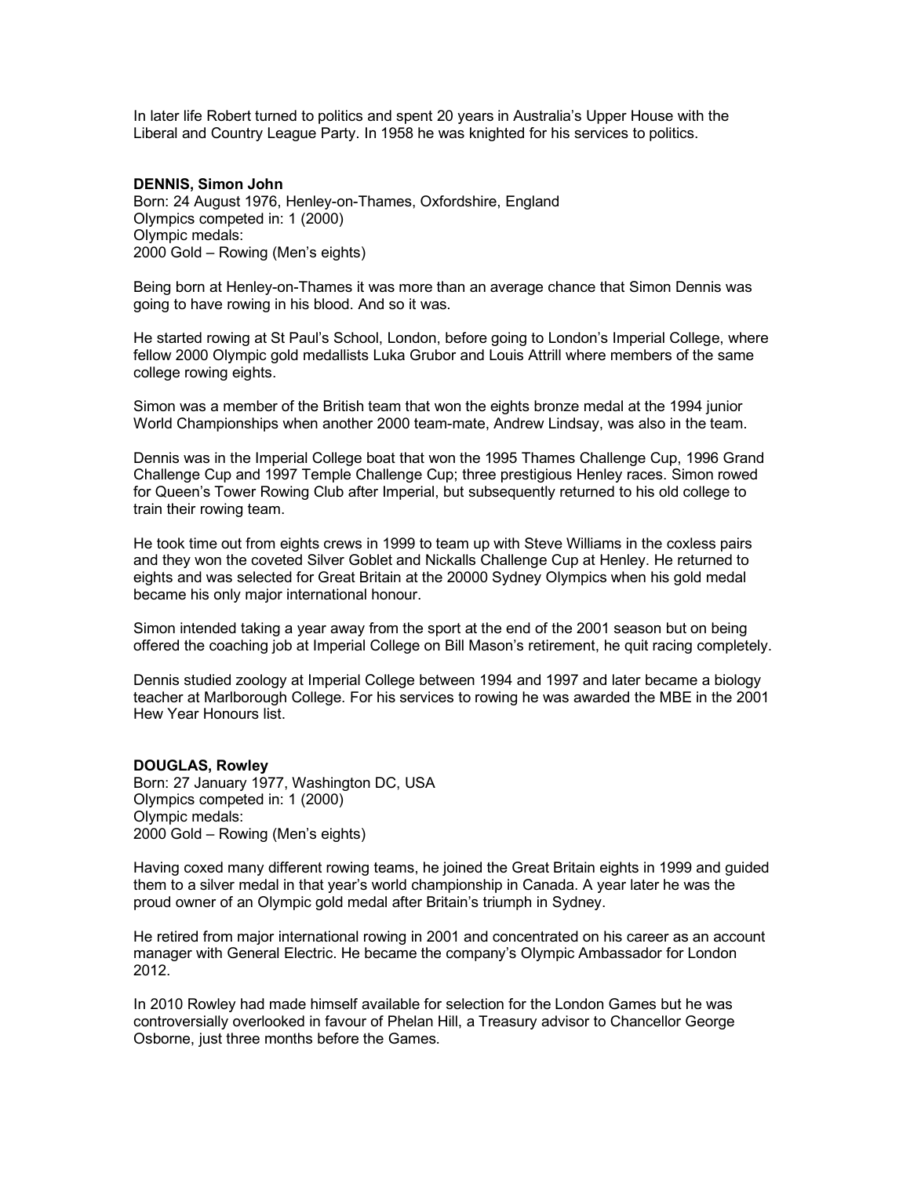In later life Robert turned to politics and spent 20 years in Australia's Upper House with the Liberal and Country League Party. In 1958 he was knighted for his services to politics.

**DENNIS, Simon John**
Born: 24 August 1976, Henley-on-Thames, Oxfordshire, England
Olympics competed in: 1 (2000)
Olympic medals:
2000 Gold – Rowing (Men's eights)

Being born at Henley-on-Thames it was more than an average chance that Simon Dennis was going to have rowing in his blood. And so it was.

He started rowing at St Paul's School, London, before going to London's Imperial College, where fellow 2000 Olympic gold medallists Luka Grubor and Louis Attrill where members of the same college rowing eights.

Simon was a member of the British team that won the eights bronze medal at the 1994 junior World Championships when another 2000 team-mate, Andrew Lindsay, was also in the team.

Dennis was in the Imperial College boat that won the 1995 Thames Challenge Cup, 1996 Grand Challenge Cup and 1997 Temple Challenge Cup; three prestigious Henley races. Simon rowed for Queen's Tower Rowing Club after Imperial, but subsequently returned to his old college to train their rowing team.

He took time out from eights crews in 1999 to team up with Steve Williams in the coxless pairs and they won the coveted Silver Goblet and Nickalls Challenge Cup at Henley. He returned to eights and was selected for Great Britain at the 20000 Sydney Olympics when his gold medal became his only major international honour.

Simon intended taking a year away from the sport at the end of the 2001 season but on being offered the coaching job at Imperial College on Bill Mason's retirement, he quit racing completely.

Dennis studied zoology at Imperial College between 1994 and 1997 and later became a biology teacher at Marlborough College. For his services to rowing he was awarded the MBE in the 2001 Hew Year Honours list.

**DOUGLAS, Rowley**
Born: 27 January 1977, Washington DC, USA
Olympics competed in: 1 (2000)
Olympic medals:
2000 Gold – Rowing (Men's eights)

Having coxed many different rowing teams, he joined the Great Britain eights in 1999 and guided them to a silver medal in that year's world championship in Canada. A year later he was the proud owner of an Olympic gold medal after Britain's triumph in Sydney.

He retired from major international rowing in 2001 and concentrated on his career as an account manager with General Electric. He became the company's Olympic Ambassador for London 2012.

In 2010 Rowley had made himself available for selection for the London Games but he was controversially overlooked in favour of Phelan Hill, a Treasury advisor to Chancellor George Osborne, just three months before the Games.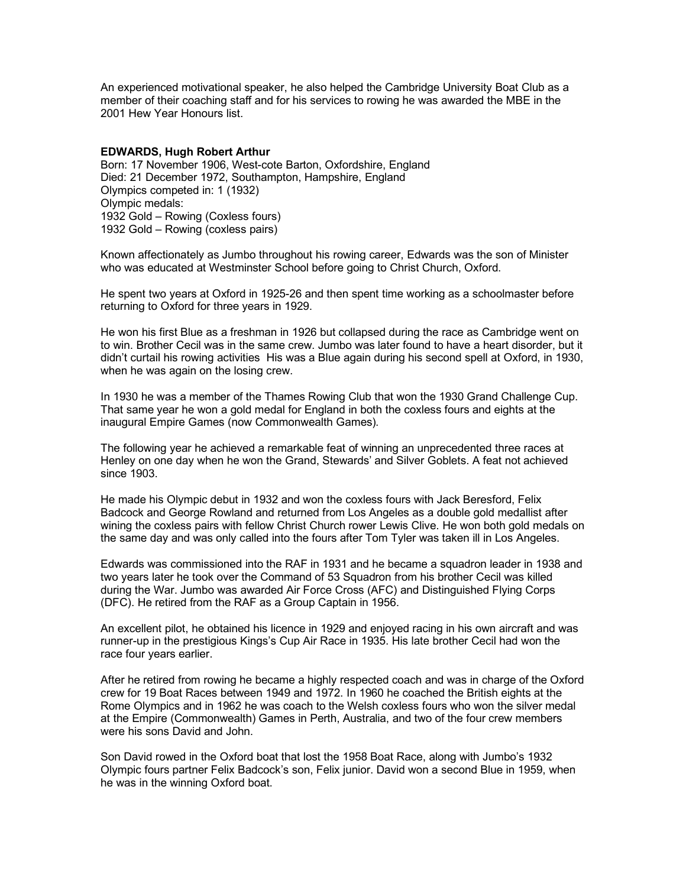An experienced motivational speaker, he also helped the Cambridge University Boat Club as a member of their coaching staff and for his services to rowing he was awarded the MBE in the 2001 Hew Year Honours list.

**EDWARDS, Hugh Robert Arthur**
Born: 17 November 1906, West-cote Barton, Oxfordshire, England
Died: 21 December 1972, Southampton, Hampshire, England
Olympics competed in: 1 (1932)
Olympic medals:
1932 Gold – Rowing (Coxless fours)
1932 Gold – Rowing (coxless pairs)

Known affectionately as Jumbo throughout his rowing career, Edwards was the son of Minister who was educated at Westminster School before going to Christ Church, Oxford.

He spent two years at Oxford in 1925-26 and then spent time working as a schoolmaster before returning to Oxford for three years in 1929.

He won his first Blue as a freshman in 1926 but collapsed during the race as Cambridge went on to win. Brother Cecil was in the same crew. Jumbo was later found to have a heart disorder, but it didn't curtail his rowing activities His was a Blue again during his second spell at Oxford, in 1930, when he was again on the losing crew.

In 1930 he was a member of the Thames Rowing Club that won the 1930 Grand Challenge Cup. That same year he won a gold medal for England in both the coxless fours and eights at the inaugural Empire Games (now Commonwealth Games).

The following year he achieved a remarkable feat of winning an unprecedented three races at Henley on one day when he won the Grand, Stewards' and Silver Goblets. A feat not achieved since 1903.

He made his Olympic debut in 1932 and won the coxless fours with Jack Beresford, Felix Badcock and George Rowland and returned from Los Angeles as a double gold medallist after wining the coxless pairs with fellow Christ Church rower Lewis Clive. He won both gold medals on the same day and was only called into the fours after Tom Tyler was taken ill in Los Angeles.

Edwards was commissioned into the RAF in 1931 and he became a squadron leader in 1938 and two years later he took over the Command of 53 Squadron from his brother Cecil was killed during the War. Jumbo was awarded Air Force Cross (AFC) and Distinguished Flying Corps (DFC). He retired from the RAF as a Group Captain in 1956.

An excellent pilot, he obtained his licence in 1929 and enjoyed racing in his own aircraft and was runner-up in the prestigious Kings's Cup Air Race in 1935. His late brother Cecil had won the race four years earlier.

After he retired from rowing he became a highly respected coach and was in charge of the Oxford crew for 19 Boat Races between 1949 and 1972. In 1960 he coached the British eights at the Rome Olympics and in 1962 he was coach to the Welsh coxless fours who won the silver medal at the Empire (Commonwealth) Games in Perth, Australia, and two of the four crew members were his sons David and John.

Son David rowed in the Oxford boat that lost the 1958 Boat Race, along with Jumbo's 1932 Olympic fours partner Felix Badcock's son, Felix junior. David won a second Blue in 1959, when he was in the winning Oxford boat.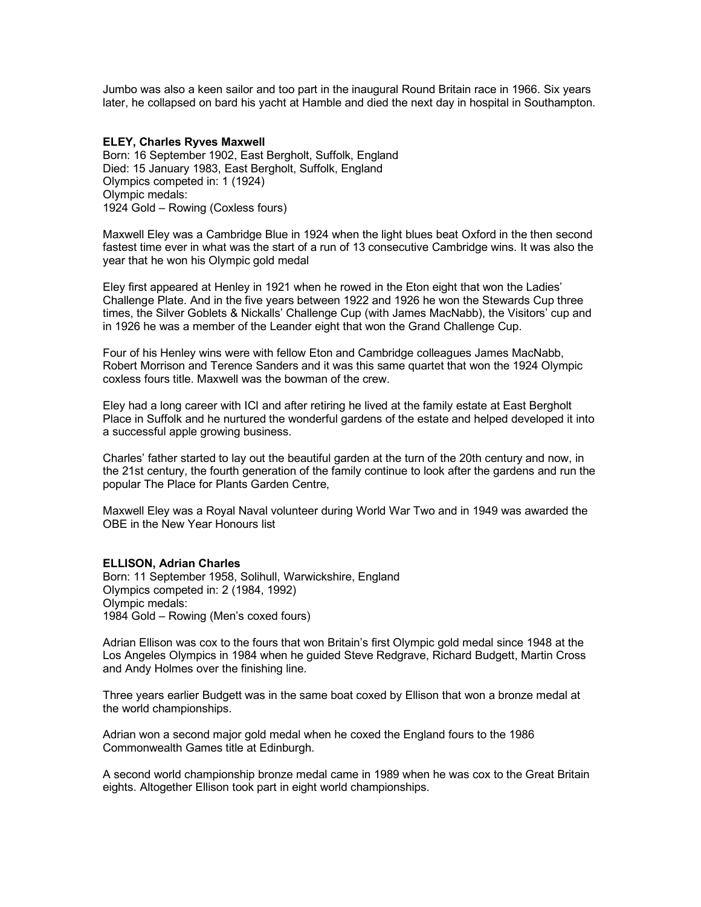Jumbo was also a keen sailor and too part in the inaugural Round Britain race in 1966. Six years later, he collapsed on bard his yacht at Hamble and died the next day in hospital in Southampton.

**ELEY, Charles Ryves Maxwell**
Born: 16 September 1902, East Bergholt, Suffolk, England
Died: 15 January 1983, East Bergholt, Suffolk, England
Olympics competed in: 1 (1924)
Olympic medals:
1924 Gold – Rowing (Coxless fours)

Maxwell Eley was a Cambridge Blue in 1924 when the light blues beat Oxford in the then second fastest time ever in what was the start of a run of 13 consecutive Cambridge wins. It was also the year that he won his Olympic gold medal

Eley first appeared at Henley in 1921 when he rowed in the Eton eight that won the Ladies' Challenge Plate. And in the five years between 1922 and 1926 he won the Stewards Cup three times, the Silver Goblets & Nickalls' Challenge Cup (with James MacNabb), the Visitors' cup and in 1926 he was a member of the Leander eight that won the Grand Challenge Cup.

Four of his Henley wins were with fellow Eton and Cambridge colleagues James MacNabb, Robert Morrison and Terence Sanders and it was this same quartet that won the 1924 Olympic coxless fours title. Maxwell was the bowman of the crew.

Eley had a long career with ICI and after retiring he lived at the family estate at East Bergholt Place in Suffolk and he nurtured the wonderful gardens of the estate and helped developed it into a successful apple growing business.

Charles' father started to lay out the beautiful garden at the turn of the 20th century and now, in the 21st century, the fourth generation of the family continue to look after the gardens and run the popular The Place for Plants Garden Centre,

Maxwell Eley was a Royal Naval volunteer during World War Two and in 1949 was awarded the OBE in the New Year Honours list

**ELLISON, Adrian Charles**
Born: 11 September 1958, Solihull, Warwickshire, England
Olympics competed in: 2 (1984, 1992)
Olympic medals:
1984 Gold – Rowing (Men's coxed fours)

Adrian Ellison was cox to the fours that won Britain's first Olympic gold medal since 1948 at the Los Angeles Olympics in 1984 when he guided Steve Redgrave, Richard Budgett, Martin Cross and Andy Holmes over the finishing line.

Three years earlier Budgett was in the same boat coxed by Ellison that won a bronze medal at the world championships.

Adrian won a second major gold medal when he coxed the England fours to the 1986 Commonwealth Games title at Edinburgh.

A second world championship bronze medal came in 1989 when he was cox to the Great Britain eights. Altogether Ellison took part in eight world championships.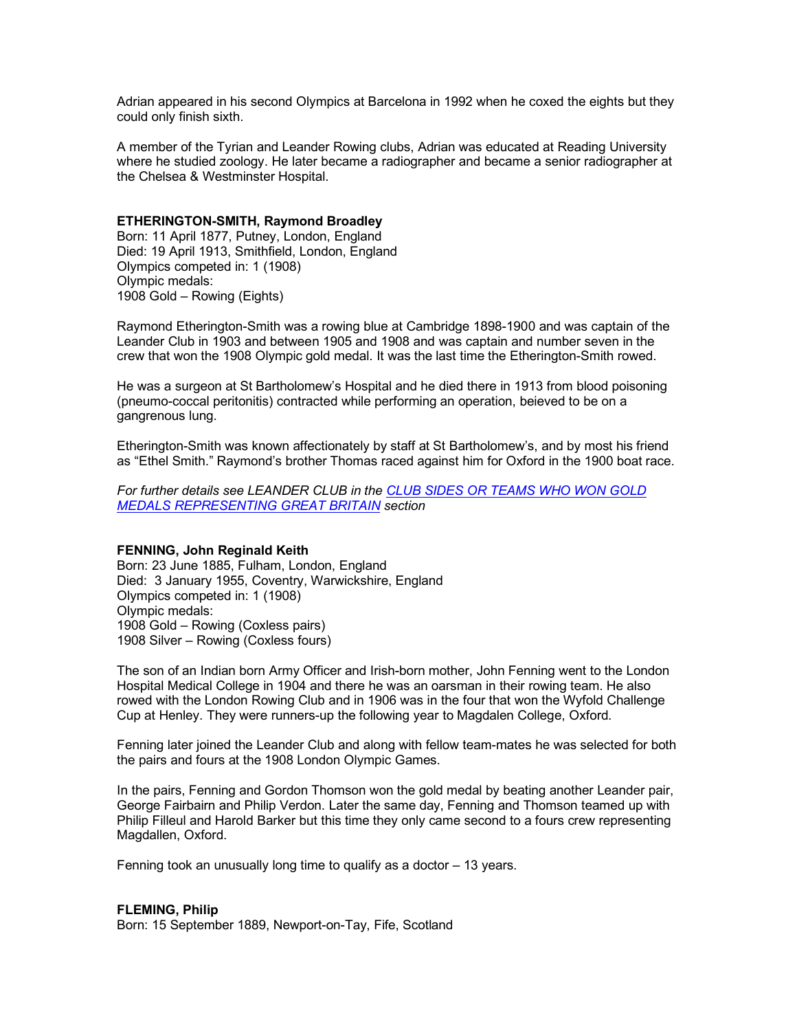Adrian appeared in his second Olympics at Barcelona in 1992 when he coxed the eights but they could only finish sixth.

A member of the Tyrian and Leander Rowing clubs, Adrian was educated at Reading University where he studied zoology. He later became a radiographer and became a senior radiographer at the Chelsea & Westminster Hospital.

**ETHERINGTON-SMITH, Raymond Broadley**
Born: 11 April 1877, Putney, London, England
Died: 19 April 1913, Smithfield, London, England
Olympics competed in: 1 (1908)
Olympic medals:
1908 Gold – Rowing (Eights)

Raymond Etherington-Smith was a rowing blue at Cambridge 1898-1900 and was captain of the Leander Club in 1903 and between 1905 and 1908 and was captain and number seven in the crew that won the 1908 Olympic gold medal. It was the last time the Etherington-Smith rowed.

He was a surgeon at St Bartholomew's Hospital and he died there in 1913 from blood poisoning (pneumo-coccal peritonitis) contracted while performing an operation, beieved to be on a gangrenous lung.

Etherington-Smith was known affectionately by staff at St Bartholomew's, and by most his friend as "Ethel Smith." Raymond's brother Thomas raced against him for Oxford in the 1900 boat race.

*For further details see LEANDER CLUB in the CLUB SIDES OR TEAMS WHO WON GOLD MEDALS REPRESENTING GREAT BRITAIN section*

**FENNING, John Reginald Keith**
Born: 23 June 1885, Fulham, London, England
Died: 3 January 1955, Coventry, Warwickshire, England
Olympics competed in: 1 (1908)
Olympic medals:
1908 Gold – Rowing (Coxless pairs)
1908 Silver – Rowing (Coxless fours)

The son of an Indian born Army Officer and Irish-born mother, John Fenning went to the London Hospital Medical College in 1904 and there he was an oarsman in their rowing team. He also rowed with the London Rowing Club and in 1906 was in the four that won the Wyfold Challenge Cup at Henley. They were runners-up the following year to Magdalen College, Oxford.

Fenning later joined the Leander Club and along with fellow team-mates he was selected for both the pairs and fours at the 1908 London Olympic Games.

In the pairs, Fenning and Gordon Thomson won the gold medal by beating another Leander pair, George Fairbairn and Philip Verdon. Later the same day, Fenning and Thomson teamed up with Philip Filleul and Harold Barker but this time they only came second to a fours crew representing Magdallen, Oxford.

Fenning took an unusually long time to qualify as a doctor – 13 years.

**FLEMING, Philip**
Born: 15 September 1889, Newport-on-Tay, Fife, Scotland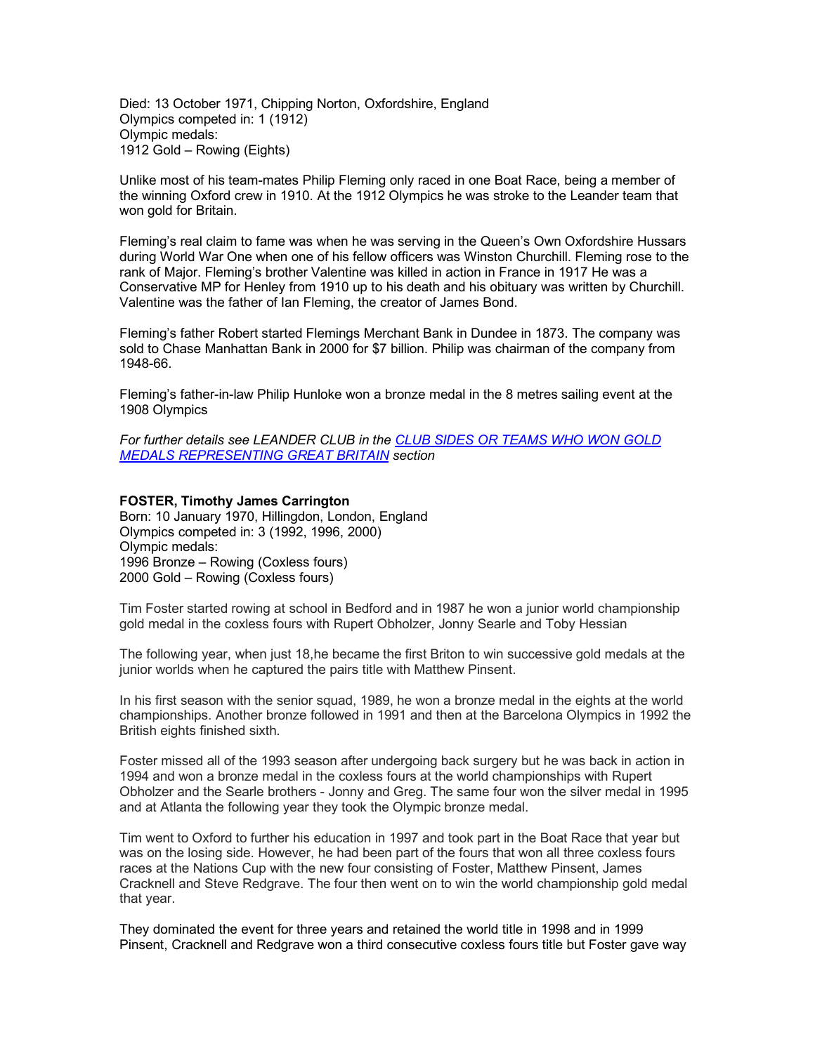Died: 13 October 1971, Chipping Norton, Oxfordshire, England
Olympics competed in: 1 (1912)
Olympic medals:
1912 Gold – Rowing (Eights)

Unlike most of his team-mates Philip Fleming only raced in one Boat Race, being a member of the winning Oxford crew in 1910. At the 1912 Olympics he was stroke to the Leander team that won gold for Britain.

Fleming's real claim to fame was when he was serving in the Queen's Own Oxfordshire Hussars during World War One when one of his fellow officers was Winston Churchill. Fleming rose to the rank of Major. Fleming's brother Valentine was killed in action in France in 1917 He was a Conservative MP for Henley from 1910 up to his death and his obituary was written by Churchill. Valentine was the father of Ian Fleming, the creator of James Bond.

Fleming's father Robert started Flemings Merchant Bank in Dundee in 1873. The company was sold to Chase Manhattan Bank in 2000 for $7 billion. Philip was chairman of the company from 1948-66.

Fleming's father-in-law Philip Hunloke won a bronze medal in the 8 metres sailing event at the 1908 Olympics

*For further details see LEANDER CLUB in the [CLUB SIDES OR TEAMS WHO WON GOLD MEDALS REPRESENTING GREAT BRITAIN]() section*

**FOSTER, Timothy James Carrington**
Born: 10 January 1970, Hillingdon, London, England
Olympics competed in: 3 (1992, 1996, 2000)
Olympic medals:
1996 Bronze – Rowing (Coxless fours)
2000 Gold – Rowing (Coxless fours)

Tim Foster started rowing at school in Bedford and in 1987 he won a junior world championship gold medal in the coxless fours with Rupert Obholzer, Jonny Searle and Toby Hessian

The following year, when just 18,he became the first Briton to win successive gold medals at the junior worlds when he captured the pairs title with Matthew Pinsent.

In his first season with the senior squad, 1989, he won a bronze medal in the eights at the world championships. Another bronze followed in 1991 and then at the Barcelona Olympics in 1992 the British eights finished sixth.

Foster missed all of the 1993 season after undergoing back surgery but he was back in action in 1994 and won a bronze medal in the coxless fours at the world championships with Rupert Obholzer and the Searle brothers - Jonny and Greg. The same four won the silver medal in 1995 and at Atlanta the following year they took the Olympic bronze medal.

Tim went to Oxford to further his education in 1997 and took part in the Boat Race that year but was on the losing side. However, he had been part of the fours that won all three coxless fours races at the Nations Cup with the new four consisting of Foster, Matthew Pinsent, James Cracknell and Steve Redgrave. The four then went on to win the world championship gold medal that year.

They dominated the event for three years and retained the world title in 1998 and in 1999 Pinsent, Cracknell and Redgrave won a third consecutive coxless fours title but Foster gave way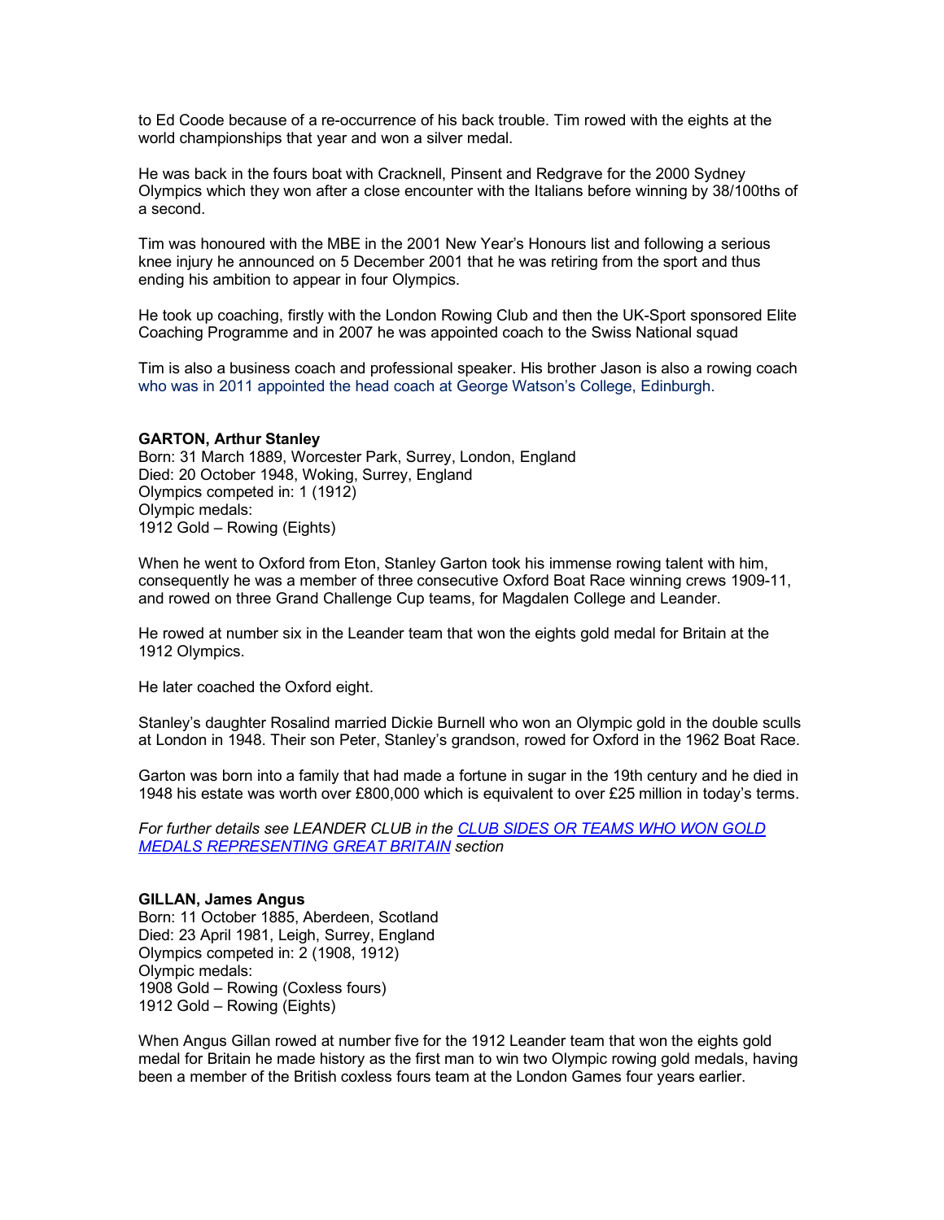to Ed Coode because of a re-occurrence of his back trouble. Tim rowed with the eights at the world championships that year and won a silver medal.

He was back in the fours boat with Cracknell, Pinsent and Redgrave for the 2000 Sydney Olympics which they won after a close encounter with the Italians before winning by 38/100ths of a second.

Tim was honoured with the MBE in the 2001 New Year's Honours list and following a serious knee injury he announced on 5 December 2001 that he was retiring from the sport and thus ending his ambition to appear in four Olympics.

He took up coaching, firstly with the London Rowing Club and then the UK-Sport sponsored Elite Coaching Programme and in 2007 he was appointed coach to the Swiss National squad

Tim is also a business coach and professional speaker. His brother Jason is also a rowing coach who was in 2011 appointed the head coach at George Watson's College, Edinburgh.

**GARTON, Arthur Stanley**
Born: 31 March 1889, Worcester Park, Surrey, London, England
Died: 20 October 1948, Woking, Surrey, England
Olympics competed in: 1 (1912)
Olympic medals:
1912 Gold – Rowing (Eights)

When he went to Oxford from Eton, Stanley Garton took his immense rowing talent with him, consequently he was a member of three consecutive Oxford Boat Race winning crews 1909-11, and rowed on three Grand Challenge Cup teams, for Magdalen College and Leander.

He rowed at number six in the Leander team that won the eights gold medal for Britain at the 1912 Olympics.

He later coached the Oxford eight.

Stanley's daughter Rosalind married Dickie Burnell who won an Olympic gold in the double sculls at London in 1948. Their son Peter, Stanley's grandson, rowed for Oxford in the 1962 Boat Race.

Garton was born into a family that had made a fortune in sugar in the 19th century and he died in 1948 his estate was worth over £800,000 which is equivalent to over £25 million in today's terms.

*For further details see LEANDER CLUB in the CLUB SIDES OR TEAMS WHO WON GOLD MEDALS REPRESENTING GREAT BRITAIN section*

**GILLAN, James Angus**
Born: 11 October 1885, Aberdeen, Scotland
Died: 23 April 1981, Leigh, Surrey, England
Olympics competed in: 2 (1908, 1912)
Olympic medals:
1908 Gold – Rowing (Coxless fours)
1912 Gold – Rowing (Eights)

When Angus Gillan rowed at number five for the 1912 Leander team that won the eights gold medal for Britain he made history as the first man to win two Olympic rowing gold medals, having been a member of the British coxless fours team at the London Games four years earlier.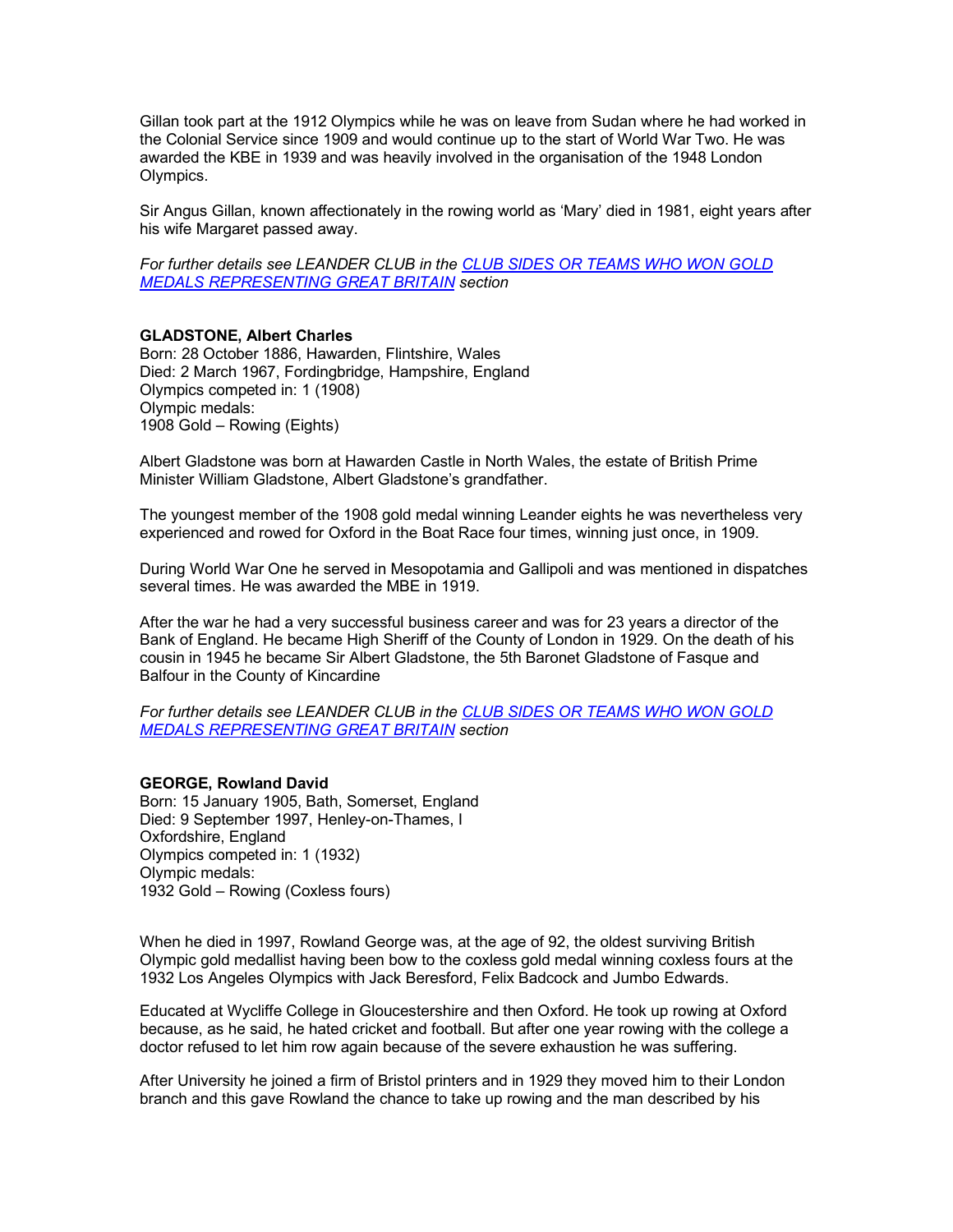Gillan took part at the 1912 Olympics while he was on leave from Sudan where he had worked in the Colonial Service since 1909 and would continue up to the start of World War Two. He was awarded the KBE in 1939 and was heavily involved in the organisation of the 1948 London Olympics.

Sir Angus Gillan, known affectionately in the rowing world as 'Mary' died in 1981, eight years after his wife Margaret passed away.

*For further details see LEANDER CLUB in the CLUB SIDES OR TEAMS WHO WON GOLD MEDALS REPRESENTING GREAT BRITAIN section*

**GLADSTONE, Albert Charles**
Born: 28 October 1886, Hawarden, Flintshire, Wales
Died: 2 March 1967, Fordingbridge, Hampshire, England
Olympics competed in: 1 (1908)
Olympic medals:
1908 Gold – Rowing (Eights)

Albert Gladstone was born at Hawarden Castle in North Wales, the estate of British Prime Minister William Gladstone, Albert Gladstone's grandfather.

The youngest member of the 1908 gold medal winning Leander eights he was nevertheless very experienced and rowed for Oxford in the Boat Race four times, winning just once, in 1909.

During World War One he served in Mesopotamia and Gallipoli and was mentioned in dispatches several times. He was awarded the MBE in 1919.

After the war he had a very successful business career and was for 23 years a director of the Bank of England. He became High Sheriff of the County of London in 1929. On the death of his cousin in 1945 he became Sir Albert Gladstone, the 5th Baronet Gladstone of Fasque and Balfour in the County of Kincardine

*For further details see LEANDER CLUB in the CLUB SIDES OR TEAMS WHO WON GOLD MEDALS REPRESENTING GREAT BRITAIN section*

**GEORGE, Rowland David**
Born: 15 January 1905, Bath, Somerset, England
Died: 9 September 1997, Henley-on-Thames, I
Oxfordshire, England
Olympics competed in: 1 (1932)
Olympic medals:
1932 Gold – Rowing (Coxless fours)

When he died in 1997, Rowland George was, at the age of 92, the oldest surviving British Olympic gold medallist having been bow to the coxless gold medal winning coxless fours at the 1932 Los Angeles Olympics with Jack Beresford, Felix Badcock and Jumbo Edwards.

Educated at Wycliffe College in Gloucestershire and then Oxford. He took up rowing at Oxford because, as he said, he hated cricket and football. But after one year rowing with the college a doctor refused to let him row again because of the severe exhaustion he was suffering.

After University he joined a firm of Bristol printers and in 1929 they moved him to their London branch and this gave Rowland the chance to take up rowing and the man described by his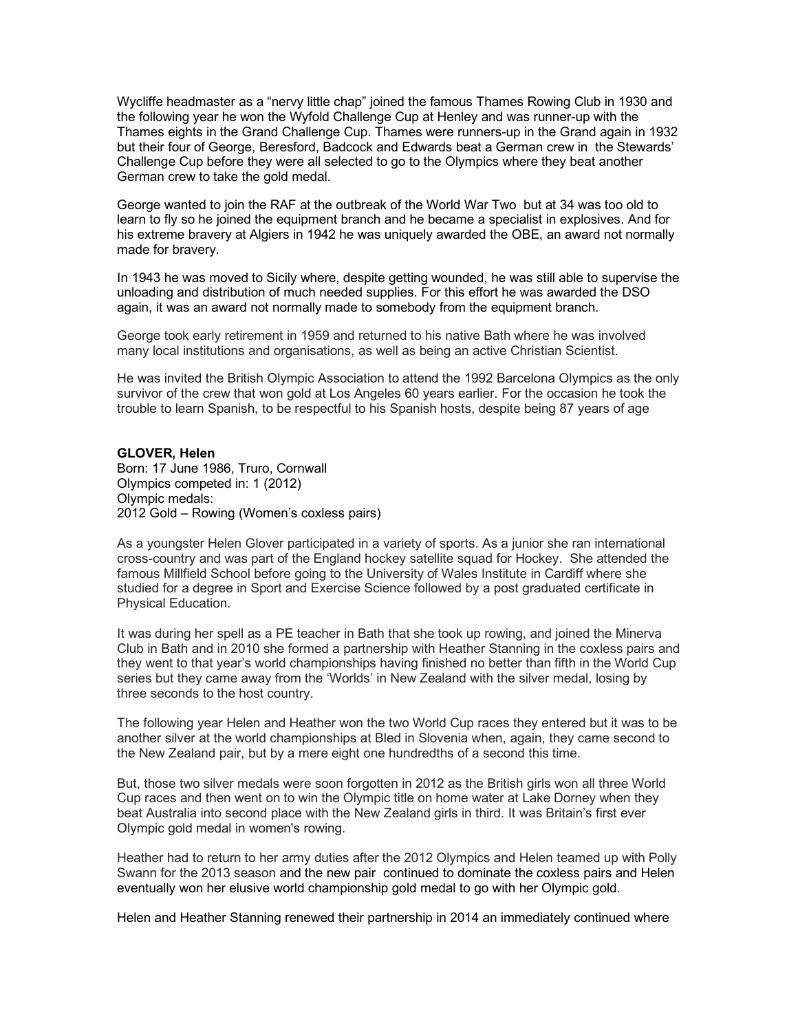Wycliffe headmaster as a "nervy little chap" joined the famous Thames Rowing Club in 1930 and the following year he won the Wyfold Challenge Cup at Henley and was runner-up with the Thames eights in the Grand Challenge Cup. Thames were runners-up in the Grand again in 1932 but their four of George, Beresford, Badcock and Edwards beat a German crew in the Stewards' Challenge Cup before they were all selected to go to the Olympics where they beat another German crew to take the gold medal.

George wanted to join the RAF at the outbreak of the World War Two but at 34 was too old to learn to fly so he joined the equipment branch and he became a specialist in explosives. And for his extreme bravery at Algiers in 1942 he was uniquely awarded the OBE, an award not normally made for bravery.

In 1943 he was moved to Sicily where, despite getting wounded, he was still able to supervise the unloading and distribution of much needed supplies. For this effort he was awarded the DSO again, it was an award not normally made to somebody from the equipment branch.

George took early retirement in 1959 and returned to his native Bath where he was involved many local institutions and organisations, as well as being an active Christian Scientist.

He was invited the British Olympic Association to attend the 1992 Barcelona Olympics as the only survivor of the crew that won gold at Los Angeles 60 years earlier. For the occasion he took the trouble to learn Spanish, to be respectful to his Spanish hosts, despite being 87 years of age

**GLOVER, Helen**
Born: 17 June 1986, Truro, Cornwall
Olympics competed in: 1 (2012)
Olympic medals:
2012 Gold – Rowing (Women's coxless pairs)

As a youngster Helen Glover participated in a variety of sports. As a junior she ran international cross-country and was part of the England hockey satellite squad for Hockey. She attended the famous Millfield School before going to the University of Wales Institute in Cardiff where she studied for a degree in Sport and Exercise Science followed by a post graduated certificate in Physical Education.

It was during her spell as a PE teacher in Bath that she took up rowing, and joined the Minerva Club in Bath and in 2010 she formed a partnership with Heather Stanning in the coxless pairs and they went to that year's world championships having finished no better than fifth in the World Cup series but they came away from the 'Worlds' in New Zealand with the silver medal, losing by three seconds to the host country.

The following year Helen and Heather won the two World Cup races they entered but it was to be another silver at the world championships at Bled in Slovenia when, again, they came second to the New Zealand pair, but by a mere eight one hundredths of a second this time.

But, those two silver medals were soon forgotten in 2012 as the British girls won all three World Cup races and then went on to win the Olympic title on home water at Lake Dorney when they beat Australia into second place with the New Zealand girls in third. It was Britain's first ever Olympic gold medal in women's rowing.

Heather had to return to her army duties after the 2012 Olympics and Helen teamed up with Polly Swann for the 2013 season and the new pair continued to dominate the coxless pairs and Helen eventually won her elusive world championship gold medal to go with her Olympic gold.

Helen and Heather Stanning renewed their partnership in 2014 an immediately continued where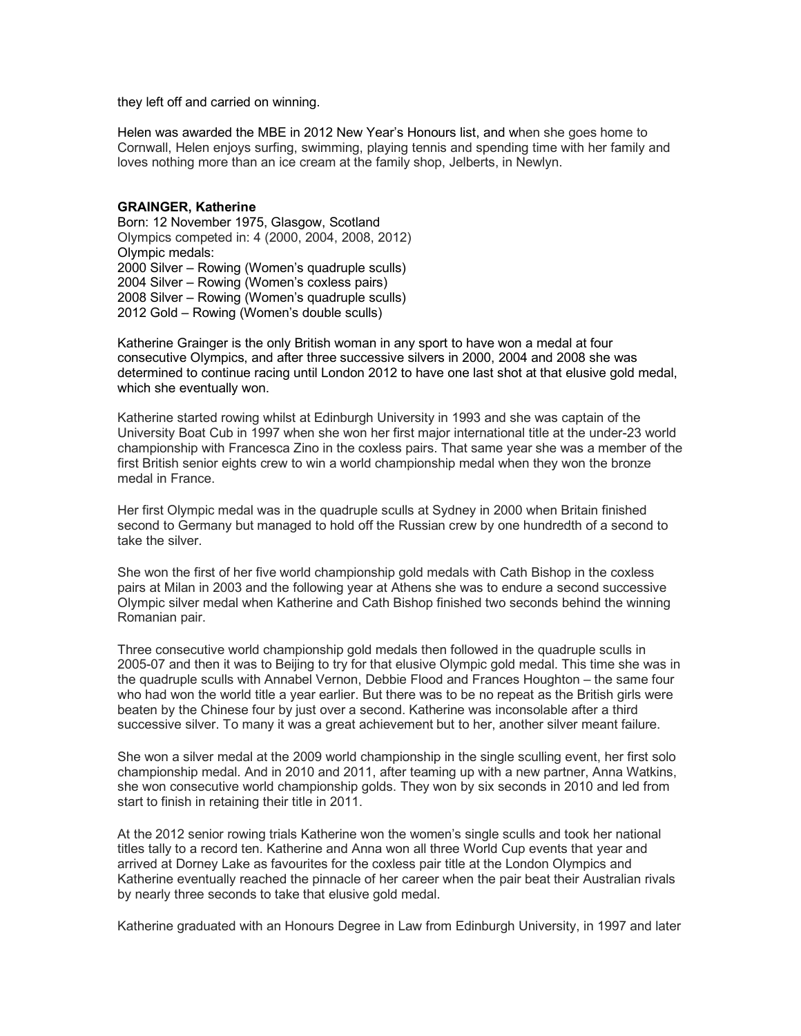they left off and carried on winning.

Helen was awarded the MBE in 2012 New Year's Honours list, and when she goes home to Cornwall, Helen enjoys surfing, swimming, playing tennis and spending time with her family and loves nothing more than an ice cream at the family shop, Jelberts, in Newlyn.

**GRAINGER, Katherine**
Born: 12 November 1975, Glasgow, Scotland
Olympics competed in: 4 (2000, 2004, 2008, 2012)
Olympic medals:
2000 Silver – Rowing (Women's quadruple sculls)
2004 Silver – Rowing (Women's coxless pairs)
2008 Silver – Rowing (Women's quadruple sculls)
2012 Gold – Rowing (Women's double sculls)

Katherine Grainger is the only British woman in any sport to have won a medal at four consecutive Olympics, and after three successive silvers in 2000, 2004 and 2008 she was determined to continue racing until London 2012 to have one last shot at that elusive gold medal, which she eventually won.

Katherine started rowing whilst at Edinburgh University in 1993 and she was captain of the University Boat Cub in 1997 when she won her first major international title at the under-23 world championship with Francesca Zino in the coxless pairs. That same year she was a member of the first British senior eights crew to win a world championship medal when they won the bronze medal in France.

Her first Olympic medal was in the quadruple sculls at Sydney in 2000 when Britain finished second to Germany but managed to hold off the Russian crew by one hundredth of a second to take the silver.

She won the first of her five world championship gold medals with Cath Bishop in the coxless pairs at Milan in 2003 and the following year at Athens she was to endure a second successive Olympic silver medal when Katherine and Cath Bishop finished two seconds behind the winning Romanian pair.

Three consecutive world championship gold medals then followed in the quadruple sculls in 2005-07 and then it was to Beijing to try for that elusive Olympic gold medal. This time she was in the quadruple sculls with Annabel Vernon, Debbie Flood and Frances Houghton – the same four who had won the world title a year earlier. But there was to be no repeat as the British girls were beaten by the Chinese four by just over a second. Katherine was inconsolable after a third successive silver. To many it was a great achievement but to her, another silver meant failure.

She won a silver medal at the 2009 world championship in the single sculling event, her first solo championship medal. And in 2010 and 2011, after teaming up with a new partner, Anna Watkins, she won consecutive world championship golds. They won by six seconds in 2010 and led from start to finish in retaining their title in 2011.

At the 2012 senior rowing trials Katherine won the women's single sculls and took her national titles tally to a record ten. Katherine and Anna won all three World Cup events that year and arrived at Dorney Lake as favourites for the coxless pair title at the London Olympics and Katherine eventually reached the pinnacle of her career when the pair beat their Australian rivals by nearly three seconds to take that elusive gold medal.

Katherine graduated with an Honours Degree in Law from Edinburgh University, in 1997 and later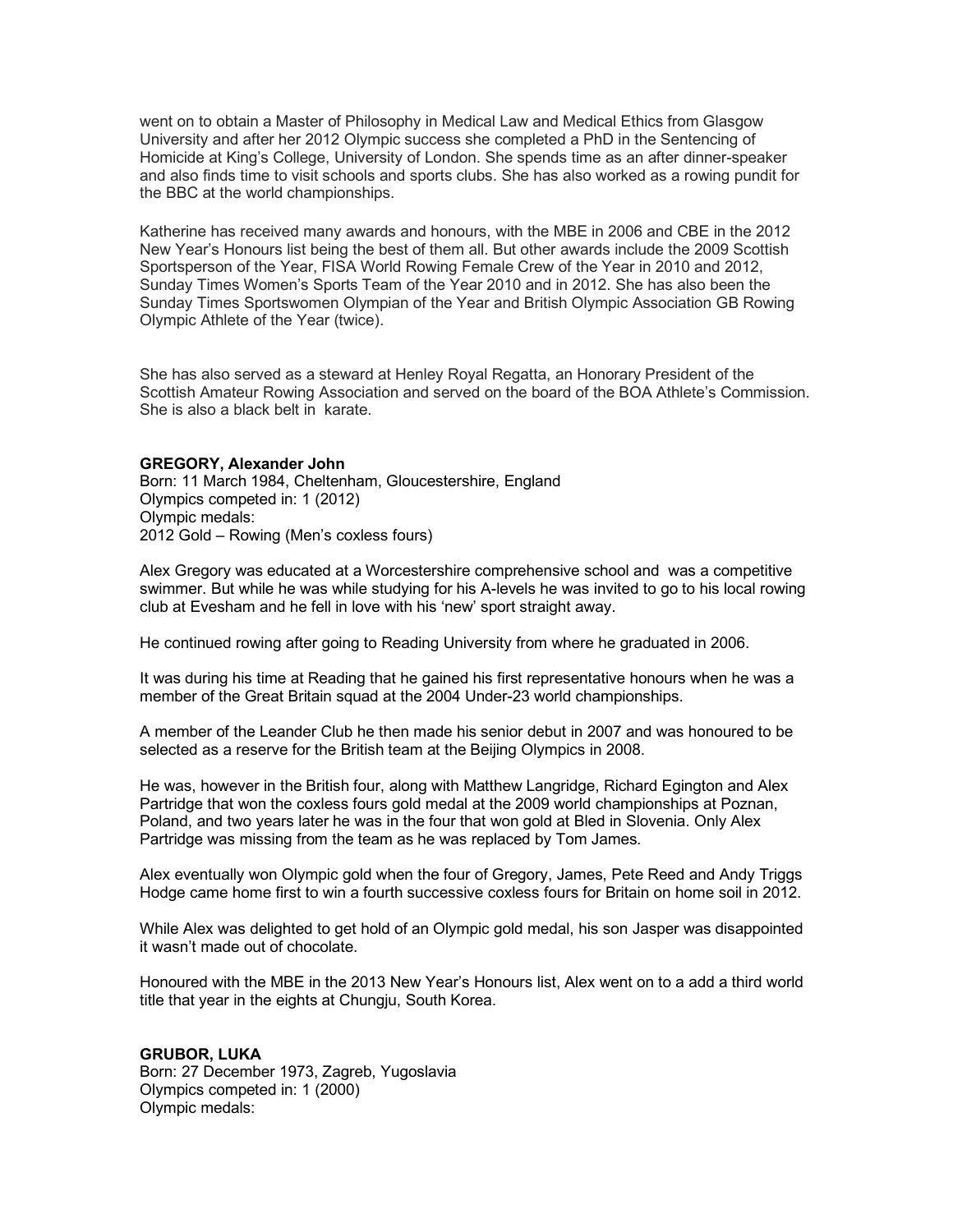went on to obtain a Master of Philosophy in Medical Law and Medical Ethics from Glasgow University and after her 2012 Olympic success she completed a PhD in the Sentencing of Homicide at King's College, University of London. She spends time as an after dinner-speaker and also finds time to visit schools and sports clubs. She has also worked as a rowing pundit for the BBC at the world championships.

Katherine has received many awards and honours, with the MBE in 2006 and CBE in the 2012 New Year's Honours list being the best of them all. But other awards include the 2009 Scottish Sportsperson of the Year, FISA World Rowing Female Crew of the Year in 2010 and 2012, Sunday Times Women's Sports Team of the Year 2010 and in 2012. She has also been the Sunday Times Sportswomen Olympian of the Year and British Olympic Association GB Rowing Olympic Athlete of the Year (twice).

She has also served as a steward at Henley Royal Regatta, an Honorary President of the Scottish Amateur Rowing Association and served on the board of the BOA Athlete's Commission. She is also a black belt in karate.

**GREGORY, Alexander John**
Born: 11 March 1984, Cheltenham, Gloucestershire, England
Olympics competed in: 1 (2012)
Olympic medals:
2012 Gold – Rowing (Men's coxless fours)

Alex Gregory was educated at a Worcestershire comprehensive school and was a competitive swimmer. But while he was while studying for his A-levels he was invited to go to his local rowing club at Evesham and he fell in love with his 'new' sport straight away.

He continued rowing after going to Reading University from where he graduated in 2006.

It was during his time at Reading that he gained his first representative honours when he was a member of the Great Britain squad at the 2004 Under-23 world championships.

A member of the Leander Club he then made his senior debut in 2007 and was honoured to be selected as a reserve for the British team at the Beijing Olympics in 2008.

He was, however in the British four, along with Matthew Langridge, Richard Egington and Alex Partridge that won the coxless fours gold medal at the 2009 world championships at Poznan, Poland, and two years later he was in the four that won gold at Bled in Slovenia. Only Alex Partridge was missing from the team as he was replaced by Tom James.

Alex eventually won Olympic gold when the four of Gregory, James, Pete Reed and Andy Triggs Hodge came home first to win a fourth successive coxless fours for Britain on home soil in 2012.

While Alex was delighted to get hold of an Olympic gold medal, his son Jasper was disappointed it wasn't made out of chocolate.

Honoured with the MBE in the 2013 New Year's Honours list, Alex went on to a add a third world title that year in the eights at Chungju, South Korea.

**GRUBOR, LUKA**
Born: 27 December 1973, Zagreb, Yugoslavia
Olympics competed in: 1 (2000)
Olympic medals: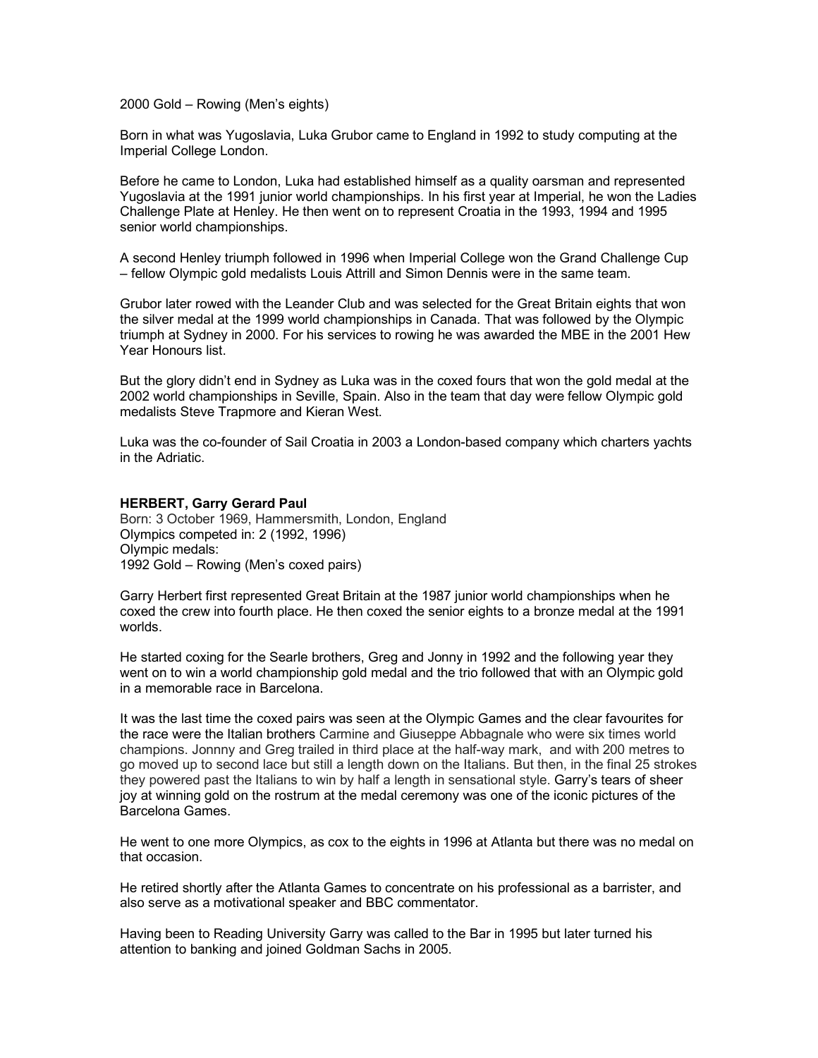2000 Gold – Rowing (Men's eights)

Born in what was Yugoslavia, Luka Grubor came to England in 1992 to study computing at the Imperial College London.

Before he came to London, Luka had established himself as a quality oarsman and represented Yugoslavia at the 1991 junior world championships. In his first year at Imperial, he won the Ladies Challenge Plate at Henley. He then went on to represent Croatia in the 1993, 1994 and 1995 senior world championships.

A second Henley triumph followed in 1996 when Imperial College won the Grand Challenge Cup – fellow Olympic gold medalists Louis Attrill and Simon Dennis were in the same team.

Grubor later rowed with the Leander Club and was selected for the Great Britain eights that won the silver medal at the 1999 world championships in Canada. That was followed by the Olympic triumph at Sydney in 2000. For his services to rowing he was awarded the MBE in the 2001 Hew Year Honours list.

But the glory didn't end in Sydney as Luka was in the coxed fours that won the gold medal at the 2002 world championships in Seville, Spain. Also in the team that day were fellow Olympic gold medalists Steve Trapmore and Kieran West.

Luka was the co-founder of Sail Croatia in 2003 a London-based company which charters yachts in the Adriatic.

**HERBERT, Garry Gerard Paul**
Born: 3 October 1969, Hammersmith, London, England
Olympics competed in: 2 (1992, 1996)
Olympic medals:
1992 Gold – Rowing (Men's coxed pairs)

Garry Herbert first represented Great Britain at the 1987 junior world championships when he coxed the crew into fourth place. He then coxed the senior eights to a bronze medal at the 1991 worlds.

He started coxing for the Searle brothers, Greg and Jonny in 1992 and the following year they went on to win a world championship gold medal and the trio followed that with an Olympic gold in a memorable race in Barcelona.

It was the last time the coxed pairs was seen at the Olympic Games and the clear favourites for the race were the Italian brothers Carmine and Giuseppe Abbagnale who were six times world champions. Jonnny and Greg trailed in third place at the half-way mark, and with 200 metres to go moved up to second lace but still a length down on the Italians. But then, in the final 25 strokes they powered past the Italians to win by half a length in sensational style. Garry's tears of sheer joy at winning gold on the rostrum at the medal ceremony was one of the iconic pictures of the Barcelona Games.

He went to one more Olympics, as cox to the eights in 1996 at Atlanta but there was no medal on that occasion.

He retired shortly after the Atlanta Games to concentrate on his professional as a barrister, and also serve as a motivational speaker and BBC commentator.

Having been to Reading University Garry was called to the Bar in 1995 but later turned his attention to banking and joined Goldman Sachs in 2005.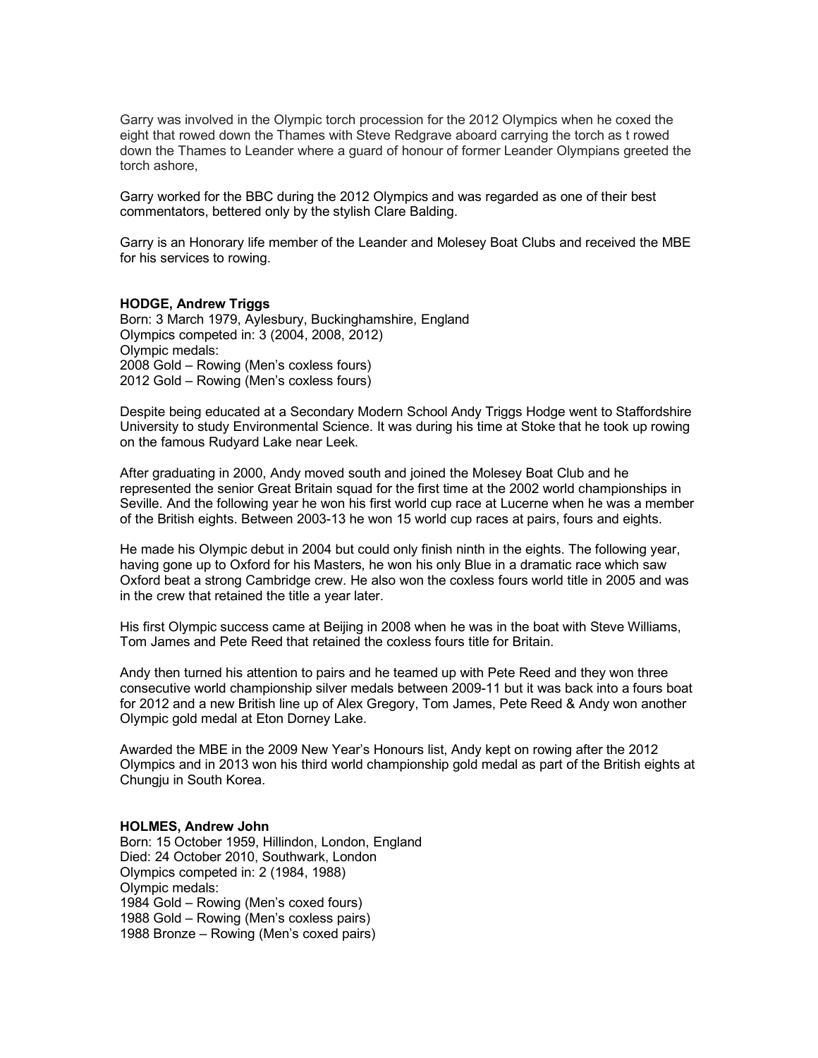Garry was involved in the Olympic torch procession for the 2012 Olympics when he coxed the eight that rowed down the Thames with Steve Redgrave aboard carrying the torch as t rowed down the Thames to Leander where a guard of honour of former Leander Olympians greeted the torch ashore,

Garry worked for the BBC during the 2012 Olympics and was regarded as one of their best commentators, bettered only by the stylish Clare Balding.

Garry is an Honorary life member of the Leander and Molesey Boat Clubs and received the MBE for his services to rowing.

**HODGE, Andrew Triggs**
Born: 3 March 1979, Aylesbury, Buckinghamshire, England
Olympics competed in: 3 (2004, 2008, 2012)
Olympic medals:
2008 Gold – Rowing (Men's coxless fours)
2012 Gold – Rowing (Men's coxless fours)

Despite being educated at a Secondary Modern School Andy Triggs Hodge went to Staffordshire University to study Environmental Science. It was during his time at Stoke that he took up rowing on the famous Rudyard Lake near Leek.

After graduating in 2000, Andy moved south and joined the Molesey Boat Club and he represented the senior Great Britain squad for the first time at the 2002 world championships in Seville. And the following year he won his first world cup race at Lucerne when he was a member of the British eights. Between 2003-13 he won 15 world cup races at pairs, fours and eights.

He made his Olympic debut in 2004 but could only finish ninth in the eights. The following year, having gone up to Oxford for his Masters, he won his only Blue in a dramatic race which saw Oxford beat a strong Cambridge crew. He also won the coxless fours world title in 2005 and was in the crew that retained the title a year later.

His first Olympic success came at Beijing in 2008 when he was in the boat with Steve Williams, Tom James and Pete Reed that retained the coxless fours title for Britain.

Andy then turned his attention to pairs and he teamed up with Pete Reed and they won three consecutive world championship silver medals between 2009-11 but it was back into a fours boat for 2012 and a new British line up of Alex Gregory, Tom James, Pete Reed & Andy won another Olympic gold medal at Eton Dorney Lake.

Awarded the MBE in the 2009 New Year's Honours list, Andy kept on rowing after the 2012 Olympics and in 2013 won his third world championship gold medal as part of the British eights at Chungju in South Korea.

**HOLMES, Andrew John**
Born: 15 October 1959, Hillindon, London, England
Died: 24 October 2010, Southwark, London
Olympics competed in: 2 (1984, 1988)
Olympic medals:
1984 Gold – Rowing (Men's coxed fours)
1988 Gold – Rowing (Men's coxless pairs)
1988 Bronze – Rowing (Men's coxed pairs)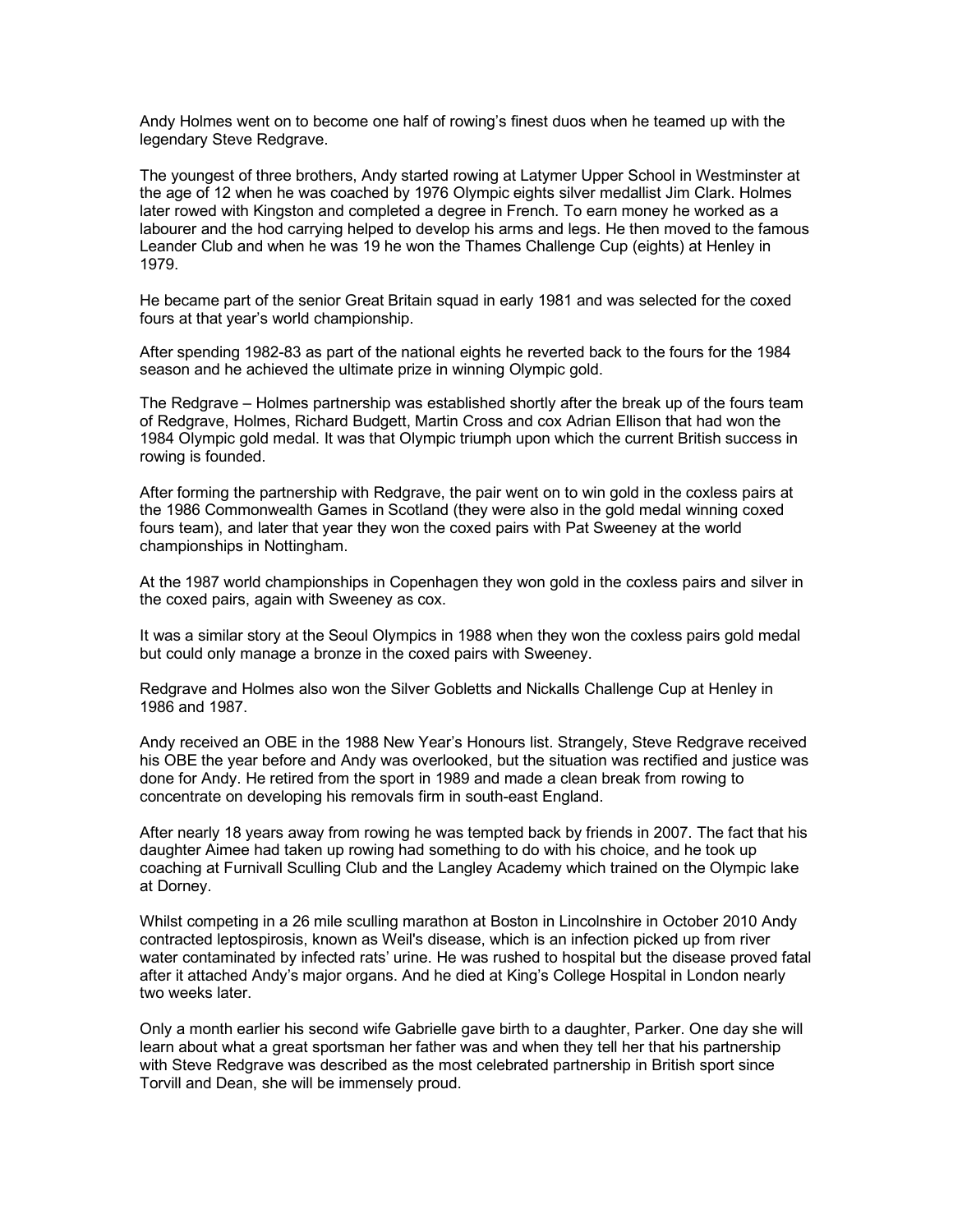Andy Holmes went on to become one half of rowing's finest duos when he teamed up with the legendary Steve Redgrave.

The youngest of three brothers, Andy started rowing at Latymer Upper School in Westminster at the age of 12 when he was coached by 1976 Olympic eights silver medallist Jim Clark. Holmes later rowed with Kingston and completed a degree in French. To earn money he worked as a labourer and the hod carrying helped to develop his arms and legs. He then moved to the famous Leander Club and when he was 19 he won the Thames Challenge Cup (eights) at Henley in 1979.

He became part of the senior Great Britain squad in early 1981 and was selected for the coxed fours at that year's world championship.

After spending 1982-83 as part of the national eights he reverted back to the fours for the 1984 season and he achieved the ultimate prize in winning Olympic gold.

The Redgrave – Holmes partnership was established shortly after the break up of the fours team of Redgrave, Holmes, Richard Budgett, Martin Cross and cox Adrian Ellison that had won the 1984 Olympic gold medal. It was that Olympic triumph upon which the current British success in rowing is founded.

After forming the partnership with Redgrave, the pair went on to win gold in the coxless pairs at the 1986 Commonwealth Games in Scotland (they were also in the gold medal winning coxed fours team), and later that year they won the coxed pairs with Pat Sweeney at the world championships in Nottingham.

At the 1987 world championships in Copenhagen they won gold in the coxless pairs and silver in the coxed pairs, again with Sweeney as cox.

It was a similar story at the Seoul Olympics in 1988 when they won the coxless pairs gold medal but could only manage a bronze in the coxed pairs with Sweeney.

Redgrave and Holmes also won the Silver Gobletts and Nickalls Challenge Cup at Henley in 1986 and 1987.

Andy received an OBE in the 1988 New Year's Honours list. Strangely, Steve Redgrave received his OBE the year before and Andy was overlooked, but the situation was rectified and justice was done for Andy. He retired from the sport in 1989 and made a clean break from rowing to concentrate on developing his removals firm in south-east England.

After nearly 18 years away from rowing he was tempted back by friends in 2007. The fact that his daughter Aimee had taken up rowing had something to do with his choice, and he took up coaching at Furnivall Sculling Club and the Langley Academy which trained on the Olympic lake at Dorney.

Whilst competing in a 26 mile sculling marathon at Boston in Lincolnshire in October 2010 Andy contracted leptospirosis, known as Weil's disease, which is an infection picked up from river water contaminated by infected rats' urine. He was rushed to hospital but the disease proved fatal after it attached Andy's major organs. And he died at King's College Hospital in London nearly two weeks later.

Only a month earlier his second wife Gabrielle gave birth to a daughter, Parker. One day she will learn about what a great sportsman her father was and when they tell her that his partnership with Steve Redgrave was described as the most celebrated partnership in British sport since Torvill and Dean, she will be immensely proud.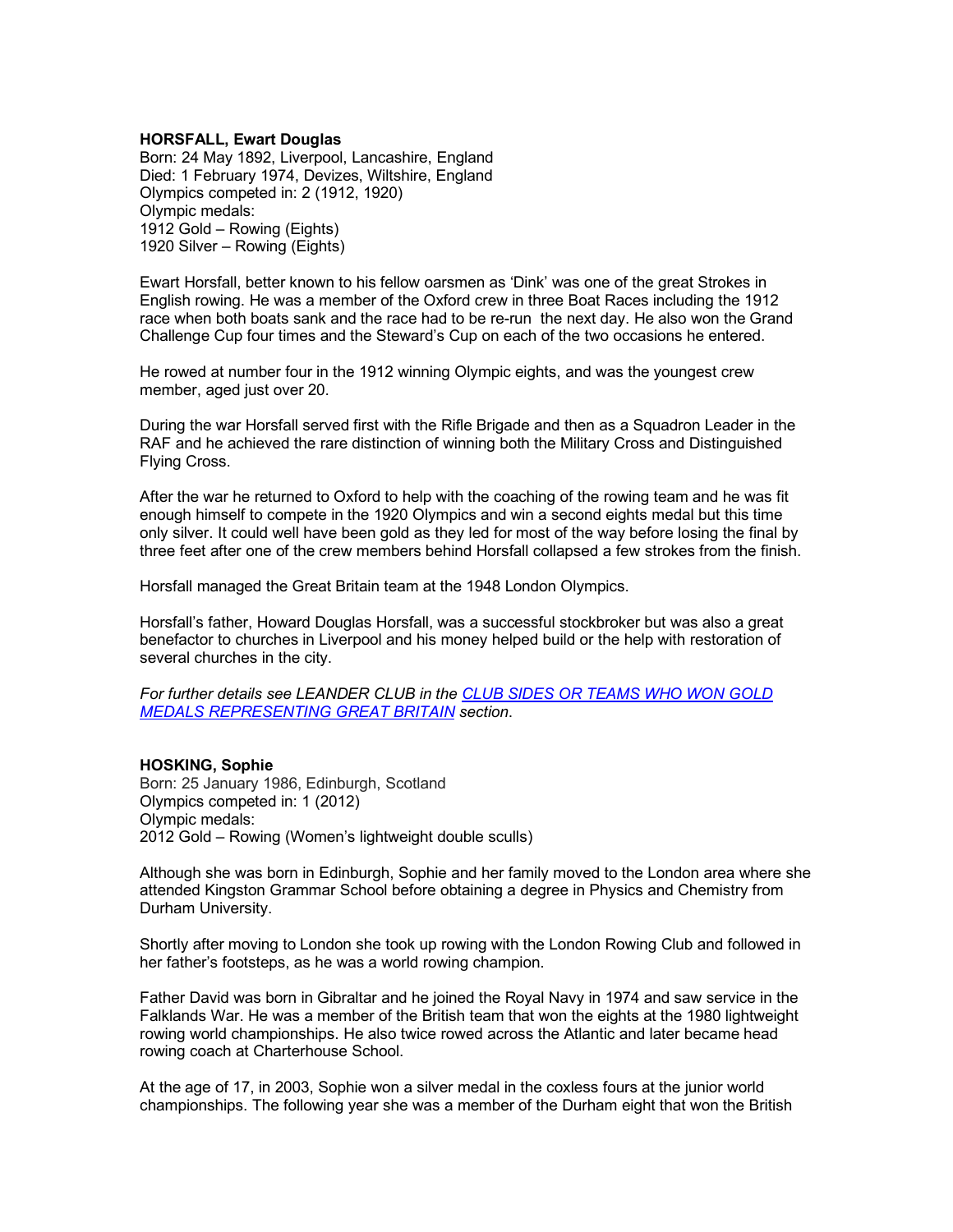**HORSFALL, Ewart Douglas**
Born: 24 May 1892, Liverpool, Lancashire, England
Died: 1 February 1974, Devizes, Wiltshire, England
Olympics competed in: 2 (1912, 1920)
Olympic medals:
1912 Gold – Rowing (Eights)
1920 Silver – Rowing (Eights)

Ewart Horsfall, better known to his fellow oarsmen as 'Dink' was one of the great Strokes in English rowing. He was a member of the Oxford crew in three Boat Races including the 1912 race when both boats sank and the race had to be re-run the next day. He also won the Grand Challenge Cup four times and the Steward's Cup on each of the two occasions he entered.

He rowed at number four in the 1912 winning Olympic eights, and was the youngest crew member, aged just over 20.

During the war Horsfall served first with the Rifle Brigade and then as a Squadron Leader in the RAF and he achieved the rare distinction of winning both the Military Cross and Distinguished Flying Cross.

After the war he returned to Oxford to help with the coaching of the rowing team and he was fit enough himself to compete in the 1920 Olympics and win a second eights medal but this time only silver. It could well have been gold as they led for most of the way before losing the final by three feet after one of the crew members behind Horsfall collapsed a few strokes from the finish.

Horsfall managed the Great Britain team at the 1948 London Olympics.

Horsfall's father, Howard Douglas Horsfall, was a successful stockbroker but was also a great benefactor to churches in Liverpool and his money helped build or the help with restoration of several churches in the city.

*For further details see LEANDER CLUB in the CLUB SIDES OR TEAMS WHO WON GOLD MEDALS REPRESENTING GREAT BRITAIN section.*

**HOSKING, Sophie**
Born: 25 January 1986, Edinburgh, Scotland
Olympics competed in: 1 (2012)
Olympic medals:
2012 Gold – Rowing (Women's lightweight double sculls)

Although she was born in Edinburgh, Sophie and her family moved to the London area where she attended Kingston Grammar School before obtaining a degree in Physics and Chemistry from Durham University.

Shortly after moving to London she took up rowing with the London Rowing Club and followed in her father's footsteps, as he was a world rowing champion.

Father David was born in Gibraltar and he joined the Royal Navy in 1974 and saw service in the Falklands War. He was a member of the British team that won the eights at the 1980 lightweight rowing world championships. He also twice rowed across the Atlantic and later became head rowing coach at Charterhouse School.

At the age of 17, in 2003, Sophie won a silver medal in the coxless fours at the junior world championships. The following year she was a member of the Durham eight that won the British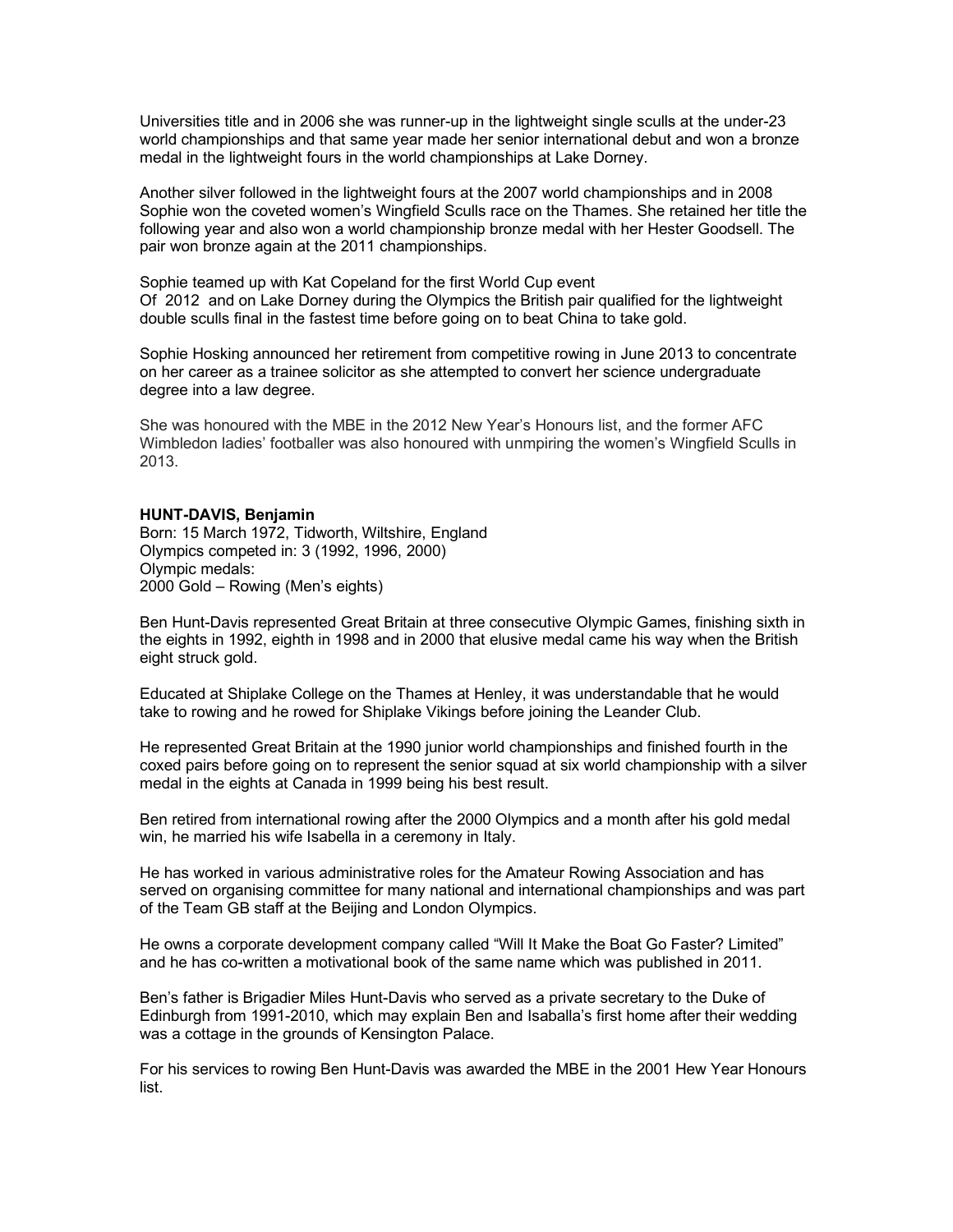Universities title and in 2006 she was runner-up in the lightweight single sculls at the under-23 world championships and that same year made her senior international debut and won a bronze medal in the lightweight fours in the world championships at Lake Dorney.

Another silver followed in the lightweight fours at the 2007 world championships and in 2008 Sophie won the coveted women's Wingfield Sculls race on the Thames. She retained her title the following year and also won a world championship bronze medal with her Hester Goodsell. The pair won bronze again at the 2011 championships.

Sophie teamed up with Kat Copeland for the first World Cup event
Of 2012 and on Lake Dorney during the Olympics the British pair qualified for the lightweight double sculls final in the fastest time before going on to beat China to take gold.

Sophie Hosking announced her retirement from competitive rowing in June 2013 to concentrate on her career as a trainee solicitor as she attempted to convert her science undergraduate degree into a law degree.

She was honoured with the MBE in the 2012 New Year's Honours list, and the former AFC Wimbledon ladies' footballer was also honoured with unmpiring the women's Wingfield Sculls in 2013.

**HUNT-DAVIS, Benjamin**
Born: 15 March 1972, Tidworth, Wiltshire, England
Olympics competed in: 3 (1992, 1996, 2000)
Olympic medals:
2000 Gold – Rowing (Men's eights)

Ben Hunt-Davis represented Great Britain at three consecutive Olympic Games, finishing sixth in the eights in 1992, eighth in 1998 and in 2000 that elusive medal came his way when the British eight struck gold.

Educated at Shiplake College on the Thames at Henley, it was understandable that he would take to rowing and he rowed for Shiplake Vikings before joining the Leander Club.

He represented Great Britain at the 1990 junior world championships and finished fourth in the coxed pairs before going on to represent the senior squad at six world championship with a silver medal in the eights at Canada in 1999 being his best result.

Ben retired from international rowing after the 2000 Olympics and a month after his gold medal win, he married his wife Isabella in a ceremony in Italy.

He has worked in various administrative roles for the Amateur Rowing Association and has served on organising committee for many national and international championships and was part of the Team GB staff at the Beijing and London Olympics.

He owns a corporate development company called "Will It Make the Boat Go Faster? Limited" and he has co-written a motivational book of the same name which was published in 2011.

Ben's father is Brigadier Miles Hunt-Davis who served as a private secretary to the Duke of Edinburgh from 1991-2010, which may explain Ben and Isaballa's first home after their wedding was a cottage in the grounds of Kensington Palace.

For his services to rowing Ben Hunt-Davis was awarded the MBE in the 2001 Hew Year Honours list.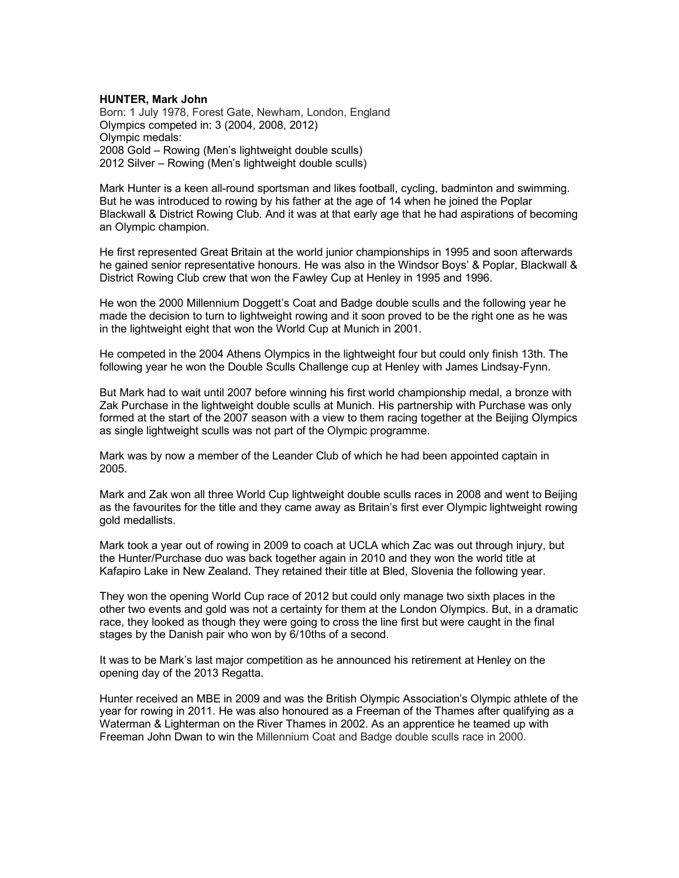**HUNTER, Mark John**
Born: 1 July 1978, Forest Gate, Newham, London, England
Olympics competed in: 3 (2004, 2008, 2012)
Olympic medals:
2008 Gold – Rowing (Men's lightweight double sculls)
2012 Silver – Rowing (Men's lightweight double sculls)

Mark Hunter is a keen all-round sportsman and likes football, cycling, badminton and swimming. But he was introduced to rowing by his father at the age of 14 when he joined the Poplar Blackwall & District Rowing Club. And it was at that early age that he had aspirations of becoming an Olympic champion.

He first represented Great Britain at the world junior championships in 1995 and soon afterwards he gained senior representative honours. He was also in the Windsor Boys' & Poplar, Blackwall & District Rowing Club crew that won the Fawley Cup at Henley in 1995 and 1996.

He won the 2000 Millennium Doggett's Coat and Badge double sculls and the following year he made the decision to turn to lightweight rowing and it soon proved to be the right one as he was in the lightweight eight that won the World Cup at Munich in 2001.

He competed in the 2004 Athens Olympics in the lightweight four but could only finish 13th. The following year he won the Double Sculls Challenge cup at Henley with James Lindsay-Fynn.

But Mark had to wait until 2007 before winning his first world championship medal, a bronze with Zak Purchase in the lightweight double sculls at Munich. His partnership with Purchase was only formed at the start of the 2007 season with a view to them racing together at the Beijing Olympics as single lightweight sculls was not part of the Olympic programme.

Mark was by now a member of the Leander Club of which he had been appointed captain in 2005.

Mark and Zak won all three World Cup lightweight double sculls races in 2008 and went to Beijing as the favourites for the title and they came away as Britain's first ever Olympic lightweight rowing gold medallists.

Mark took a year out of rowing in 2009 to coach at UCLA which Zac was out through injury, but the Hunter/Purchase duo was back together again in 2010 and they won the world title at Kafapiro Lake in New Zealand. They retained their title at Bled, Slovenia the following year.

They won the opening World Cup race of 2012 but could only manage two sixth places in the other two events and gold was not a certainty for them at the London Olympics. But, in a dramatic race, they looked as though they were going to cross the line first but were caught in the final stages by the Danish pair who won by 6/10ths of a second.

It was to be Mark's last major competition as he announced his retirement at Henley on the opening day of the 2013 Regatta.

Hunter received an MBE in 2009 and was the British Olympic Association's Olympic athlete of the year for rowing in 2011. He was also honoured as a Freeman of the Thames after qualifying as a Waterman & Lighterman on the River Thames in 2002. As an apprentice he teamed up with Freeman John Dwan to win the Millennium Coat and Badge double sculls race in 2000.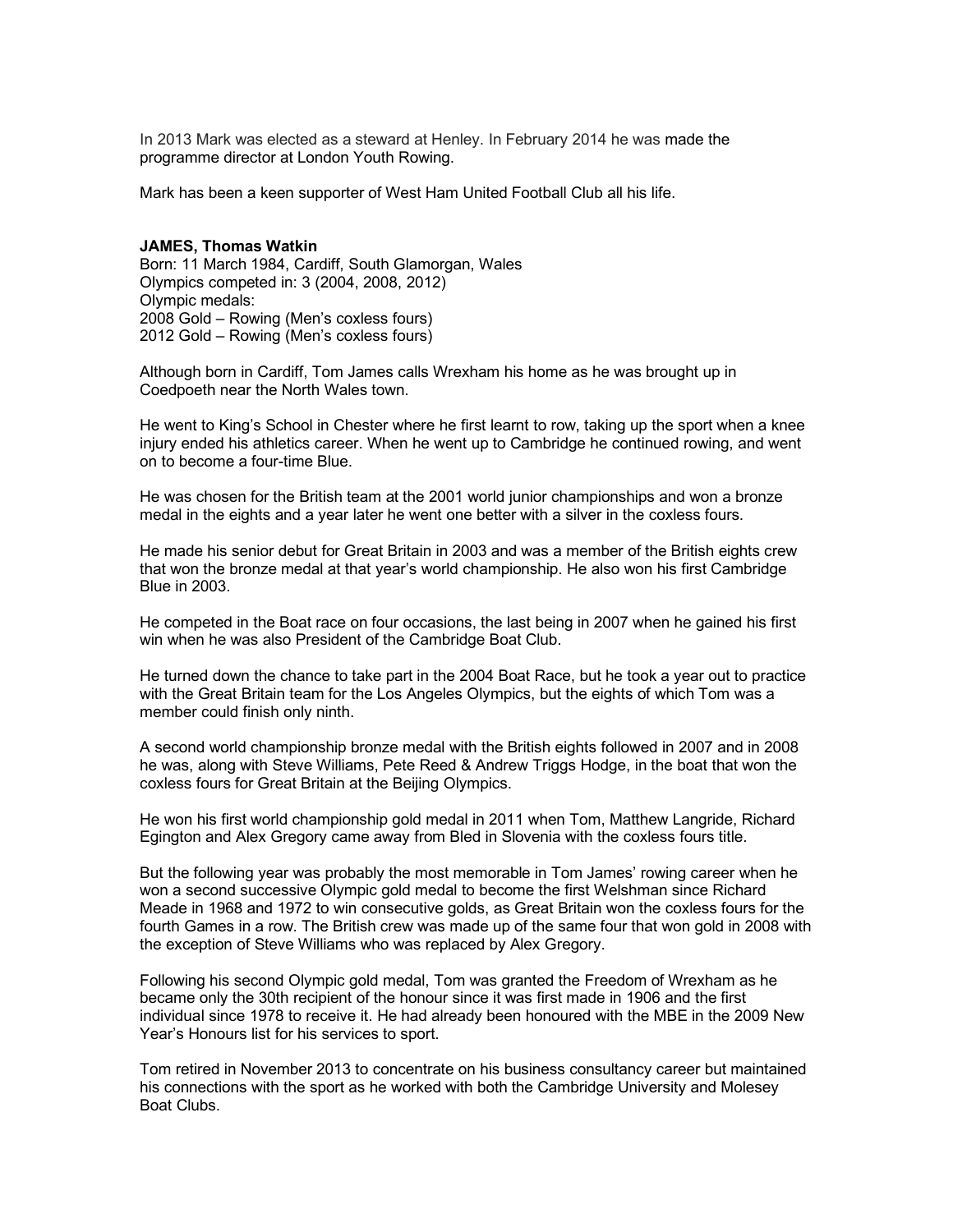In 2013 Mark was elected as a steward at Henley. In February 2014 he was made the programme director at London Youth Rowing.

Mark has been a keen supporter of West Ham United Football Club all his life.

**JAMES, Thomas Watkin**
Born: 11 March 1984, Cardiff, South Glamorgan, Wales
Olympics competed in: 3 (2004, 2008, 2012)
Olympic medals:
2008 Gold – Rowing (Men's coxless fours)
2012 Gold – Rowing (Men's coxless fours)

Although born in Cardiff, Tom James calls Wrexham his home as he was brought up in Coedpoeth near the North Wales town.

He went to King's School in Chester where he first learnt to row, taking up the sport when a knee injury ended his athletics career. When he went up to Cambridge he continued rowing, and went on to become a four-time Blue.

He was chosen for the British team at the 2001 world junior championships and won a bronze medal in the eights and a year later he went one better with a silver in the coxless fours.

He made his senior debut for Great Britain in 2003 and was a member of the British eights crew that won the bronze medal at that year's world championship. He also won his first Cambridge Blue in 2003.

He competed in the Boat race on four occasions, the last being in 2007 when he gained his first win when he was also President of the Cambridge Boat Club.

He turned down the chance to take part in the 2004 Boat Race, but he took a year out to practice with the Great Britain team for the Los Angeles Olympics, but the eights of which Tom was a member could finish only ninth.

A second world championship bronze medal with the British eights followed in 2007 and in 2008 he was, along with Steve Williams, Pete Reed & Andrew Triggs Hodge, in the boat that won the coxless fours for Great Britain at the Beijing Olympics.

He won his first world championship gold medal in 2011 when Tom, Matthew Langride, Richard Egington and Alex Gregory came away from Bled in Slovenia with the coxless fours title.

But the following year was probably the most memorable in Tom James' rowing career when he won a second successive Olympic gold medal to become the first Welshman since Richard Meade in 1968 and 1972 to win consecutive golds, as Great Britain won the coxless fours for the fourth Games in a row. The British crew was made up of the same four that won gold in 2008 with the exception of Steve Williams who was replaced by Alex Gregory.

Following his second Olympic gold medal, Tom was granted the Freedom of Wrexham as he became only the 30th recipient of the honour since it was first made in 1906 and the first individual since 1978 to receive it. He had already been honoured with the MBE in the 2009 New Year's Honours list for his services to sport.

Tom retired in November 2013 to concentrate on his business consultancy career but maintained his connections with the sport as he worked with both the Cambridge University and Molesey Boat Clubs.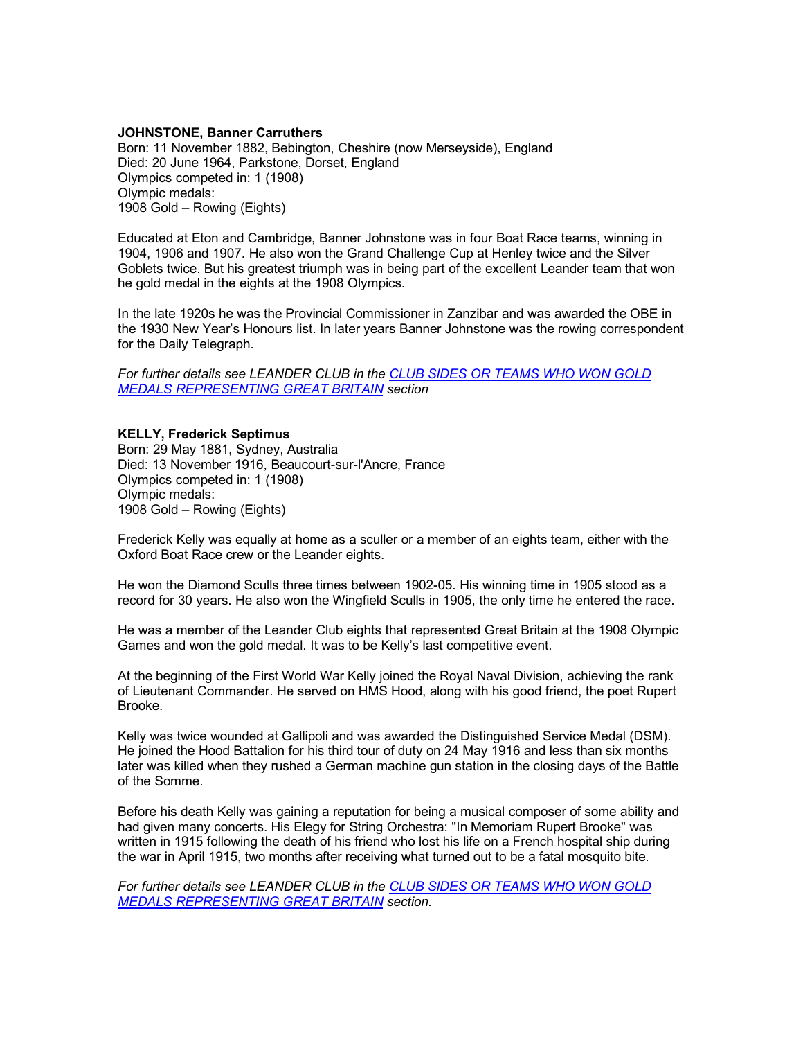**JOHNSTONE, Banner Carruthers**
Born: 11 November 1882, Bebington, Cheshire (now Merseyside), England
Died: 20 June 1964, Parkstone, Dorset, England
Olympics competed in: 1 (1908)
Olympic medals:
1908 Gold – Rowing (Eights)

Educated at Eton and Cambridge, Banner Johnstone was in four Boat Race teams, winning in 1904, 1906 and 1907. He also won the Grand Challenge Cup at Henley twice and the Silver Goblets twice. But his greatest triumph was in being part of the excellent Leander team that won he gold medal in the eights at the 1908 Olympics.

In the late 1920s he was the Provincial Commissioner in Zanzibar and was awarded the OBE in the 1930 New Year's Honours list. In later years Banner Johnstone was the rowing correspondent for the Daily Telegraph.

*For further details see LEANDER CLUB in the [CLUB SIDES OR TEAMS WHO WON GOLD MEDALS REPRESENTING GREAT BRITAIN]() section*

**KELLY, Frederick Septimus**
Born: 29 May 1881, Sydney, Australia
Died: 13 November 1916, Beaucourt-sur-l'Ancre, France
Olympics competed in: 1 (1908)
Olympic medals:
1908 Gold – Rowing (Eights)

Frederick Kelly was equally at home as a sculler or a member of an eights team, either with the Oxford Boat Race crew or the Leander eights.

He won the Diamond Sculls three times between 1902-05. His winning time in 1905 stood as a record for 30 years. He also won the Wingfield Sculls in 1905, the only time he entered the race.

He was a member of the Leander Club eights that represented Great Britain at the 1908 Olympic Games and won the gold medal. It was to be Kelly's last competitive event.

At the beginning of the First World War Kelly joined the Royal Naval Division, achieving the rank of Lieutenant Commander. He served on HMS Hood, along with his good friend, the poet Rupert Brooke.

Kelly was twice wounded at Gallipoli and was awarded the Distinguished Service Medal (DSM). He joined the Hood Battalion for his third tour of duty on 24 May 1916 and less than six months later was killed when they rushed a German machine gun station in the closing days of the Battle of the Somme.

Before his death Kelly was gaining a reputation for being a musical composer of some ability and had given many concerts. His Elegy for String Orchestra: "In Memoriam Rupert Brooke" was written in 1915 following the death of his friend who lost his life on a French hospital ship during the war in April 1915, two months after receiving what turned out to be a fatal mosquito bite.

*For further details see LEANDER CLUB in the [CLUB SIDES OR TEAMS WHO WON GOLD MEDALS REPRESENTING GREAT BRITAIN]() section.*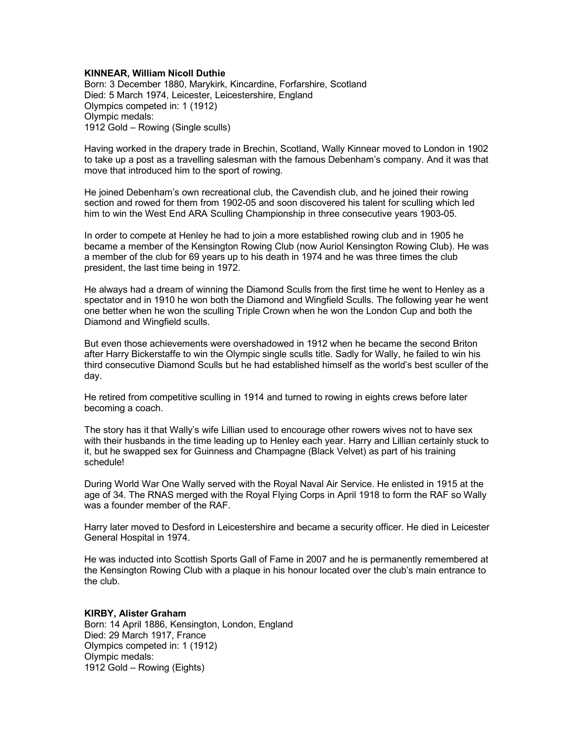**KINNEAR, William Nicoll Duthie**
Born: 3 December 1880, Marykirk, Kincardine, Forfarshire, Scotland
Died: 5 March 1974, Leicester, Leicestershire, England
Olympics competed in: 1 (1912)
Olympic medals:
1912 Gold – Rowing (Single sculls)

Having worked in the drapery trade in Brechin, Scotland, Wally Kinnear moved to London in 1902 to take up a post as a travelling salesman with the famous Debenham's company. And it was that move that introduced him to the sport of rowing.

He joined Debenham's own recreational club, the Cavendish club, and he joined their rowing section and rowed for them from 1902-05 and soon discovered his talent for sculling which led him to win the West End ARA Sculling Championship in three consecutive years 1903-05.

In order to compete at Henley he had to join a more established rowing club and in 1905 he became a member of the Kensington Rowing Club (now Auriol Kensington Rowing Club). He was a member of the club for 69 years up to his death in 1974 and he was three times the club president, the last time being in 1972.

He always had a dream of winning the Diamond Sculls from the first time he went to Henley as a spectator and in 1910 he won both the Diamond and Wingfield Sculls. The following year he went one better when he won the sculling Triple Crown when he won the London Cup and both the Diamond and Wingfield sculls.

But even those achievements were overshadowed in 1912 when he became the second Briton after Harry Bickerstaffe to win the Olympic single sculls title. Sadly for Wally, he failed to win his third consecutive Diamond Sculls but he had established himself as the world's best sculler of the day.

He retired from competitive sculling in 1914 and turned to rowing in eights crews before later becoming a coach.

The story has it that Wally's wife Lillian used to encourage other rowers wives not to have sex with their husbands in the time leading up to Henley each year. Harry and Lillian certainly stuck to it, but he swapped sex for Guinness and Champagne (Black Velvet) as part of his training schedule!

During World War One Wally served with the Royal Naval Air Service. He enlisted in 1915 at the age of 34. The RNAS merged with the Royal Flying Corps in April 1918 to form the RAF so Wally was a founder member of the RAF.

Harry later moved to Desford in Leicestershire and became a security officer. He died in Leicester General Hospital in 1974.

He was inducted into Scottish Sports Gall of Fame in 2007 and he is permanently remembered at the Kensington Rowing Club with a plaque in his honour located over the club's main entrance to the club.

**KIRBY, Alister Graham**
Born: 14 April 1886, Kensington, London, England
Died: 29 March 1917, France
Olympics competed in: 1 (1912)
Olympic medals:
1912 Gold – Rowing (Eights)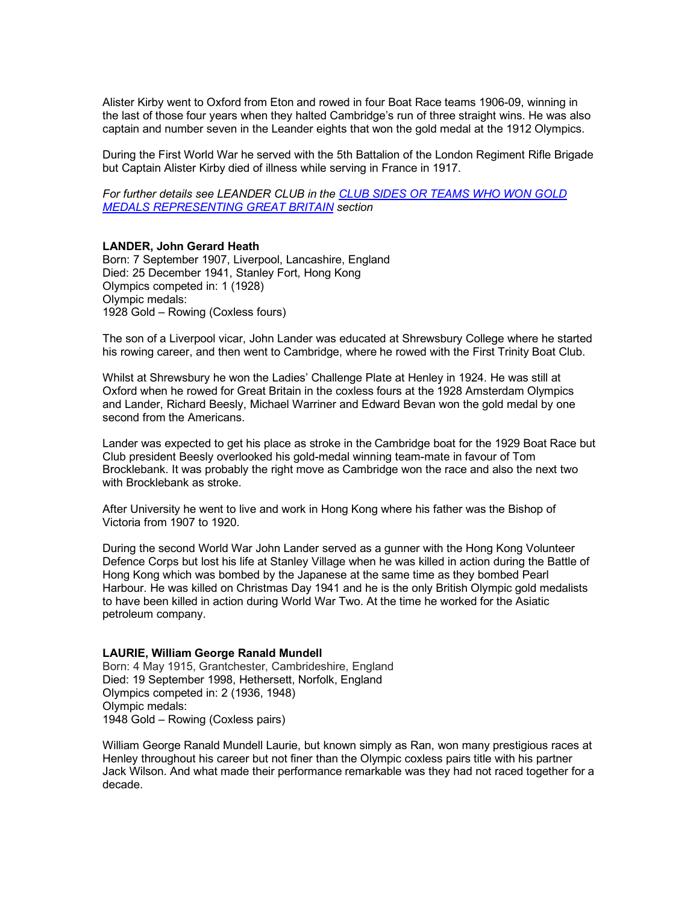Alister Kirby went to Oxford from Eton and rowed in four Boat Race teams 1906-09, winning in the last of those four years when they halted Cambridge's run of three straight wins. He was also captain and number seven in the Leander eights that won the gold medal at the 1912 Olympics.

During the First World War he served with the 5th Battalion of the London Regiment Rifle Brigade but Captain Alister Kirby died of illness while serving in France in 1917.

*For further details see LEANDER CLUB in the [CLUB SIDES OR TEAMS WHO WON GOLD MEDALS REPRESENTING GREAT BRITAIN]() section*

**LANDER, John Gerard Heath**
Born: 7 September 1907, Liverpool, Lancashire, England
Died: 25 December 1941, Stanley Fort, Hong Kong
Olympics competed in: 1 (1928)
Olympic medals:
1928 Gold – Rowing (Coxless fours)

The son of a Liverpool vicar, John Lander was educated at Shrewsbury College where he started his rowing career, and then went to Cambridge, where he rowed with the First Trinity Boat Club.

Whilst at Shrewsbury he won the Ladies' Challenge Plate at Henley in 1924. He was still at Oxford when he rowed for Great Britain in the coxless fours at the 1928 Amsterdam Olympics and Lander, Richard Beesly, Michael Warriner and Edward Bevan won the gold medal by one second from the Americans.

Lander was expected to get his place as stroke in the Cambridge boat for the 1929 Boat Race but Club president Beesly overlooked his gold-medal winning team-mate in favour of Tom Brocklebank. It was probably the right move as Cambridge won the race and also the next two with Brocklebank as stroke.

After University he went to live and work in Hong Kong where his father was the Bishop of Victoria from 1907 to 1920.

During the second World War John Lander served as a gunner with the Hong Kong Volunteer Defence Corps but lost his life at Stanley Village when he was killed in action during the Battle of Hong Kong which was bombed by the Japanese at the same time as they bombed Pearl Harbour. He was killed on Christmas Day 1941 and he is the only British Olympic gold medalists to have been killed in action during World War Two. At the time he worked for the Asiatic petroleum company.

**LAURIE, William George Ranald Mundell**
Born: 4 May 1915, Grantchester, Cambrideshire, England
Died: 19 September 1998, Hethersett, Norfolk, England
Olympics competed in: 2 (1936, 1948)
Olympic medals:
1948 Gold – Rowing (Coxless pairs)

William George Ranald Mundell Laurie, but known simply as Ran, won many prestigious races at Henley throughout his career but not finer than the Olympic coxless pairs title with his partner Jack Wilson. And what made their performance remarkable was they had not raced together for a decade.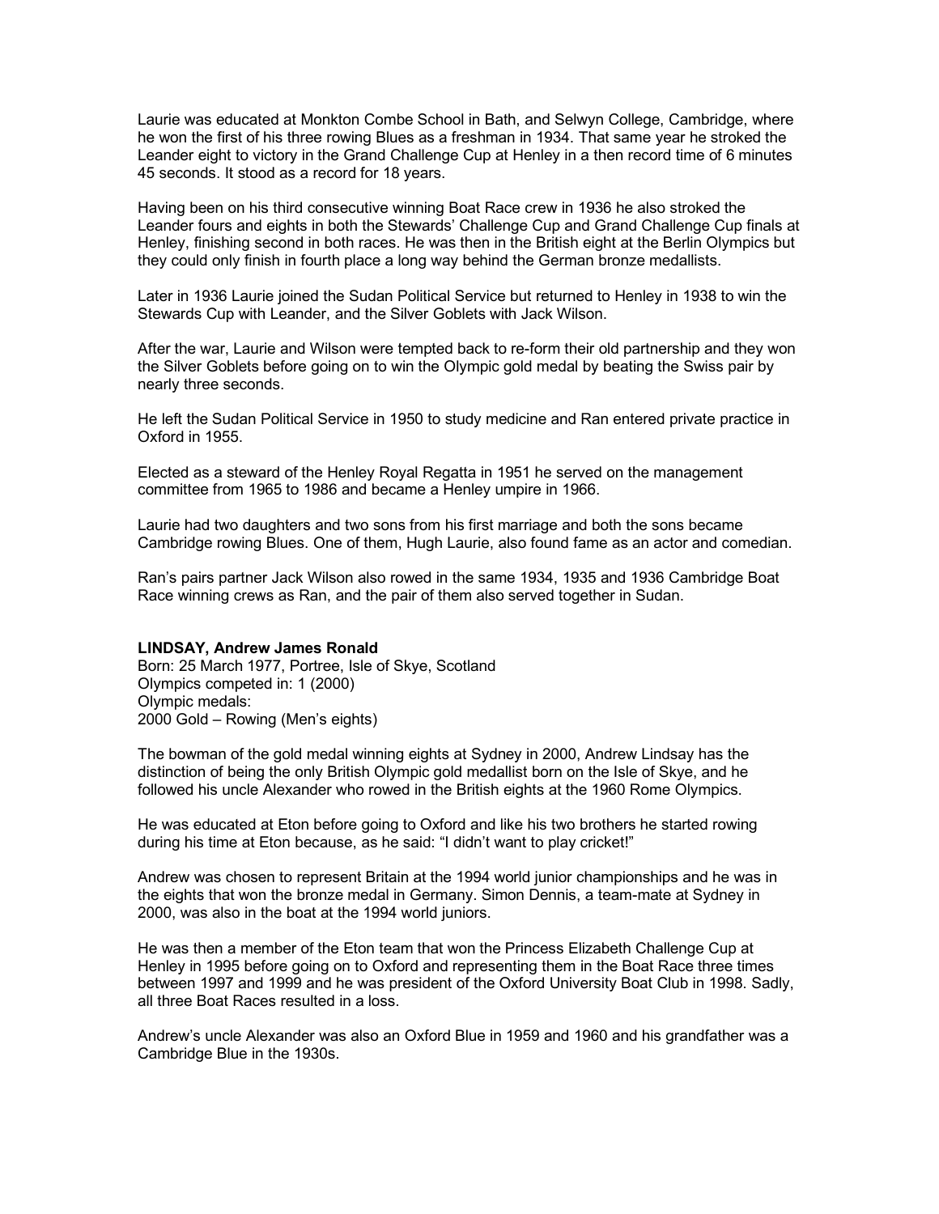Laurie was educated at Monkton Combe School in Bath, and Selwyn College, Cambridge, where he won the first of his three rowing Blues as a freshman in 1934. That same year he stroked the Leander eight to victory in the Grand Challenge Cup at Henley in a then record time of 6 minutes 45 seconds. It stood as a record for 18 years.

Having been on his third consecutive winning Boat Race crew in 1936 he also stroked the Leander fours and eights in both the Stewards' Challenge Cup and Grand Challenge Cup finals at Henley, finishing second in both races. He was then in the British eight at the Berlin Olympics but they could only finish in fourth place a long way behind the German bronze medallists.

Later in 1936 Laurie joined the Sudan Political Service but returned to Henley in 1938 to win the Stewards Cup with Leander, and the Silver Goblets with Jack Wilson.

After the war, Laurie and Wilson were tempted back to re-form their old partnership and they won the Silver Goblets before going on to win the Olympic gold medal by beating the Swiss pair by nearly three seconds.

He left the Sudan Political Service in 1950 to study medicine and Ran entered private practice in Oxford in 1955.

Elected as a steward of the Henley Royal Regatta in 1951 he served on the management committee from 1965 to 1986 and became a Henley umpire in 1966.

Laurie had two daughters and two sons from his first marriage and both the sons became Cambridge rowing Blues. One of them, Hugh Laurie, also found fame as an actor and comedian.

Ran's pairs partner Jack Wilson also rowed in the same 1934, 1935 and 1936 Cambridge Boat Race winning crews as Ran, and the pair of them also served together in Sudan.

**LINDSAY, Andrew James Ronald**
Born: 25 March 1977, Portree, Isle of Skye, Scotland
Olympics competed in: 1 (2000)
Olympic medals:
2000 Gold – Rowing (Men's eights)

The bowman of the gold medal winning eights at Sydney in 2000, Andrew Lindsay has the distinction of being the only British Olympic gold medallist born on the Isle of Skye, and he followed his uncle Alexander who rowed in the British eights at the 1960 Rome Olympics.

He was educated at Eton before going to Oxford and like his two brothers he started rowing during his time at Eton because, as he said: "I didn't want to play cricket!"

Andrew was chosen to represent Britain at the 1994 world junior championships and he was in the eights that won the bronze medal in Germany. Simon Dennis, a team-mate at Sydney in 2000, was also in the boat at the 1994 world juniors.

He was then a member of the Eton team that won the Princess Elizabeth Challenge Cup at Henley in 1995 before going on to Oxford and representing them in the Boat Race three times between 1997 and 1999 and he was president of the Oxford University Boat Club in 1998. Sadly, all three Boat Races resulted in a loss.

Andrew's uncle Alexander was also an Oxford Blue in 1959 and 1960 and his grandfather was a Cambridge Blue in the 1930s.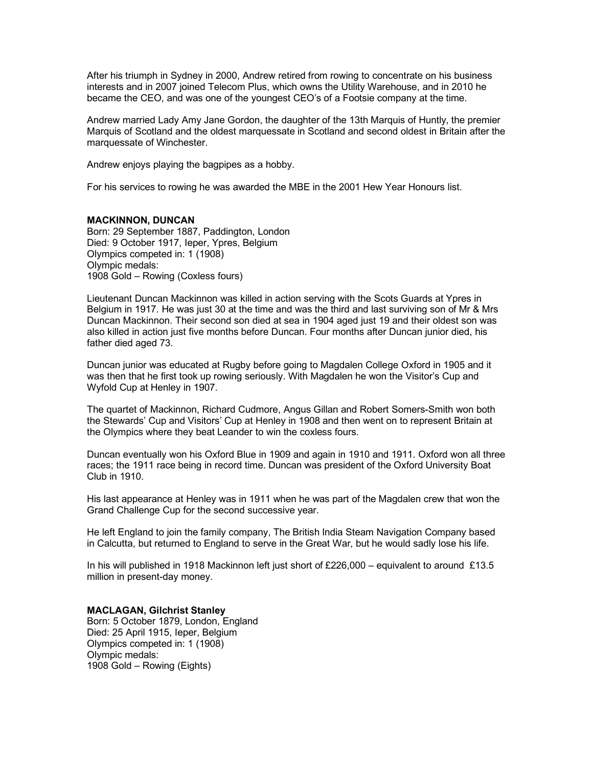After his triumph in Sydney in 2000, Andrew retired from rowing to concentrate on his business interests and in 2007 joined Telecom Plus, which owns the Utility Warehouse, and in 2010 he became the CEO, and was one of the youngest CEO's of a Footsie company at the time.

Andrew married Lady Amy Jane Gordon, the daughter of the 13th Marquis of Huntly, the premier Marquis of Scotland and the oldest marquessate in Scotland and second oldest in Britain after the marquessate of Winchester.

Andrew enjoys playing the bagpipes as a hobby.

For his services to rowing he was awarded the MBE in the 2001 Hew Year Honours list.

**MACKINNON, DUNCAN**
Born: 29 September 1887, Paddington, London
Died: 9 October 1917, Ieper, Ypres, Belgium
Olympics competed in: 1 (1908)
Olympic medals:
1908 Gold – Rowing (Coxless fours)

Lieutenant Duncan Mackinnon was killed in action serving with the Scots Guards at Ypres in Belgium in 1917. He was just 30 at the time and was the third and last surviving son of Mr & Mrs Duncan Mackinnon. Their second son died at sea in 1904 aged just 19 and their oldest son was also killed in action just five months before Duncan. Four months after Duncan junior died, his father died aged 73.

Duncan junior was educated at Rugby before going to Magdalen College Oxford in 1905 and it was then that he first took up rowing seriously. With Magdalen he won the Visitor's Cup and Wyfold Cup at Henley in 1907.

The quartet of Mackinnon, Richard Cudmore, Angus Gillan and Robert Somers-Smith won both the Stewards' Cup and Visitors' Cup at Henley in 1908 and then went on to represent Britain at the Olympics where they beat Leander to win the coxless fours.

Duncan eventually won his Oxford Blue in 1909 and again in 1910 and 1911. Oxford won all three races; the 1911 race being in record time. Duncan was president of the Oxford University Boat Club in 1910.

His last appearance at Henley was in 1911 when he was part of the Magdalen crew that won the Grand Challenge Cup for the second successive year.

He left England to join the family company, The British India Steam Navigation Company based in Calcutta, but returned to England to serve in the Great War, but he would sadly lose his life.

In his will published in 1918 Mackinnon left just short of £226,000 – equivalent to around £13.5 million in present-day money.

**MACLAGAN, Gilchrist Stanley**
Born: 5 October 1879, London, England
Died: 25 April 1915, Ieper, Belgium
Olympics competed in: 1 (1908)
Olympic medals:
1908 Gold – Rowing (Eights)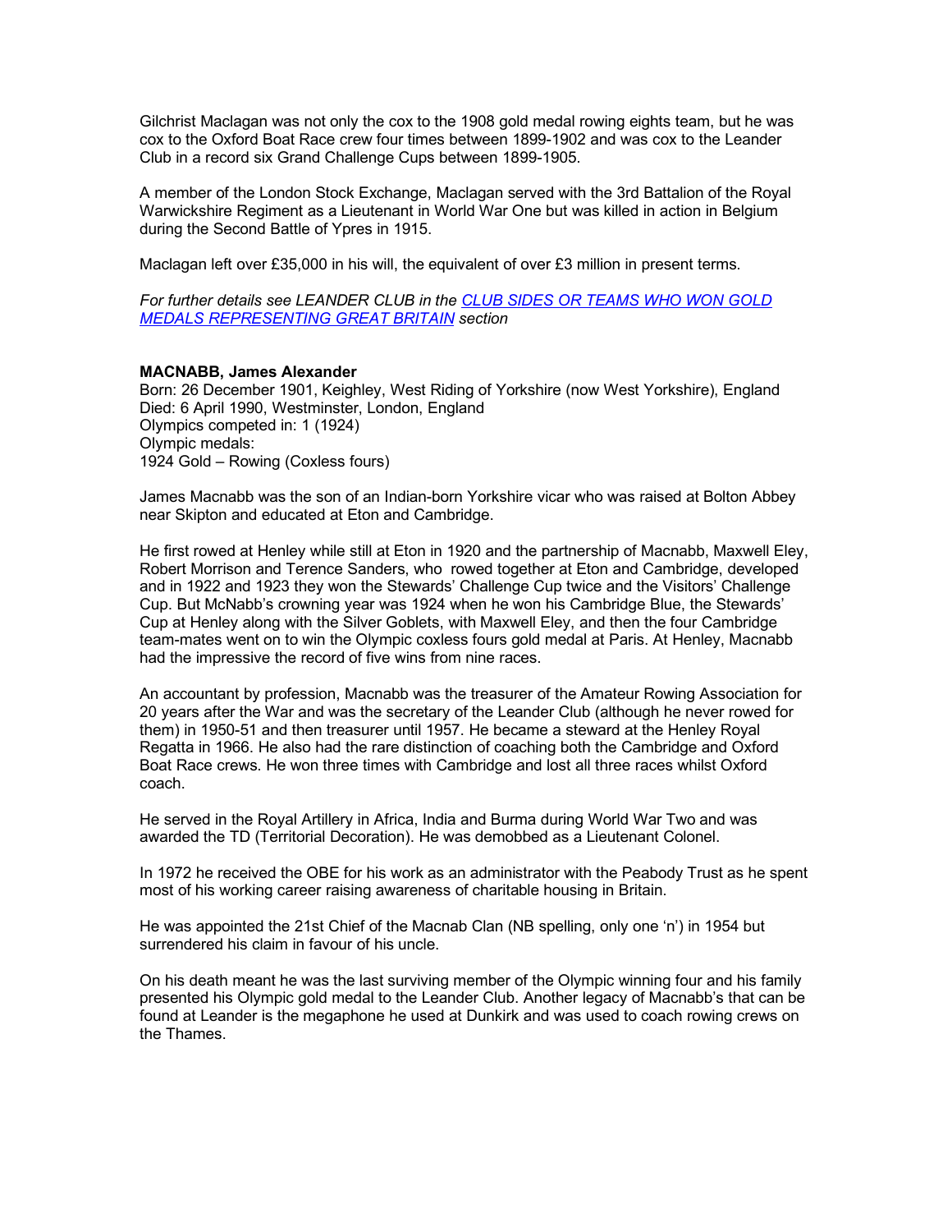Gilchrist Maclagan was not only the cox to the 1908 gold medal rowing eights team, but he was cox to the Oxford Boat Race crew four times between 1899-1902 and was cox to the Leander Club in a record six Grand Challenge Cups between 1899-1905.

A member of the London Stock Exchange, Maclagan served with the 3rd Battalion of the Royal Warwickshire Regiment as a Lieutenant in World War One but was killed in action in Belgium during the Second Battle of Ypres in 1915.

Maclagan left over £35,000 in his will, the equivalent of over £3 million in present terms.

*For further details see LEANDER CLUB in the [CLUB SIDES OR TEAMS WHO WON GOLD MEDALS REPRESENTING GREAT BRITAIN]() section*

**MACNABB, James Alexander**
Born: 26 December 1901, Keighley, West Riding of Yorkshire (now West Yorkshire), England
Died: 6 April 1990, Westminster, London, England
Olympics competed in: 1 (1924)
Olympic medals:
1924 Gold – Rowing (Coxless fours)

James Macnabb was the son of an Indian-born Yorkshire vicar who was raised at Bolton Abbey near Skipton and educated at Eton and Cambridge.

He first rowed at Henley while still at Eton in 1920 and the partnership of Macnabb, Maxwell Eley, Robert Morrison and Terence Sanders, who rowed together at Eton and Cambridge, developed and in 1922 and 1923 they won the Stewards' Challenge Cup twice and the Visitors' Challenge Cup. But McNabb's crowning year was 1924 when he won his Cambridge Blue, the Stewards' Cup at Henley along with the Silver Goblets, with Maxwell Eley, and then the four Cambridge team-mates went on to win the Olympic coxless fours gold medal at Paris. At Henley, Macnabb had the impressive the record of five wins from nine races.

An accountant by profession, Macnabb was the treasurer of the Amateur Rowing Association for 20 years after the War and was the secretary of the Leander Club (although he never rowed for them) in 1950-51 and then treasurer until 1957. He became a steward at the Henley Royal Regatta in 1966. He also had the rare distinction of coaching both the Cambridge and Oxford Boat Race crews. He won three times with Cambridge and lost all three races whilst Oxford coach.

He served in the Royal Artillery in Africa, India and Burma during World War Two and was awarded the TD (Territorial Decoration). He was demobbed as a Lieutenant Colonel.

In 1972 he received the OBE for his work as an administrator with the Peabody Trust as he spent most of his working career raising awareness of charitable housing in Britain.

He was appointed the 21st Chief of the Macnab Clan (NB spelling, only one 'n') in 1954 but surrendered his claim in favour of his uncle.

On his death meant he was the last surviving member of the Olympic winning four and his family presented his Olympic gold medal to the Leander Club. Another legacy of Macnabb's that can be found at Leander is the megaphone he used at Dunkirk and was used to coach rowing crews on the Thames.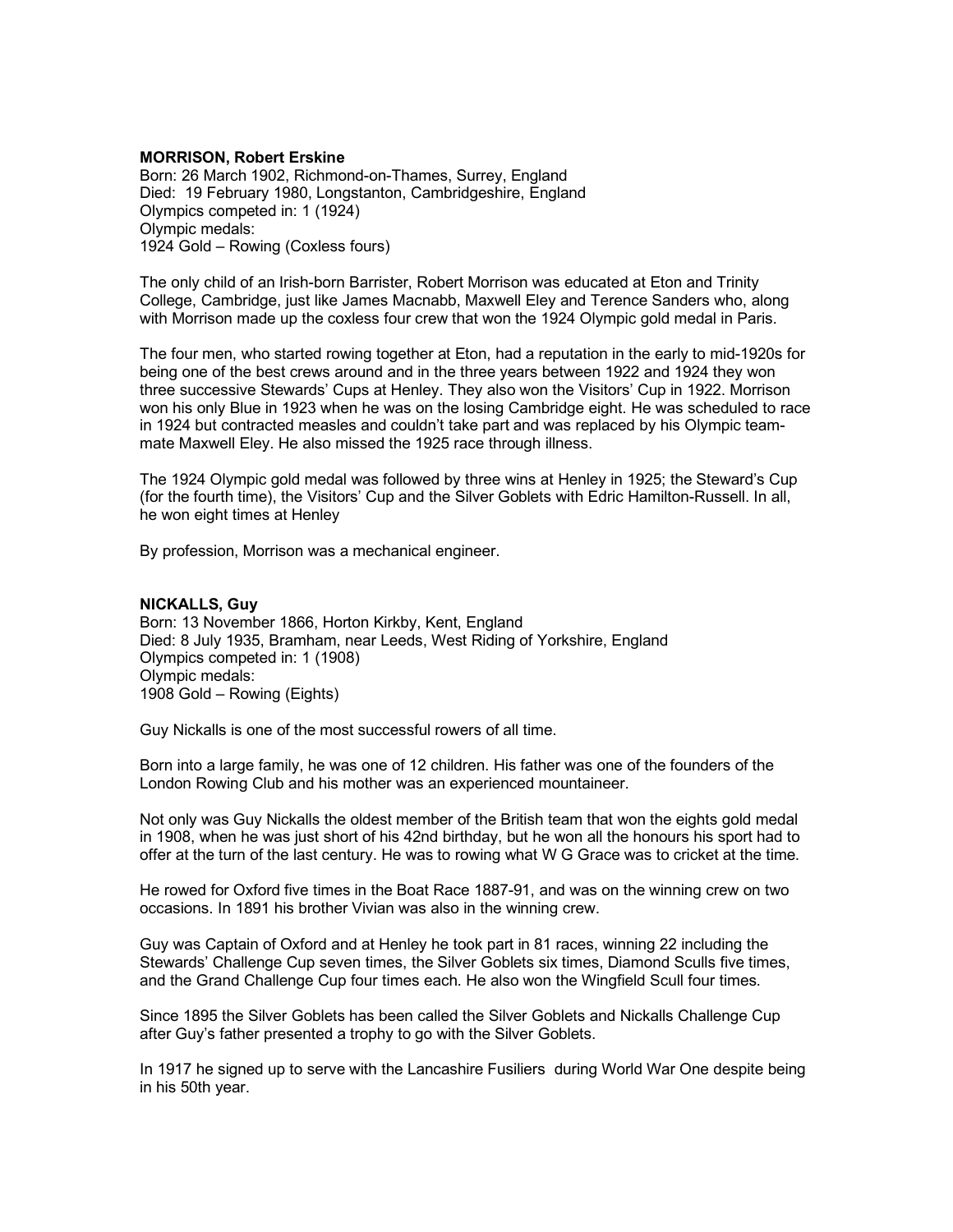**MORRISON, Robert Erskine**
Born: 26 March 1902, Richmond-on-Thames, Surrey, England
Died: 19 February 1980, Longstanton, Cambridgeshire, England
Olympics competed in: 1 (1924)
Olympic medals:
1924 Gold – Rowing (Coxless fours)

The only child of an Irish-born Barrister, Robert Morrison was educated at Eton and Trinity College, Cambridge, just like James Macnabb, Maxwell Eley and Terence Sanders who, along with Morrison made up the coxless four crew that won the 1924 Olympic gold medal in Paris.

The four men, who started rowing together at Eton, had a reputation in the early to mid-1920s for being one of the best crews around and in the three years between 1922 and 1924 they won three successive Stewards' Cups at Henley. They also won the Visitors' Cup in 1922. Morrison won his only Blue in 1923 when he was on the losing Cambridge eight. He was scheduled to race in 1924 but contracted measles and couldn't take part and was replaced by his Olympic team-mate Maxwell Eley. He also missed the 1925 race through illness.

The 1924 Olympic gold medal was followed by three wins at Henley in 1925; the Steward's Cup (for the fourth time), the Visitors' Cup and the Silver Goblets with Edric Hamilton-Russell. In all, he won eight times at Henley

By profession, Morrison was a mechanical engineer.

**NICKALLS, Guy**
Born: 13 November 1866, Horton Kirkby, Kent, England
Died: 8 July 1935, Bramham, near Leeds, West Riding of Yorkshire, England
Olympics competed in: 1 (1908)
Olympic medals:
1908 Gold – Rowing (Eights)

Guy Nickalls is one of the most successful rowers of all time.

Born into a large family, he was one of 12 children. His father was one of the founders of the London Rowing Club and his mother was an experienced mountaineer.

Not only was Guy Nickalls the oldest member of the British team that won the eights gold medal in 1908, when he was just short of his 42nd birthday, but he won all the honours his sport had to offer at the turn of the last century. He was to rowing what W G Grace was to cricket at the time.

He rowed for Oxford five times in the Boat Race 1887-91, and was on the winning crew on two occasions. In 1891 his brother Vivian was also in the winning crew.

Guy was Captain of Oxford and at Henley he took part in 81 races, winning 22 including the Stewards' Challenge Cup seven times, the Silver Goblets six times, Diamond Sculls five times, and the Grand Challenge Cup four times each. He also won the Wingfield Scull four times.

Since 1895 the Silver Goblets has been called the Silver Goblets and Nickalls Challenge Cup after Guy's father presented a trophy to go with the Silver Goblets.

In 1917 he signed up to serve with the Lancashire Fusiliers during World War One despite being in his 50th year.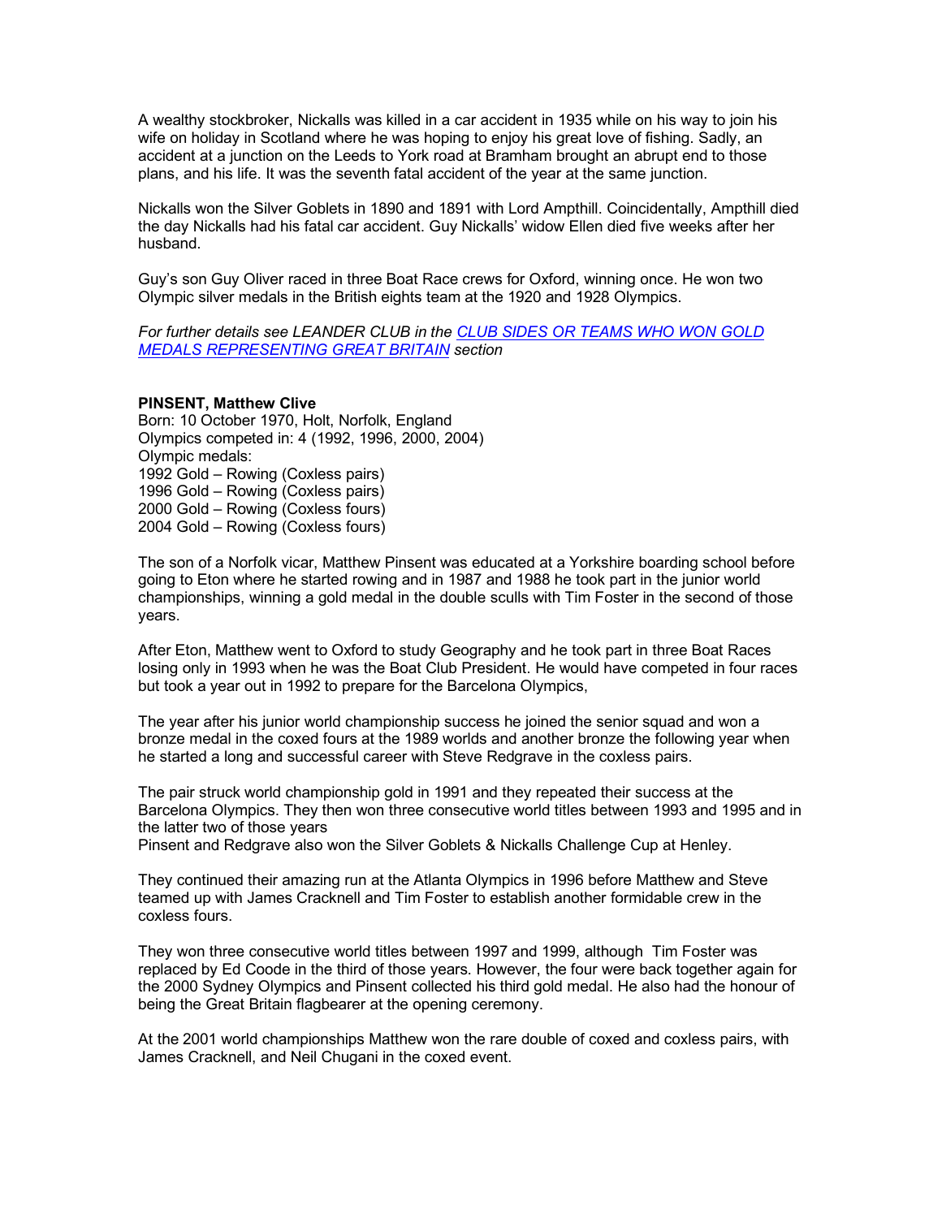A wealthy stockbroker, Nickalls was killed in a car accident in 1935 while on his way to join his wife on holiday in Scotland where he was hoping to enjoy his great love of fishing. Sadly, an accident at a junction on the Leeds to York road at Bramham brought an abrupt end to those plans, and his life. It was the seventh fatal accident of the year at the same junction.

Nickalls won the Silver Goblets in 1890 and 1891 with Lord Ampthill. Coincidentally, Ampthill died the day Nickalls had his fatal car accident. Guy Nickalls' widow Ellen died five weeks after her husband.

Guy's son Guy Oliver raced in three Boat Race crews for Oxford, winning once. He won two Olympic silver medals in the British eights team at the 1920 and 1928 Olympics.

*For further details see LEANDER CLUB in the [CLUB SIDES OR TEAMS WHO WON GOLD MEDALS REPRESENTING GREAT BRITAIN] section*

**PINSENT, Matthew Clive**
Born: 10 October 1970, Holt, Norfolk, England
Olympics competed in: 4 (1992, 1996, 2000, 2004)
Olympic medals:
1992 Gold – Rowing (Coxless pairs)
1996 Gold – Rowing (Coxless pairs)
2000 Gold – Rowing (Coxless fours)
2004 Gold – Rowing (Coxless fours)

The son of a Norfolk vicar, Matthew Pinsent was educated at a Yorkshire boarding school before going to Eton where he started rowing and in 1987 and 1988 he took part in the junior world championships, winning a gold medal in the double sculls with Tim Foster in the second of those years.

After Eton, Matthew went to Oxford to study Geography and he took part in three Boat Races losing only in 1993 when he was the Boat Club President. He would have competed in four races but took a year out in 1992 to prepare for the Barcelona Olympics,

The year after his junior world championship success he joined the senior squad and won a bronze medal in the coxed fours at the 1989 worlds and another bronze the following year when he started a long and successful career with Steve Redgrave in the coxless pairs.

The pair struck world championship gold in 1991 and they repeated their success at the Barcelona Olympics. They then won three consecutive world titles between 1993 and 1995 and in the latter two of those years
Pinsent and Redgrave also won the Silver Goblets & Nickalls Challenge Cup at Henley.

They continued their amazing run at the Atlanta Olympics in 1996 before Matthew and Steve teamed up with James Cracknell and Tim Foster to establish another formidable crew in the coxless fours.

They won three consecutive world titles between 1997 and 1999, although Tim Foster was replaced by Ed Coode in the third of those years. However, the four were back together again for the 2000 Sydney Olympics and Pinsent collected his third gold medal. He also had the honour of being the Great Britain flagbearer at the opening ceremony.

At the 2001 world championships Matthew won the rare double of coxed and coxless pairs, with James Cracknell, and Neil Chugani in the coxed event.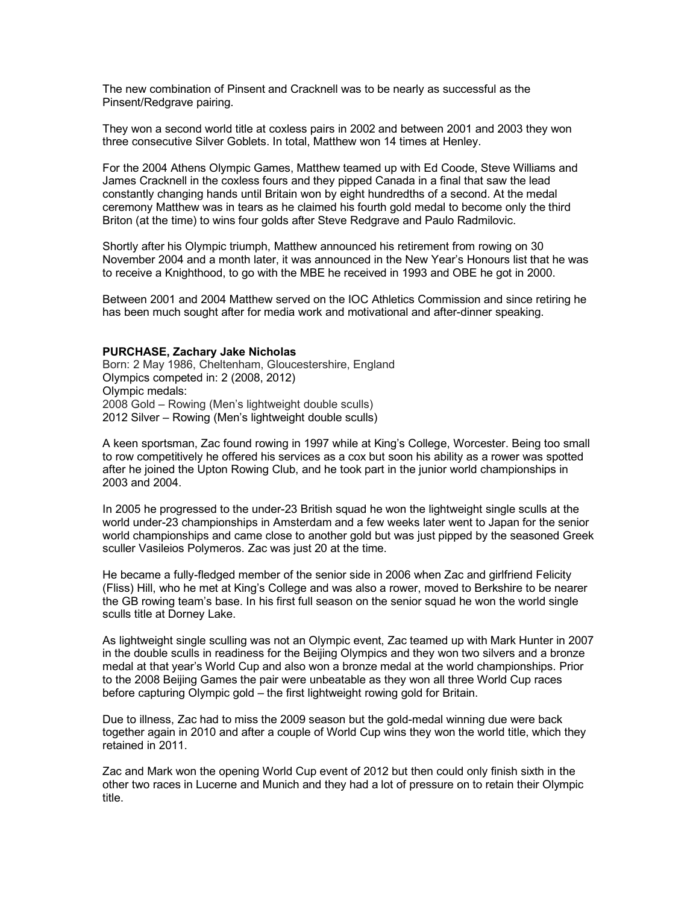The new combination of Pinsent and Cracknell was to be nearly as successful as the Pinsent/Redgrave pairing.

They won a second world title at coxless pairs in 2002 and between 2001 and 2003 they won three consecutive Silver Goblets. In total, Matthew won 14 times at Henley.

For the 2004 Athens Olympic Games, Matthew teamed up with Ed Coode, Steve Williams and James Cracknell in the coxless fours and they pipped Canada in a final that saw the lead constantly changing hands until Britain won by eight hundredths of a second. At the medal ceremony Matthew was in tears as he claimed his fourth gold medal to become only the third Briton (at the time) to wins four golds after Steve Redgrave and Paulo Radmilovic.

Shortly after his Olympic triumph, Matthew announced his retirement from rowing on 30 November 2004 and a month later, it was announced in the New Year's Honours list that he was to receive a Knighthood, to go with the MBE he received in 1993 and OBE he got in 2000.

Between 2001 and 2004 Matthew served on the IOC Athletics Commission and since retiring he has been much sought after for media work and motivational and after-dinner speaking.

**PURCHASE, Zachary Jake Nicholas**

Born: 2 May 1986, Cheltenham, Gloucestershire, England
Olympics competed in: 2 (2008, 2012)
Olympic medals:
2008 Gold – Rowing (Men's lightweight double sculls)
2012 Silver – Rowing (Men's lightweight double sculls)

A keen sportsman, Zac found rowing in 1997 while at King's College, Worcester. Being too small to row competitively he offered his services as a cox but soon his ability as a rower was spotted after he joined the Upton Rowing Club, and he took part in the junior world championships in 2003 and 2004.

In 2005 he progressed to the under-23 British squad he won the lightweight single sculls at the world under-23 championships in Amsterdam and a few weeks later went to Japan for the senior world championships and came close to another gold but was just pipped by the seasoned Greek sculler Vasileios Polymeros. Zac was just 20 at the time.

He became a fully-fledged member of the senior side in 2006 when Zac and girlfriend Felicity (Fliss) Hill, who he met at King's College and was also a rower, moved to Berkshire to be nearer the GB rowing team's base. In his first full season on the senior squad he won the world single sculls title at Dorney Lake.

As lightweight single sculling was not an Olympic event, Zac teamed up with Mark Hunter in 2007 in the double sculls in readiness for the Beijing Olympics and they won two silvers and a bronze medal at that year's World Cup and also won a bronze medal at the world championships. Prior to the 2008 Beijing Games the pair were unbeatable as they won all three World Cup races before capturing Olympic gold – the first lightweight rowing gold for Britain.

Due to illness, Zac had to miss the 2009 season but the gold-medal winning due were back together again in 2010 and after a couple of World Cup wins they won the world title, which they retained in 2011.

Zac and Mark won the opening World Cup event of 2012 but then could only finish sixth in the other two races in Lucerne and Munich and they had a lot of pressure on to retain their Olympic title.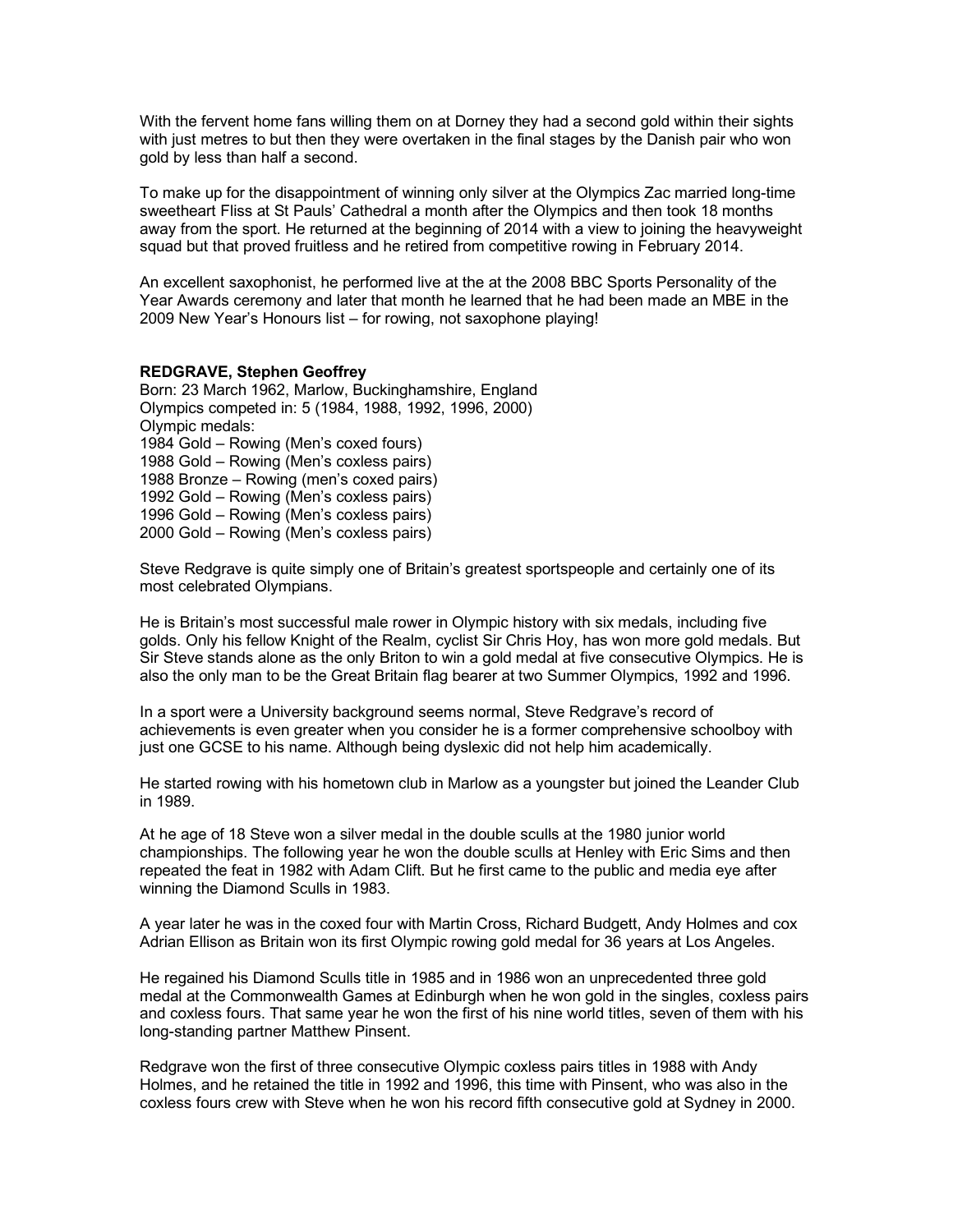With the fervent home fans willing them on at Dorney they had a second gold within their sights with just metres to but then they were overtaken in the final stages by the Danish pair who won gold by less than half a second.

To make up for the disappointment of winning only silver at the Olympics Zac married long-time sweetheart Fliss at St Pauls' Cathedral a month after the Olympics and then took 18 months away from the sport. He returned at the beginning of 2014 with a view to joining the heavyweight squad but that proved fruitless and he retired from competitive rowing in February 2014.

An excellent saxophonist, he performed live at the at the 2008 BBC Sports Personality of the Year Awards ceremony and later that month he learned that he had been made an MBE in the 2009 New Year's Honours list – for rowing, not saxophone playing!

**REDGRAVE, Stephen Geoffrey**
Born: 23 March 1962, Marlow, Buckinghamshire, England
Olympics competed in: 5 (1984, 1988, 1992, 1996, 2000)
Olympic medals:
1984 Gold – Rowing (Men's coxed fours)
1988 Gold – Rowing (Men's coxless pairs)
1988 Bronze – Rowing (men's coxed pairs)
1992 Gold – Rowing (Men's coxless pairs)
1996 Gold – Rowing (Men's coxless pairs)
2000 Gold – Rowing (Men's coxless pairs)

Steve Redgrave is quite simply one of Britain's greatest sportspeople and certainly one of its most celebrated Olympians.

He is Britain's most successful male rower in Olympic history with six medals, including five golds. Only his fellow Knight of the Realm, cyclist Sir Chris Hoy, has won more gold medals. But Sir Steve stands alone as the only Briton to win a gold medal at five consecutive Olympics. He is also the only man to be the Great Britain flag bearer at two Summer Olympics, 1992 and 1996.

In a sport were a University background seems normal, Steve Redgrave's record of achievements is even greater when you consider he is a former comprehensive schoolboy with just one GCSE to his name. Although being dyslexic did not help him academically.

He started rowing with his hometown club in Marlow as a youngster but joined the Leander Club in 1989.

At he age of 18 Steve won a silver medal in the double sculls at the 1980 junior world championships. The following year he won the double sculls at Henley with Eric Sims and then repeated the feat in 1982 with Adam Clift. But he first came to the public and media eye after winning the Diamond Sculls in 1983.

A year later he was in the coxed four with Martin Cross, Richard Budgett, Andy Holmes and cox Adrian Ellison as Britain won its first Olympic rowing gold medal for 36 years at Los Angeles.

He regained his Diamond Sculls title in 1985 and in 1986 won an unprecedented three gold medal at the Commonwealth Games at Edinburgh when he won gold in the singles, coxless pairs and coxless fours. That same year he won the first of his nine world titles, seven of them with his long-standing partner Matthew Pinsent.

Redgrave won the first of three consecutive Olympic coxless pairs titles in 1988 with Andy Holmes, and he retained the title in 1992 and 1996, this time with Pinsent, who was also in the coxless fours crew with Steve when he won his record fifth consecutive gold at Sydney in 2000.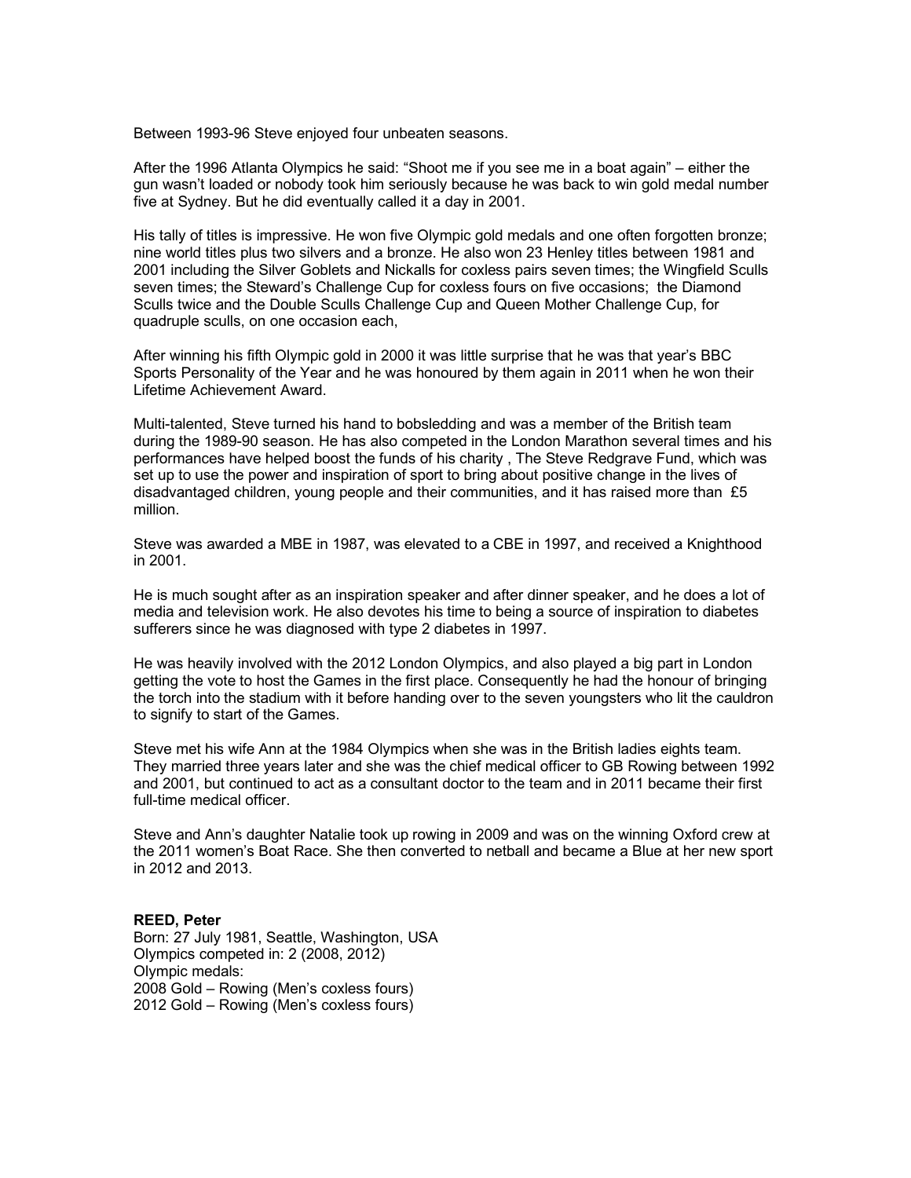Between 1993-96 Steve enjoyed four unbeaten seasons.

After the 1996 Atlanta Olympics he said: “Shoot me if you see me in a boat again” – either the gun wasn’t loaded or nobody took him seriously because he was back to win gold medal number five at Sydney. But he did eventually called it a day in 2001.

His tally of titles is impressive. He won five Olympic gold medals and one often forgotten bronze; nine world titles plus two silvers and a bronze. He also won 23 Henley titles between 1981 and 2001 including the Silver Goblets and Nickalls for coxless pairs seven times; the Wingfield Sculls seven times; the Steward’s Challenge Cup for coxless fours on five occasions; the Diamond Sculls twice and the Double Sculls Challenge Cup and Queen Mother Challenge Cup, for quadruple sculls, on one occasion each,

After winning his fifth Olympic gold in 2000 it was little surprise that he was that year’s BBC Sports Personality of the Year and he was honoured by them again in 2011 when he won their Lifetime Achievement Award.

Multi-talented, Steve turned his hand to bobsledding and was a member of the British team during the 1989-90 season. He has also competed in the London Marathon several times and his performances have helped boost the funds of his charity , The Steve Redgrave Fund, which was set up to use the power and inspiration of sport to bring about positive change in the lives of disadvantaged children, young people and their communities, and it has raised more than £5 million.

Steve was awarded a MBE in 1987, was elevated to a CBE in 1997, and received a Knighthood in 2001.

He is much sought after as an inspiration speaker and after dinner speaker, and he does a lot of media and television work. He also devotes his time to being a source of inspiration to diabetes sufferers since he was diagnosed with type 2 diabetes in 1997.

He was heavily involved with the 2012 London Olympics, and also played a big part in London getting the vote to host the Games in the first place. Consequently he had the honour of bringing the torch into the stadium with it before handing over to the seven youngsters who lit the cauldron to signify to start of the Games.

Steve met his wife Ann at the 1984 Olympics when she was in the British ladies eights team. They married three years later and she was the chief medical officer to GB Rowing between 1992 and 2001, but continued to act as a consultant doctor to the team and in 2011 became their first full-time medical officer.

Steve and Ann’s daughter Natalie took up rowing in 2009 and was on the winning Oxford crew at the 2011 women’s Boat Race. She then converted to netball and became a Blue at her new sport in 2012 and 2013.

**REED, Peter**
Born: 27 July 1981, Seattle, Washington, USA
Olympics competed in: 2 (2008, 2012)
Olympic medals:
2008 Gold – Rowing (Men’s coxless fours)
2012 Gold – Rowing (Men’s coxless fours)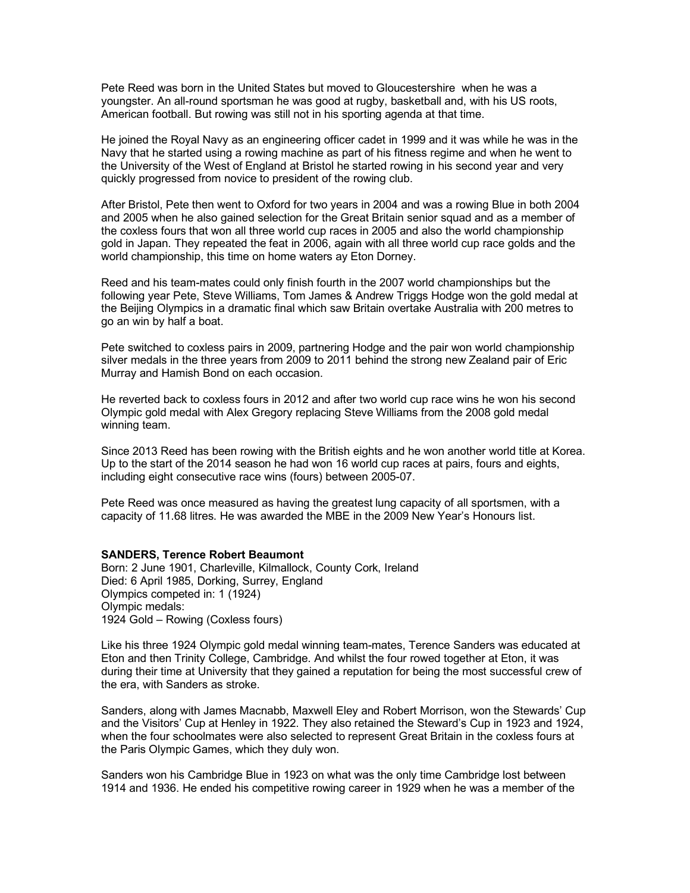Pete Reed was born in the United States but moved to Gloucestershire when he was a youngster. An all-round sportsman he was good at rugby, basketball and, with his US roots, American football. But rowing was still not in his sporting agenda at that time.

He joined the Royal Navy as an engineering officer cadet in 1999 and it was while he was in the Navy that he started using a rowing machine as part of his fitness regime and when he went to the University of the West of England at Bristol he started rowing in his second year and very quickly progressed from novice to president of the rowing club.

After Bristol, Pete then went to Oxford for two years in 2004 and was a rowing Blue in both 2004 and 2005 when he also gained selection for the Great Britain senior squad and as a member of the coxless fours that won all three world cup races in 2005 and also the world championship gold in Japan. They repeated the feat in 2006, again with all three world cup race golds and the world championship, this time on home waters ay Eton Dorney.

Reed and his team-mates could only finish fourth in the 2007 world championships but the following year Pete, Steve Williams, Tom James & Andrew Triggs Hodge won the gold medal at the Beijing Olympics in a dramatic final which saw Britain overtake Australia with 200 metres to go an win by half a boat.

Pete switched to coxless pairs in 2009, partnering Hodge and the pair won world championship silver medals in the three years from 2009 to 2011 behind the strong new Zealand pair of Eric Murray and Hamish Bond on each occasion.

He reverted back to coxless fours in 2012 and after two world cup race wins he won his second Olympic gold medal with Alex Gregory replacing Steve Williams from the 2008 gold medal winning team.

Since 2013 Reed has been rowing with the British eights and he won another world title at Korea. Up to the start of the 2014 season he had won 16 world cup races at pairs, fours and eights, including eight consecutive race wins (fours) between 2005-07.

Pete Reed was once measured as having the greatest lung capacity of all sportsmen, with a capacity of 11.68 litres. He was awarded the MBE in the 2009 New Year's Honours list.

**SANDERS, Terence Robert Beaumont**
Born: 2 June 1901, Charleville, Kilmallock, County Cork, Ireland
Died: 6 April 1985, Dorking, Surrey, England
Olympics competed in: 1 (1924)
Olympic medals:
1924 Gold – Rowing (Coxless fours)

Like his three 1924 Olympic gold medal winning team-mates, Terence Sanders was educated at Eton and then Trinity College, Cambridge. And whilst the four rowed together at Eton, it was during their time at University that they gained a reputation for being the most successful crew of the era, with Sanders as stroke.

Sanders, along with James Macnabb, Maxwell Eley and Robert Morrison, won the Stewards' Cup and the Visitors' Cup at Henley in 1922. They also retained the Steward's Cup in 1923 and 1924, when the four schoolmates were also selected to represent Great Britain in the coxless fours at the Paris Olympic Games, which they duly won.

Sanders won his Cambridge Blue in 1923 on what was the only time Cambridge lost between 1914 and 1936. He ended his competitive rowing career in 1929 when he was a member of the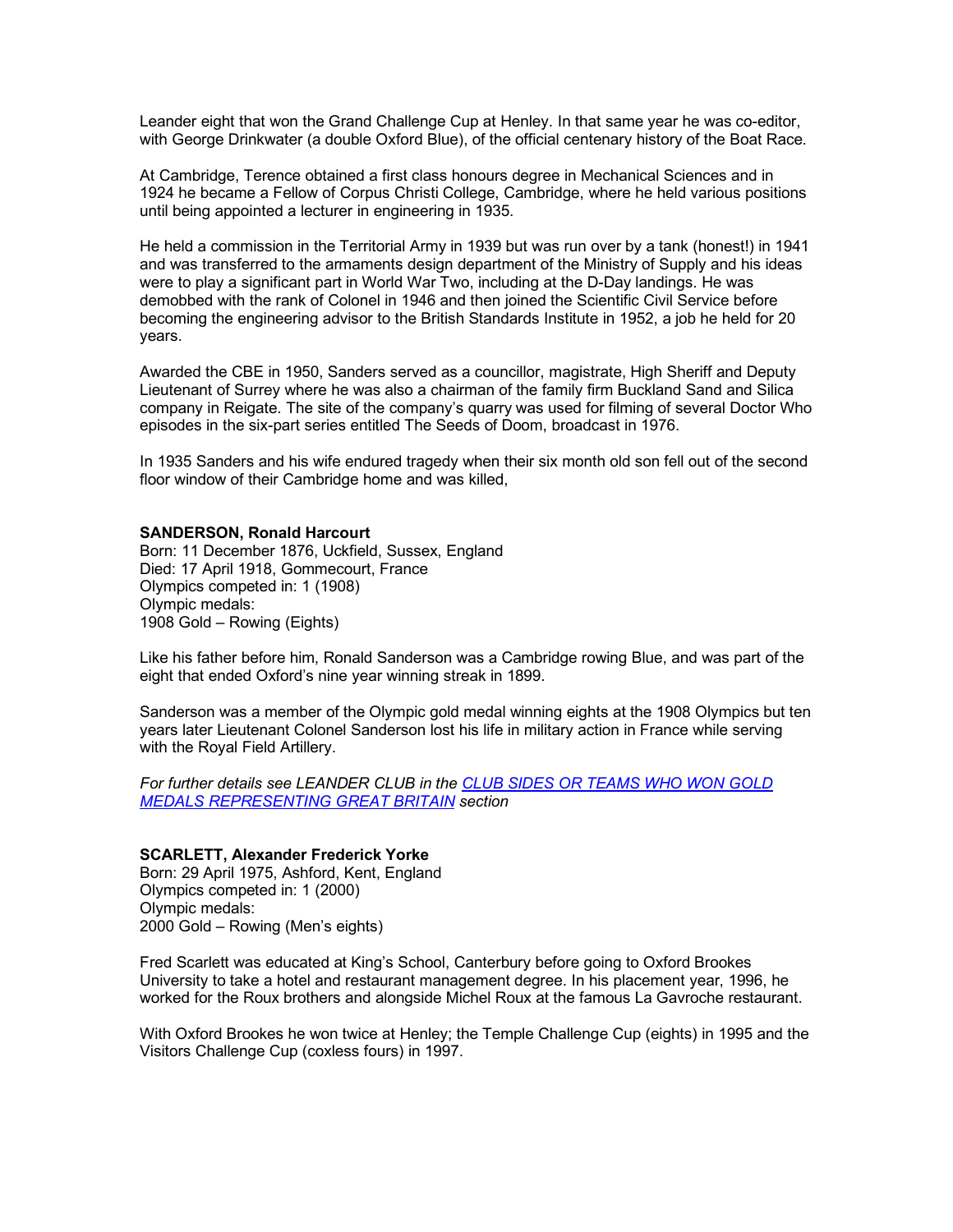Leander eight that won the Grand Challenge Cup at Henley. In that same year he was co-editor, with George Drinkwater (a double Oxford Blue), of the official centenary history of the Boat Race.

At Cambridge, Terence obtained a first class honours degree in Mechanical Sciences and in 1924 he became a Fellow of Corpus Christi College, Cambridge, where he held various positions until being appointed a lecturer in engineering in 1935.

He held a commission in the Territorial Army in 1939 but was run over by a tank (honest!) in 1941 and was transferred to the armaments design department of the Ministry of Supply and his ideas were to play a significant part in World War Two, including at the D-Day landings. He was demobbed with the rank of Colonel in 1946 and then joined the Scientific Civil Service before becoming the engineering advisor to the British Standards Institute in 1952, a job he held for 20 years.

Awarded the CBE in 1950, Sanders served as a councillor, magistrate, High Sheriff and Deputy Lieutenant of Surrey where he was also a chairman of the family firm Buckland Sand and Silica company in Reigate. The site of the company's quarry was used for filming of several Doctor Who episodes in the six-part series entitled The Seeds of Doom, broadcast in 1976.

In 1935 Sanders and his wife endured tragedy when their six month old son fell out of the second floor window of their Cambridge home and was killed,

**SANDERSON, Ronald Harcourt**
Born: 11 December 1876, Uckfield, Sussex, England
Died: 17 April 1918, Gommecourt, France
Olympics competed in: 1 (1908)
Olympic medals:
1908 Gold – Rowing (Eights)

Like his father before him, Ronald Sanderson was a Cambridge rowing Blue, and was part of the eight that ended Oxford's nine year winning streak in 1899.

Sanderson was a member of the Olympic gold medal winning eights at the 1908 Olympics but ten years later Lieutenant Colonel Sanderson lost his life in military action in France while serving with the Royal Field Artillery.

*For further details see LEANDER CLUB in the CLUB SIDES OR TEAMS WHO WON GOLD MEDALS REPRESENTING GREAT BRITAIN section*

**SCARLETT, Alexander Frederick Yorke**
Born: 29 April 1975, Ashford, Kent, England
Olympics competed in: 1 (2000)
Olympic medals:
2000 Gold – Rowing (Men's eights)

Fred Scarlett was educated at King's School, Canterbury before going to Oxford Brookes University to take a hotel and restaurant management degree. In his placement year, 1996, he worked for the Roux brothers and alongside Michel Roux at the famous La Gavroche restaurant.

With Oxford Brookes he won twice at Henley; the Temple Challenge Cup (eights) in 1995 and the Visitors Challenge Cup (coxless fours) in 1997.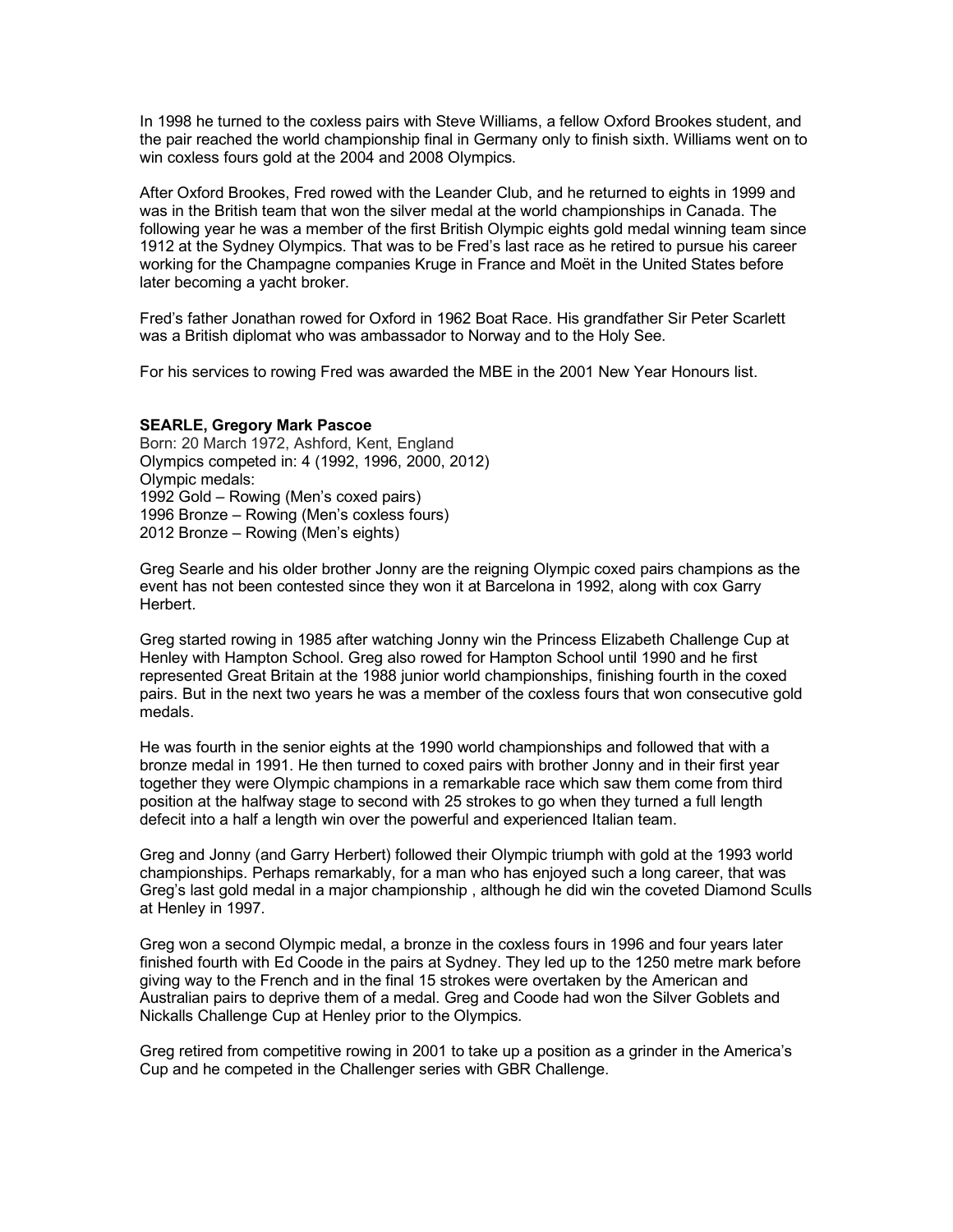In 1998 he turned to the coxless pairs with Steve Williams, a fellow Oxford Brookes student, and the pair reached the world championship final in Germany only to finish sixth. Williams went on to win coxless fours gold at the 2004 and 2008 Olympics.

After Oxford Brookes, Fred rowed with the Leander Club, and he returned to eights in 1999 and was in the British team that won the silver medal at the world championships in Canada. The following year he was a member of the first British Olympic eights gold medal winning team since 1912 at the Sydney Olympics. That was to be Fred's last race as he retired to pursue his career working for the Champagne companies Kruge in France and Moët in the United States before later becoming a yacht broker.

Fred's father Jonathan rowed for Oxford in 1962 Boat Race. His grandfather Sir Peter Scarlett was a British diplomat who was ambassador to Norway and to the Holy See.

For his services to rowing Fred was awarded the MBE in the 2001 New Year Honours list.

**SEARLE, Gregory Mark Pascoe**

Born: 20 March 1972, Ashford, Kent, England
Olympics competed in: 4 (1992, 1996, 2000, 2012)
Olympic medals:
1992 Gold – Rowing (Men's coxed pairs)
1996 Bronze – Rowing (Men's coxless fours)
2012 Bronze – Rowing (Men's eights)

Greg Searle and his older brother Jonny are the reigning Olympic coxed pairs champions as the event has not been contested since they won it at Barcelona in 1992, along with cox Garry Herbert.

Greg started rowing in 1985 after watching Jonny win the Princess Elizabeth Challenge Cup at Henley with Hampton School. Greg also rowed for Hampton School until 1990 and he first represented Great Britain at the 1988 junior world championships, finishing fourth in the coxed pairs. But in the next two years he was a member of the coxless fours that won consecutive gold medals.

He was fourth in the senior eights at the 1990 world championships and followed that with a bronze medal in 1991. He then turned to coxed pairs with brother Jonny and in their first year together they were Olympic champions in a remarkable race which saw them come from third position at the halfway stage to second with 25 strokes to go when they turned a full length defecit into a half a length win over the powerful and experienced Italian team.

Greg and Jonny (and Garry Herbert) followed their Olympic triumph with gold at the 1993 world championships. Perhaps remarkably, for a man who has enjoyed such a long career, that was Greg's last gold medal in a major championship , although he did win the coveted Diamond Sculls at Henley in 1997.

Greg won a second Olympic medal, a bronze in the coxless fours in 1996 and four years later finished fourth with Ed Coode in the pairs at Sydney. They led up to the 1250 metre mark before giving way to the French and in the final 15 strokes were overtaken by the American and Australian pairs to deprive them of a medal. Greg and Coode had won the Silver Goblets and Nickalls Challenge Cup at Henley prior to the Olympics.

Greg retired from competitive rowing in 2001 to take up a position as a grinder in the America's Cup and he competed in the Challenger series with GBR Challenge.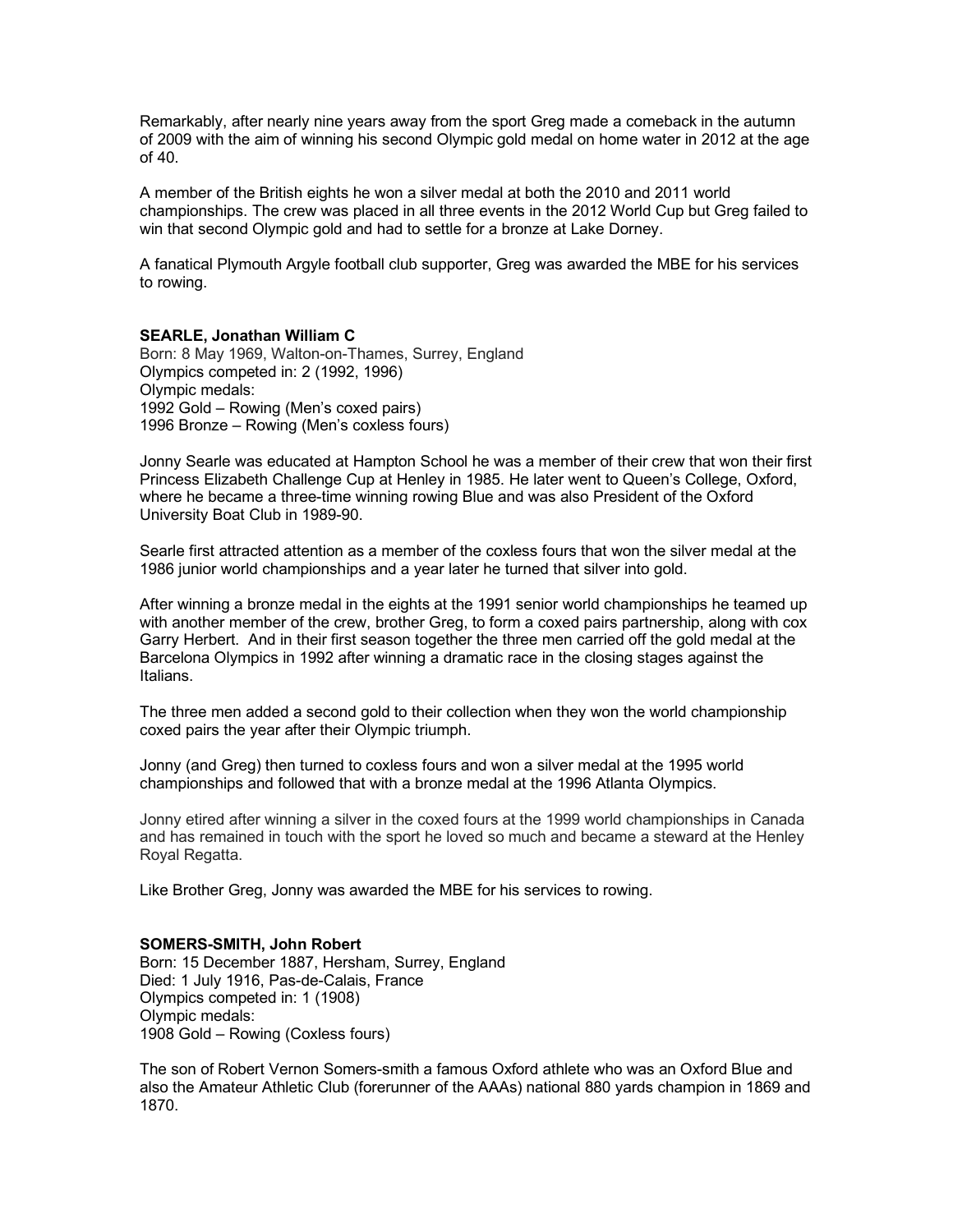Remarkably, after nearly nine years away from the sport Greg made a comeback in the autumn of 2009 with the aim of winning his second Olympic gold medal on home water in 2012 at the age of 40.

A member of the British eights he won a silver medal at both the 2010 and 2011 world championships. The crew was placed in all three events in the 2012 World Cup but Greg failed to win that second Olympic gold and had to settle for a bronze at Lake Dorney.

A fanatical Plymouth Argyle football club supporter, Greg was awarded the MBE for his services to rowing.

**SEARLE, Jonathan William C**
Born: 8 May 1969, Walton-on-Thames, Surrey, England
Olympics competed in: 2 (1992, 1996)
Olympic medals:
1992 Gold – Rowing (Men's coxed pairs)
1996 Bronze – Rowing (Men's coxless fours)

Jonny Searle was educated at Hampton School he was a member of their crew that won their first Princess Elizabeth Challenge Cup at Henley in 1985. He later went to Queen's College, Oxford, where he became a three-time winning rowing Blue and was also President of the Oxford University Boat Club in 1989-90.

Searle first attracted attention as a member of the coxless fours that won the silver medal at the 1986 junior world championships and a year later he turned that silver into gold.

After winning a bronze medal in the eights at the 1991 senior world championships he teamed up with another member of the crew, brother Greg, to form a coxed pairs partnership, along with cox Garry Herbert. And in their first season together the three men carried off the gold medal at the Barcelona Olympics in 1992 after winning a dramatic race in the closing stages against the Italians.

The three men added a second gold to their collection when they won the world championship coxed pairs the year after their Olympic triumph.

Jonny (and Greg) then turned to coxless fours and won a silver medal at the 1995 world championships and followed that with a bronze medal at the 1996 Atlanta Olympics.

Jonny etired after winning a silver in the coxed fours at the 1999 world championships in Canada and has remained in touch with the sport he loved so much and became a steward at the Henley Royal Regatta.

Like Brother Greg, Jonny was awarded the MBE for his services to rowing.

**SOMERS-SMITH, John Robert**
Born: 15 December 1887, Hersham, Surrey, England
Died: 1 July 1916, Pas-de-Calais, France
Olympics competed in: 1 (1908)
Olympic medals:
1908 Gold – Rowing (Coxless fours)

The son of Robert Vernon Somers-smith a famous Oxford athlete who was an Oxford Blue and also the Amateur Athletic Club (forerunner of the AAAs) national 880 yards champion in 1869 and 1870.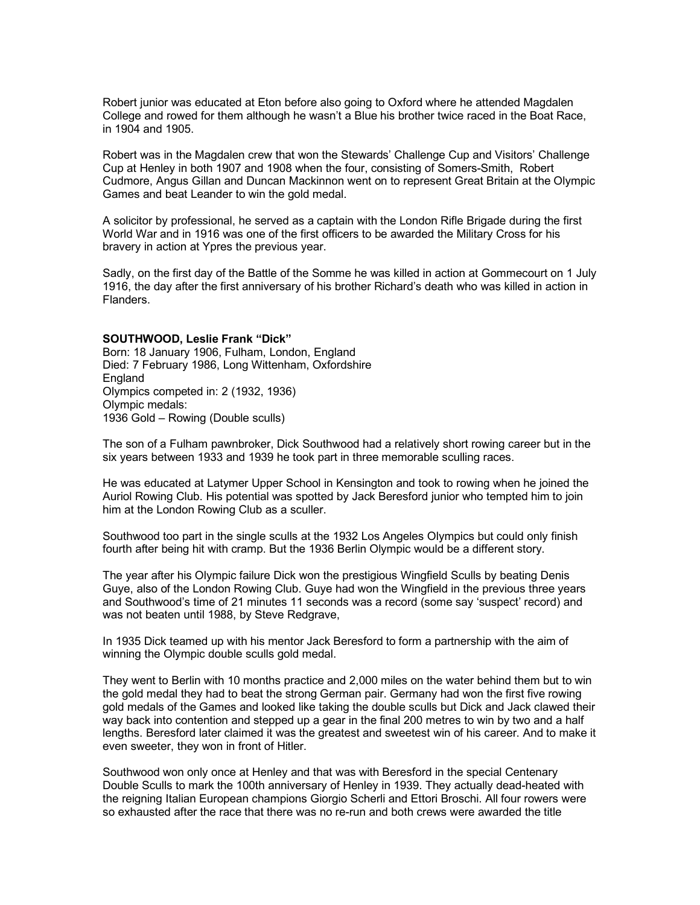Robert junior was educated at Eton before also going to Oxford where he attended Magdalen College and rowed for them although he wasn't a Blue his brother twice raced in the Boat Race, in 1904 and 1905.

Robert was in the Magdalen crew that won the Stewards' Challenge Cup and Visitors' Challenge Cup at Henley in both 1907 and 1908 when the four, consisting of Somers-Smith, Robert Cudmore, Angus Gillan and Duncan Mackinnon went on to represent Great Britain at the Olympic Games and beat Leander to win the gold medal.

A solicitor by professional, he served as a captain with the London Rifle Brigade during the first World War and in 1916 was one of the first officers to be awarded the Military Cross for his bravery in action at Ypres the previous year.

Sadly, on the first day of the Battle of the Somme he was killed in action at Gommecourt on 1 July 1916, the day after the first anniversary of his brother Richard's death who was killed in action in Flanders.

**SOUTHWOOD, Leslie Frank "Dick"**
Born: 18 January 1906, Fulham, London, England
Died: 7 February 1986, Long Wittenham, Oxfordshire
England
Olympics competed in: 2 (1932, 1936)
Olympic medals:
1936 Gold – Rowing (Double sculls)

The son of a Fulham pawnbroker, Dick Southwood had a relatively short rowing career but in the six years between 1933 and 1939 he took part in three memorable sculling races.

He was educated at Latymer Upper School in Kensington and took to rowing when he joined the Auriol Rowing Club. His potential was spotted by Jack Beresford junior who tempted him to join him at the London Rowing Club as a sculler.

Southwood too part in the single sculls at the 1932 Los Angeles Olympics but could only finish fourth after being hit with cramp. But the 1936 Berlin Olympic would be a different story.

The year after his Olympic failure Dick won the prestigious Wingfield Sculls by beating Denis Guye, also of the London Rowing Club. Guye had won the Wingfield in the previous three years and Southwood's time of 21 minutes 11 seconds was a record (some say 'suspect' record) and was not beaten until 1988, by Steve Redgrave,

In 1935 Dick teamed up with his mentor Jack Beresford to form a partnership with the aim of winning the Olympic double sculls gold medal.

They went to Berlin with 10 months practice and 2,000 miles on the water behind them but to win the gold medal they had to beat the strong German pair. Germany had won the first five rowing gold medals of the Games and looked like taking the double sculls but Dick and Jack clawed their way back into contention and stepped up a gear in the final 200 metres to win by two and a half lengths. Beresford later claimed it was the greatest and sweetest win of his career. And to make it even sweeter, they won in front of Hitler.

Southwood won only once at Henley and that was with Beresford in the special Centenary Double Sculls to mark the 100th anniversary of Henley in 1939. They actually dead-heated with the reigning Italian European champions Giorgio Scherli and Ettori Broschi. All four rowers were so exhausted after the race that there was no re-run and both crews were awarded the title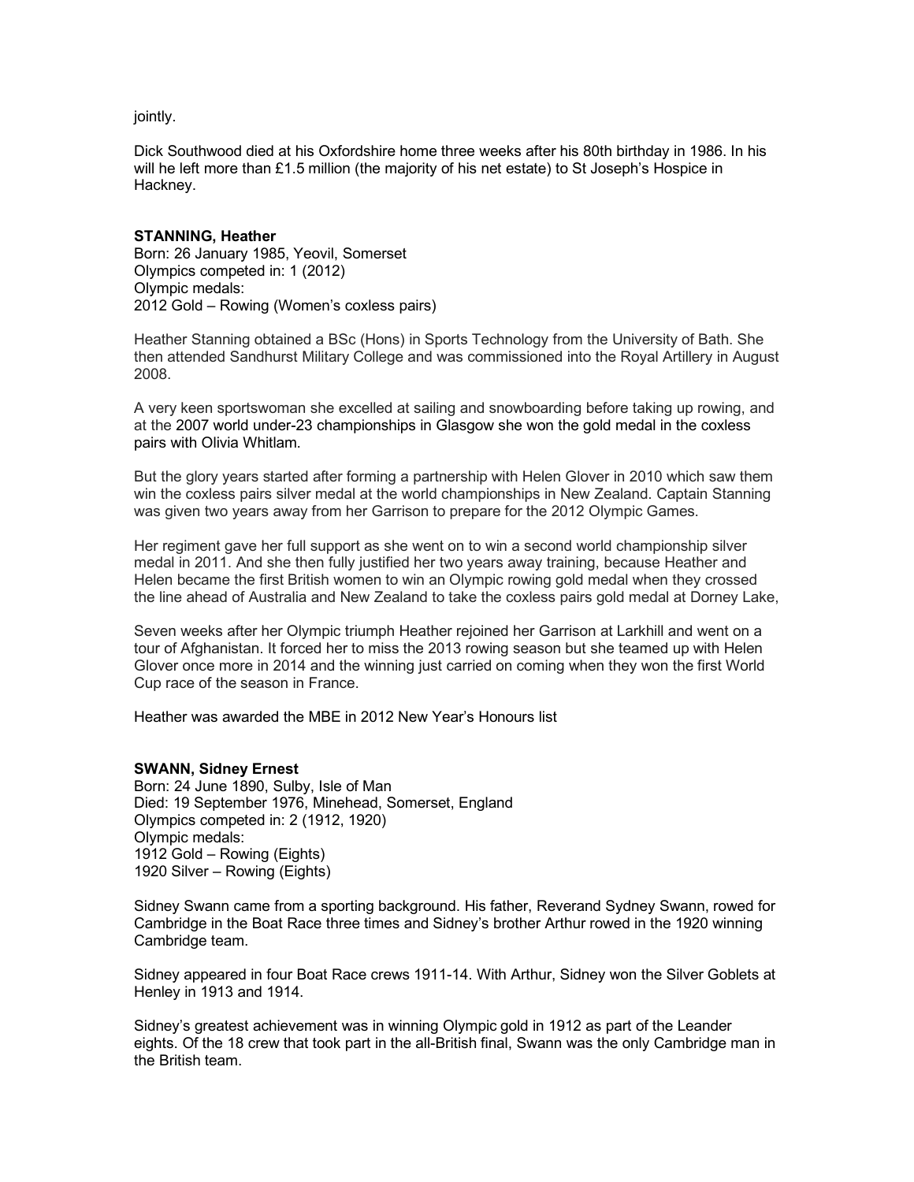jointly.

Dick Southwood died at his Oxfordshire home three weeks after his 80th birthday in 1986. In his will he left more than £1.5 million (the majority of his net estate) to St Joseph's Hospice in Hackney.

**STANNING, Heather**
Born: 26 January 1985, Yeovil, Somerset
Olympics competed in: 1 (2012)
Olympic medals:
2012 Gold – Rowing (Women's coxless pairs)

Heather Stanning obtained a BSc (Hons) in Sports Technology from the University of Bath. She then attended Sandhurst Military College and was commissioned into the Royal Artillery in August 2008.

A very keen sportswoman she excelled at sailing and snowboarding before taking up rowing, and at the 2007 world under-23 championships in Glasgow she won the gold medal in the coxless pairs with Olivia Whitlam.

But the glory years started after forming a partnership with Helen Glover in 2010 which saw them win the coxless pairs silver medal at the world championships in New Zealand. Captain Stanning was given two years away from her Garrison to prepare for the 2012 Olympic Games.

Her regiment gave her full support as she went on to win a second world championship silver medal in 2011. And she then fully justified her two years away training, because Heather and Helen became the first British women to win an Olympic rowing gold medal when they crossed the line ahead of Australia and New Zealand to take the coxless pairs gold medal at Dorney Lake,

Seven weeks after her Olympic triumph Heather rejoined her Garrison at Larkhill and went on a tour of Afghanistan. It forced her to miss the 2013 rowing season but she teamed up with Helen Glover once more in 2014 and the winning just carried on coming when they won the first World Cup race of the season in France.

Heather was awarded the MBE in 2012 New Year's Honours list

**SWANN, Sidney Ernest**
Born: 24 June 1890, Sulby, Isle of Man
Died: 19 September 1976, Minehead, Somerset, England
Olympics competed in: 2 (1912, 1920)
Olympic medals:
1912 Gold – Rowing (Eights)
1920 Silver – Rowing (Eights)

Sidney Swann came from a sporting background. His father, Reverand Sydney Swann, rowed for Cambridge in the Boat Race three times and Sidney's brother Arthur rowed in the 1920 winning Cambridge team.

Sidney appeared in four Boat Race crews 1911-14. With Arthur, Sidney won the Silver Goblets at Henley in 1913 and 1914.

Sidney's greatest achievement was in winning Olympic gold in 1912 as part of the Leander eights. Of the 18 crew that took part in the all-British final, Swann was the only Cambridge man in the British team.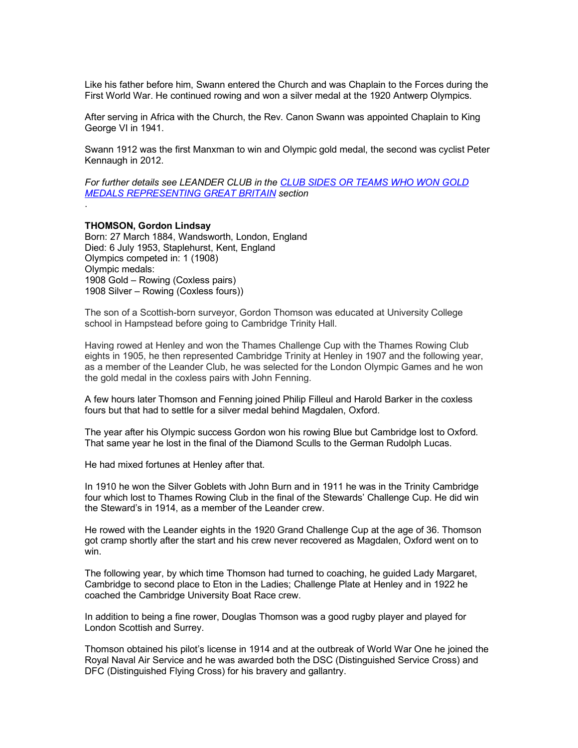Like his father before him, Swann entered the Church and was Chaplain to the Forces during the First World War. He continued rowing and won a silver medal at the 1920 Antwerp Olympics.

After serving in Africa with the Church, the Rev. Canon Swann was appointed Chaplain to King George VI in 1941.

Swann 1912 was the first Manxman to win and Olympic gold medal, the second was cyclist Peter Kennaugh in 2012.

*For further details see LEANDER CLUB in the [CLUB SIDES OR TEAMS WHO WON GOLD MEDALS REPRESENTING GREAT BRITAIN](#) section*

.

**THOMSON, Gordon Lindsay**
Born: 27 March 1884, Wandsworth, London, England
Died: 6 July 1953, Staplehurst, Kent, England
Olympics competed in: 1 (1908)
Olympic medals:
1908 Gold – Rowing (Coxless pairs)
1908 Silver – Rowing (Coxless fours))

The son of a Scottish-born surveyor, Gordon Thomson was educated at University College school in Hampstead before going to Cambridge Trinity Hall.

Having rowed at Henley and won the Thames Challenge Cup with the Thames Rowing Club eights in 1905, he then represented Cambridge Trinity at Henley in 1907 and the following year, as a member of the Leander Club, he was selected for the London Olympic Games and he won the gold medal in the coxless pairs with John Fenning.

A few hours later Thomson and Fenning joined Philip Filleul and Harold Barker in the coxless fours but that had to settle for a silver medal behind Magdalen, Oxford.

The year after his Olympic success Gordon won his rowing Blue but Cambridge lost to Oxford. That same year he lost in the final of the Diamond Sculls to the German Rudolph Lucas.

He had mixed fortunes at Henley after that.

In 1910 he won the Silver Goblets with John Burn and in 1911 he was in the Trinity Cambridge four which lost to Thames Rowing Club in the final of the Stewards' Challenge Cup. He did win the Steward's in 1914, as a member of the Leander crew.

He rowed with the Leander eights in the 1920 Grand Challenge Cup at the age of 36. Thomson got cramp shortly after the start and his crew never recovered as Magdalen, Oxford went on to win.

The following year, by which time Thomson had turned to coaching, he guided Lady Margaret, Cambridge to second place to Eton in the Ladies; Challenge Plate at Henley and in 1922 he coached the Cambridge University Boat Race crew.

In addition to being a fine rower, Douglas Thomson was a good rugby player and played for London Scottish and Surrey.

Thomson obtained his pilot's license in 1914 and at the outbreak of World War One he joined the Royal Naval Air Service and he was awarded both the DSC (Distinguished Service Cross) and DFC (Distinguished Flying Cross) for his bravery and gallantry.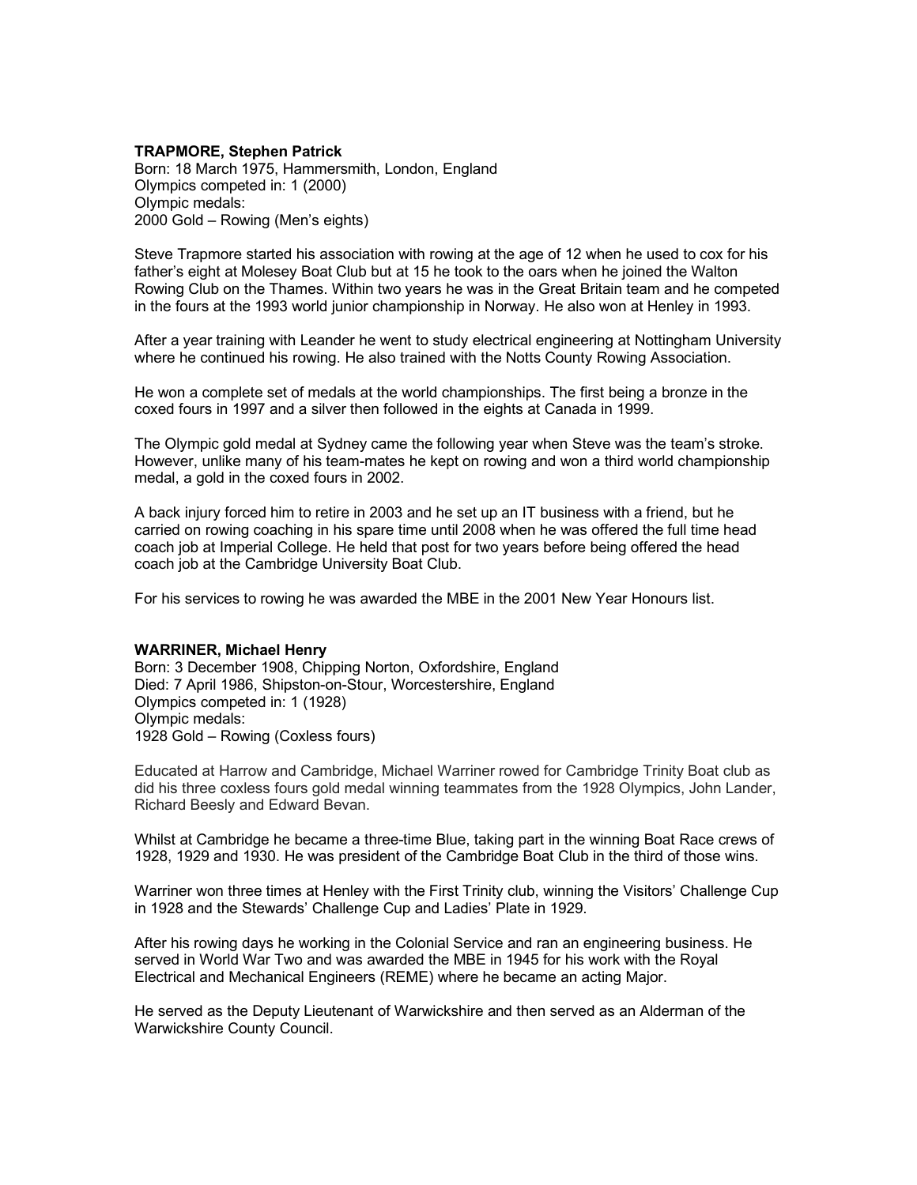**TRAPMORE, Stephen Patrick**
Born: 18 March 1975, Hammersmith, London, England
Olympics competed in: 1 (2000)
Olympic medals:
2000 Gold – Rowing (Men's eights)

Steve Trapmore started his association with rowing at the age of 12 when he used to cox for his father's eight at Molesey Boat Club but at 15 he took to the oars when he joined the Walton Rowing Club on the Thames. Within two years he was in the Great Britain team and he competed in the fours at the 1993 world junior championship in Norway. He also won at Henley in 1993.

After a year training with Leander he went to study electrical engineering at Nottingham University where he continued his rowing. He also trained with the Notts County Rowing Association.

He won a complete set of medals at the world championships. The first being a bronze in the coxed fours in 1997 and a silver then followed in the eights at Canada in 1999.

The Olympic gold medal at Sydney came the following year when Steve was the team's stroke. However, unlike many of his team-mates he kept on rowing and won a third world championship medal, a gold in the coxed fours in 2002.

A back injury forced him to retire in 2003 and he set up an IT business with a friend, but he carried on rowing coaching in his spare time until 2008 when he was offered the full time head coach job at Imperial College. He held that post for two years before being offered the head coach job at the Cambridge University Boat Club.

For his services to rowing he was awarded the MBE in the 2001 New Year Honours list.

**WARRINER, Michael Henry**
Born: 3 December 1908, Chipping Norton, Oxfordshire, England
Died: 7 April 1986, Shipston-on-Stour, Worcestershire, England
Olympics competed in: 1 (1928)
Olympic medals:
1928 Gold – Rowing (Coxless fours)

Educated at Harrow and Cambridge, Michael Warriner rowed for Cambridge Trinity Boat club as did his three coxless fours gold medal winning teammates from the 1928 Olympics, John Lander, Richard Beesly and Edward Bevan.

Whilst at Cambridge he became a three-time Blue, taking part in the winning Boat Race crews of 1928, 1929 and 1930. He was president of the Cambridge Boat Club in the third of those wins.

Warriner won three times at Henley with the First Trinity club, winning the Visitors' Challenge Cup in 1928 and the Stewards' Challenge Cup and Ladies' Plate in 1929.

After his rowing days he working in the Colonial Service and ran an engineering business. He served in World War Two and was awarded the MBE in 1945 for his work with the Royal Electrical and Mechanical Engineers (REME) where he became an acting Major.

He served as the Deputy Lieutenant of Warwickshire and then served as an Alderman of the Warwickshire County Council.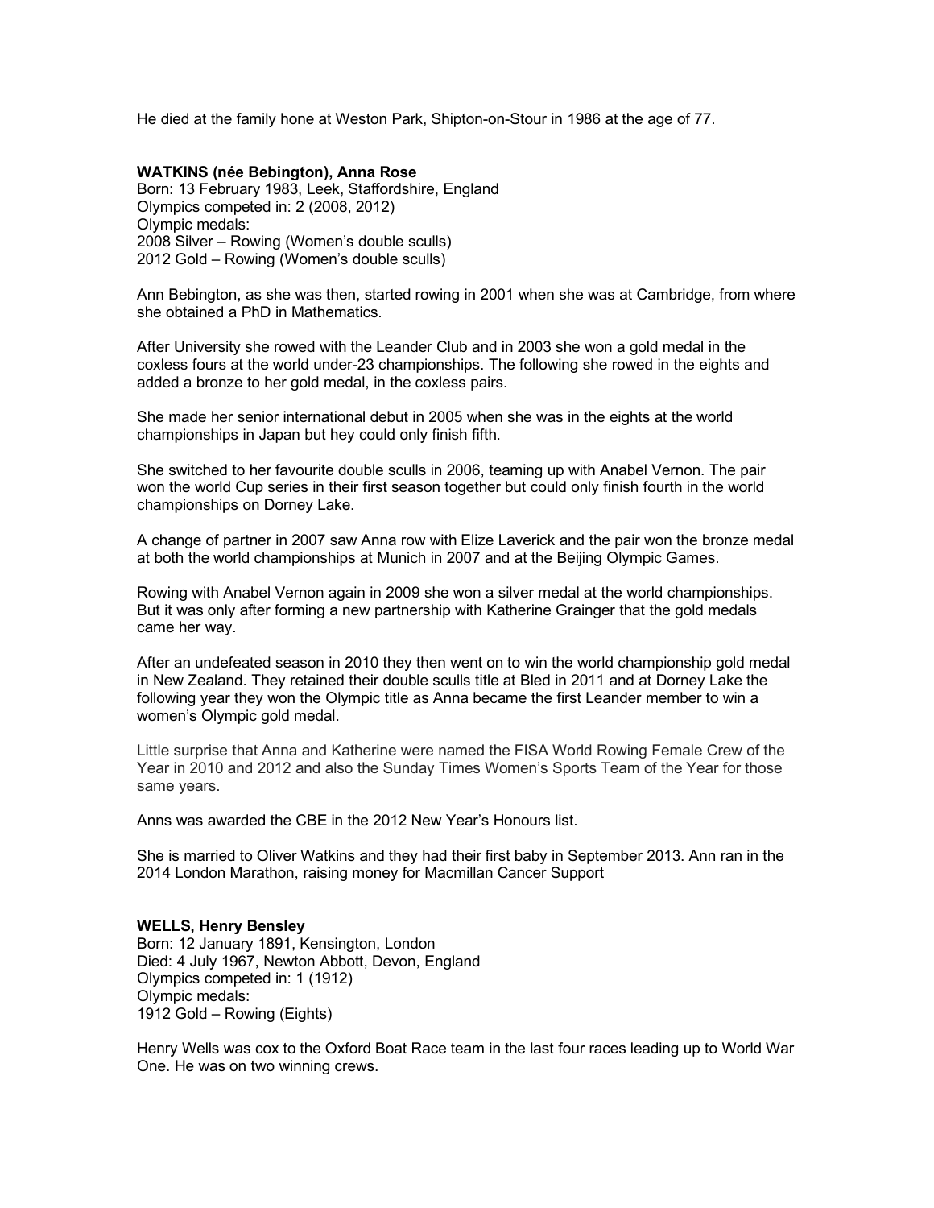He died at the family hone at Weston Park, Shipton-on-Stour in 1986 at the age of 77.

**WATKINS (née Bebington), Anna Rose**
Born: 13 February 1983, Leek, Staffordshire, England
Olympics competed in: 2 (2008, 2012)
Olympic medals:
2008 Silver – Rowing (Women's double sculls)
2012 Gold – Rowing (Women's double sculls)

Ann Bebington, as she was then, started rowing in 2001 when she was at Cambridge, from where she obtained a PhD in Mathematics.

After University she rowed with the Leander Club and in 2003 she won a gold medal in the coxless fours at the world under-23 championships. The following she rowed in the eights and added a bronze to her gold medal, in the coxless pairs.

She made her senior international debut in 2005 when she was in the eights at the world championships in Japan but hey could only finish fifth.

She switched to her favourite double sculls in 2006, teaming up with Anabel Vernon. The pair won the world Cup series in their first season together but could only finish fourth in the world championships on Dorney Lake.

A change of partner in 2007 saw Anna row with Elize Laverick and the pair won the bronze medal at both the world championships at Munich in 2007 and at the Beijing Olympic Games.

Rowing with Anabel Vernon again in 2009 she won a silver medal at the world championships. But it was only after forming a new partnership with Katherine Grainger that the gold medals came her way.

After an undefeated season in 2010 they then went on to win the world championship gold medal in New Zealand. They retained their double sculls title at Bled in 2011 and at Dorney Lake the following year they won the Olympic title as Anna became the first Leander member to win a women's Olympic gold medal.

Little surprise that Anna and Katherine were named the FISA World Rowing Female Crew of the Year in 2010 and 2012 and also the Sunday Times Women's Sports Team of the Year for those same years.

Anns was awarded the CBE in the 2012 New Year's Honours list.

She is married to Oliver Watkins and they had their first baby in September 2013. Ann ran in the 2014 London Marathon, raising money for Macmillan Cancer Support

**WELLS, Henry Bensley**
Born: 12 January 1891, Kensington, London
Died: 4 July 1967, Newton Abbott, Devon, England
Olympics competed in: 1 (1912)
Olympic medals:
1912 Gold – Rowing (Eights)

Henry Wells was cox to the Oxford Boat Race team in the last four races leading up to World War One. He was on two winning crews.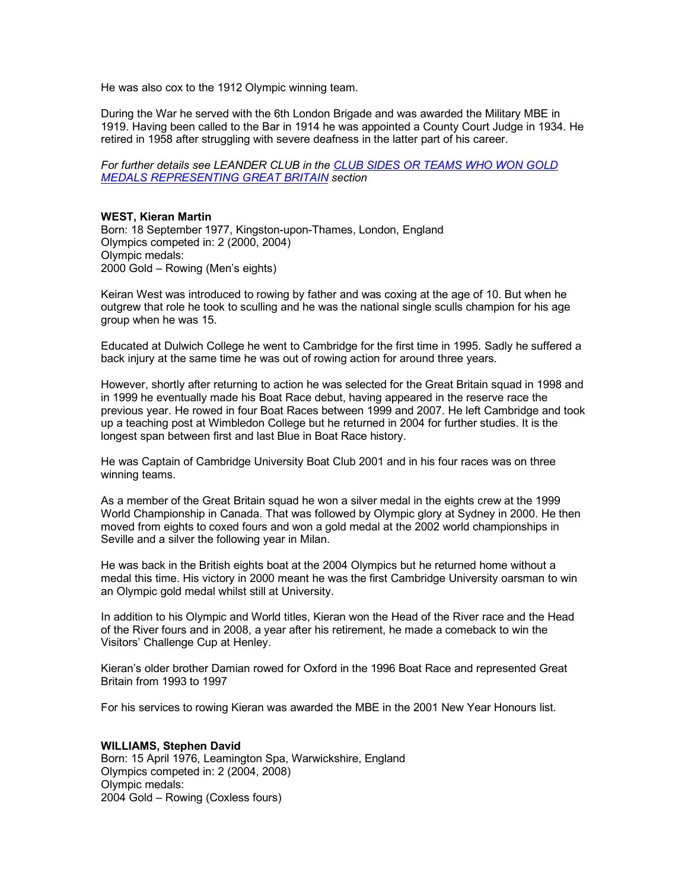He was also cox to the 1912 Olympic winning team.

During the War he served with the 6th London Brigade and was awarded the Military MBE in 1919. Having been called to the Bar in 1914 he was appointed a County Court Judge in 1934. He retired in 1958 after struggling with severe deafness in the latter part of his career.

*For further details see LEANDER CLUB in the [CLUB SIDES OR TEAMS WHO WON GOLD MEDALS REPRESENTING GREAT BRITAIN]() section*

**WEST, Kieran Martin**
Born: 18 September 1977, Kingston-upon-Thames, London, England
Olympics competed in: 2 (2000, 2004)
Olympic medals:
2000 Gold – Rowing (Men's eights)

Keiran West was introduced to rowing by father and was coxing at the age of 10. But when he outgrew that role he took to sculling and he was the national single sculls champion for his age group when he was 15.

Educated at Dulwich College he went to Cambridge for the first time in 1995. Sadly he suffered a back injury at the same time he was out of rowing action for around three years.

However, shortly after returning to action he was selected for the Great Britain squad in 1998 and in 1999 he eventually made his Boat Race debut, having appeared in the reserve race the previous year. He rowed in four Boat Races between 1999 and 2007. He left Cambridge and took up a teaching post at Wimbledon College but he returned in 2004 for further studies. It is the longest span between first and last Blue in Boat Race history.

He was Captain of Cambridge University Boat Club 2001 and in his four races was on three winning teams.

As a member of the Great Britain squad he won a silver medal in the eights crew at the 1999 World Championship in Canada. That was followed by Olympic glory at Sydney in 2000. He then moved from eights to coxed fours and won a gold medal at the 2002 world championships in Seville and a silver the following year in Milan.

He was back in the British eights boat at the 2004 Olympics but he returned home without a medal this time. His victory in 2000 meant he was the first Cambridge University oarsman to win an Olympic gold medal whilst still at University.

In addition to his Olympic and World titles, Kieran won the Head of the River race and the Head of the River fours and in 2008, a year after his retirement, he made a comeback to win the Visitors' Challenge Cup at Henley.

Kieran's older brother Damian rowed for Oxford in the 1996 Boat Race and represented Great Britain from 1993 to 1997

For his services to rowing Kieran was awarded the MBE in the 2001 New Year Honours list.

**WILLIAMS, Stephen David**
Born: 15 April 1976, Leamington Spa, Warwickshire, England
Olympics competed in: 2 (2004, 2008)
Olympic medals:
2004 Gold – Rowing (Coxless fours)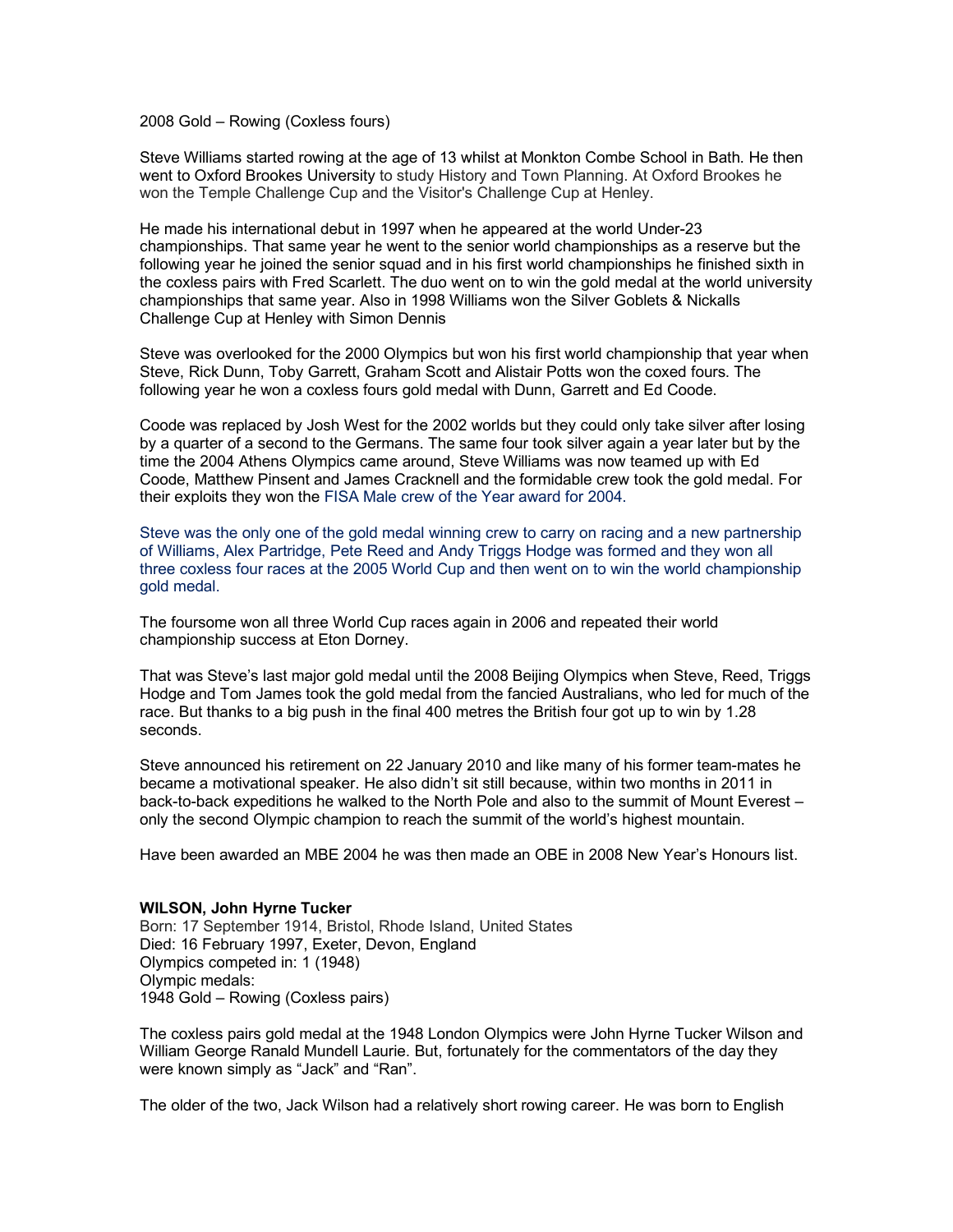2008 Gold – Rowing (Coxless fours)

Steve Williams started rowing at the age of 13 whilst at Monkton Combe School in Bath. He then went to Oxford Brookes University to study History and Town Planning. At Oxford Brookes he won the Temple Challenge Cup and the Visitor's Challenge Cup at Henley.

He made his international debut in 1997 when he appeared at the world Under-23 championships. That same year he went to the senior world championships as a reserve but the following year he joined the senior squad and in his first world championships he finished sixth in the coxless pairs with Fred Scarlett. The duo went on to win the gold medal at the world university championships that same year. Also in 1998 Williams won the Silver Goblets & Nickalls Challenge Cup at Henley with Simon Dennis

Steve was overlooked for the 2000 Olympics but won his first world championship that year when Steve, Rick Dunn, Toby Garrett, Graham Scott and Alistair Potts won the coxed fours. The following year he won a coxless fours gold medal with Dunn, Garrett and Ed Coode.

Coode was replaced by Josh West for the 2002 worlds but they could only take silver after losing by a quarter of a second to the Germans. The same four took silver again a year later but by the time the 2004 Athens Olympics came around, Steve Williams was now teamed up with Ed Coode, Matthew Pinsent and James Cracknell and the formidable crew took the gold medal. For their exploits they won the FISA Male crew of the Year award for 2004.

Steve was the only one of the gold medal winning crew to carry on racing and a new partnership of Williams, Alex Partridge, Pete Reed and Andy Triggs Hodge was formed and they won all three coxless four races at the 2005 World Cup and then went on to win the world championship gold medal.

The foursome won all three World Cup races again in 2006 and repeated their world championship success at Eton Dorney.

That was Steve's last major gold medal until the 2008 Beijing Olympics when Steve, Reed, Triggs Hodge and Tom James took the gold medal from the fancied Australians, who led for much of the race. But thanks to a big push in the final 400 metres the British four got up to win by 1.28 seconds.

Steve announced his retirement on 22 January 2010 and like many of his former team-mates he became a motivational speaker. He also didn't sit still because, within two months in 2011 in back-to-back expeditions he walked to the North Pole and also to the summit of Mount Everest – only the second Olympic champion to reach the summit of the world's highest mountain.

Have been awarded an MBE 2004 he was then made an OBE in 2008 New Year's Honours list.

**WILSON, John Hyrne Tucker**
Born: 17 September 1914, Bristol, Rhode Island, United States
Died: 16 February 1997, Exeter, Devon, England
Olympics competed in: 1 (1948)
Olympic medals:
1948 Gold – Rowing (Coxless pairs)

The coxless pairs gold medal at the 1948 London Olympics were John Hyrne Tucker Wilson and William George Ranald Mundell Laurie. But, fortunately for the commentators of the day they were known simply as "Jack" and "Ran".

The older of the two, Jack Wilson had a relatively short rowing career. He was born to English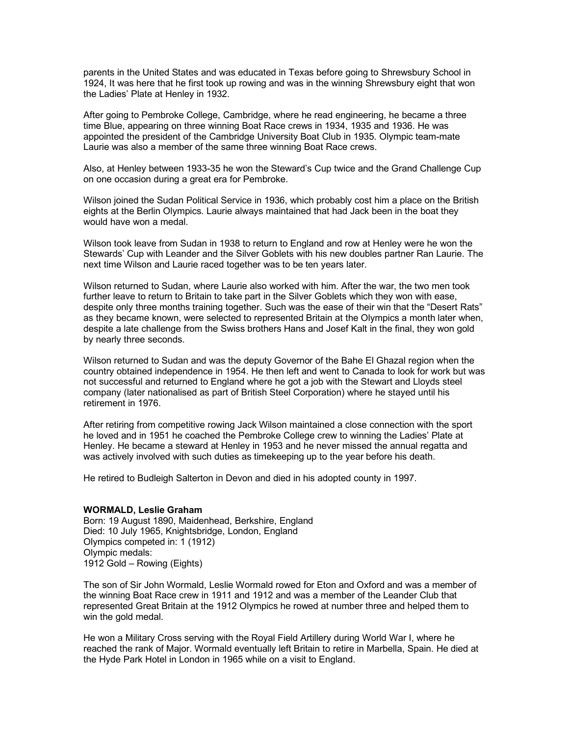parents in the United States and was educated in Texas before going to Shrewsbury School in 1924, It was here that he first took up rowing and was in the winning Shrewsbury eight that won the Ladies' Plate at Henley in 1932.

After going to Pembroke College, Cambridge, where he read engineering, he became a three time Blue, appearing on three winning Boat Race crews in 1934, 1935 and 1936. He was appointed the president of the Cambridge University Boat Club in 1935. Olympic team-mate Laurie was also a member of the same three winning Boat Race crews.

Also, at Henley between 1933-35 he won the Steward's Cup twice and the Grand Challenge Cup on one occasion during a great era for Pembroke.

Wilson joined the Sudan Political Service in 1936, which probably cost him a place on the British eights at the Berlin Olympics. Laurie always maintained that had Jack been in the boat they would have won a medal.

Wilson took leave from Sudan in 1938 to return to England and row at Henley were he won the Stewards' Cup with Leander and the Silver Goblets with his new doubles partner Ran Laurie. The next time Wilson and Laurie raced together was to be ten years later.

Wilson returned to Sudan, where Laurie also worked with him. After the war, the two men took further leave to return to Britain to take part in the Silver Goblets which they won with ease, despite only three months training together. Such was the ease of their win that the "Desert Rats" as they became known, were selected to represented Britain at the Olympics a month later when, despite a late challenge from the Swiss brothers Hans and Josef Kalt in the final, they won gold by nearly three seconds.

Wilson returned to Sudan and was the deputy Governor of the Bahe El Ghazal region when the country obtained independence in 1954. He then left and went to Canada to look for work but was not successful and returned to England where he got a job with the Stewart and Lloyds steel company (later nationalised as part of British Steel Corporation) where he stayed until his retirement in 1976.

After retiring from competitive rowing Jack Wilson maintained a close connection with the sport he loved and in 1951 he coached the Pembroke College crew to winning the Ladies' Plate at Henley. He became a steward at Henley in 1953 and he never missed the annual regatta and was actively involved with such duties as timekeeping up to the year before his death.

He retired to Budleigh Salterton in Devon and died in his adopted county in 1997.

**WORMALD, Leslie Graham**
Born: 19 August 1890, Maidenhead, Berkshire, England
Died: 10 July 1965, Knightsbridge, London, England
Olympics competed in: 1 (1912)
Olympic medals:
1912 Gold – Rowing (Eights)

The son of Sir John Wormald, Leslie Wormald rowed for Eton and Oxford and was a member of the winning Boat Race crew in 1911 and 1912 and was a member of the Leander Club that represented Great Britain at the 1912 Olympics he rowed at number three and helped them to win the gold medal.

He won a Military Cross serving with the Royal Field Artillery during World War I, where he reached the rank of Major. Wormald eventually left Britain to retire in Marbella, Spain. He died at the Hyde Park Hotel in London in 1965 while on a visit to England.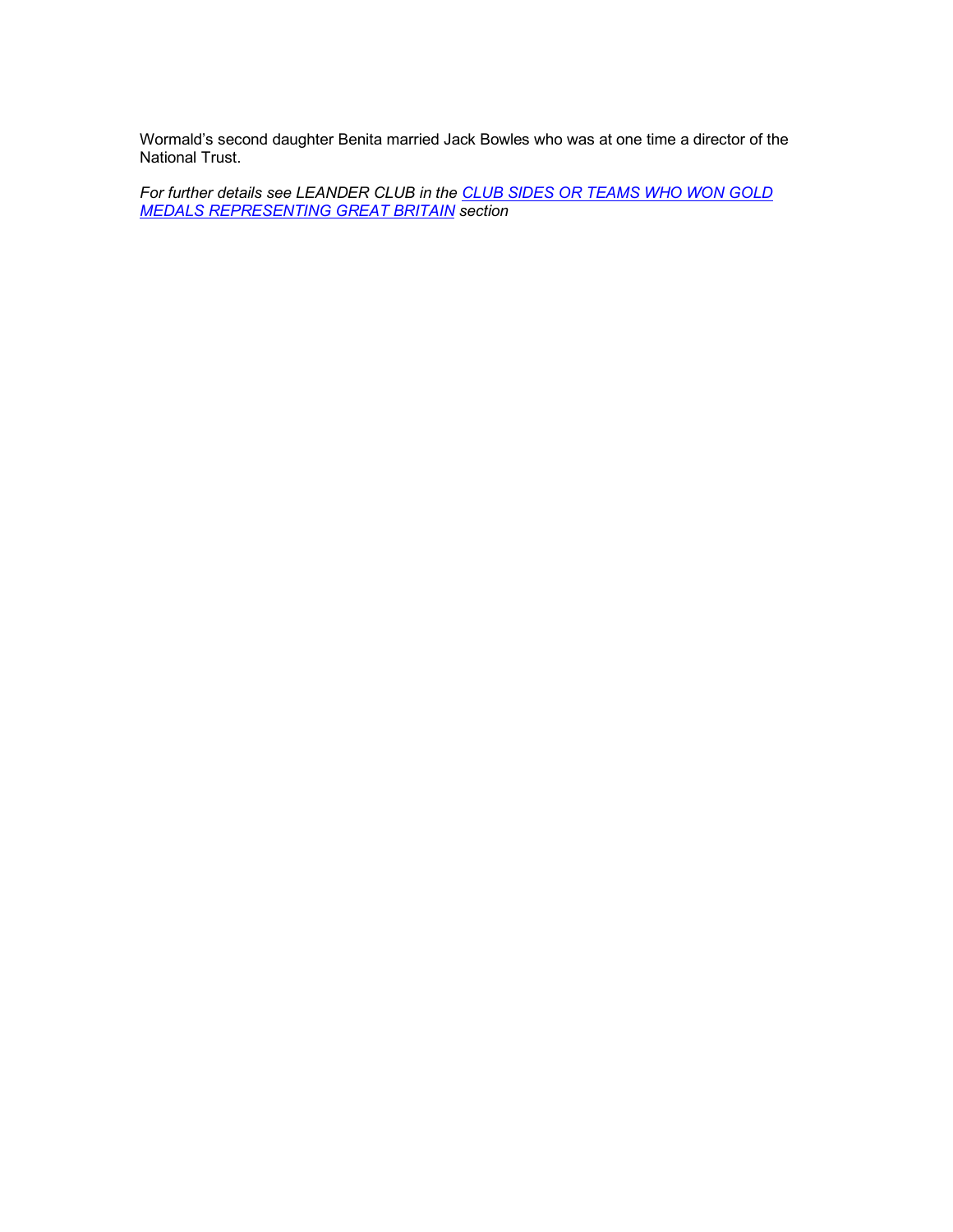Wormald's second daughter Benita married Jack Bowles who was at one time a director of the National Trust.

*For further details see LEANDER CLUB in the CLUB SIDES OR TEAMS WHO WON GOLD MEDALS REPRESENTING GREAT BRITAIN section*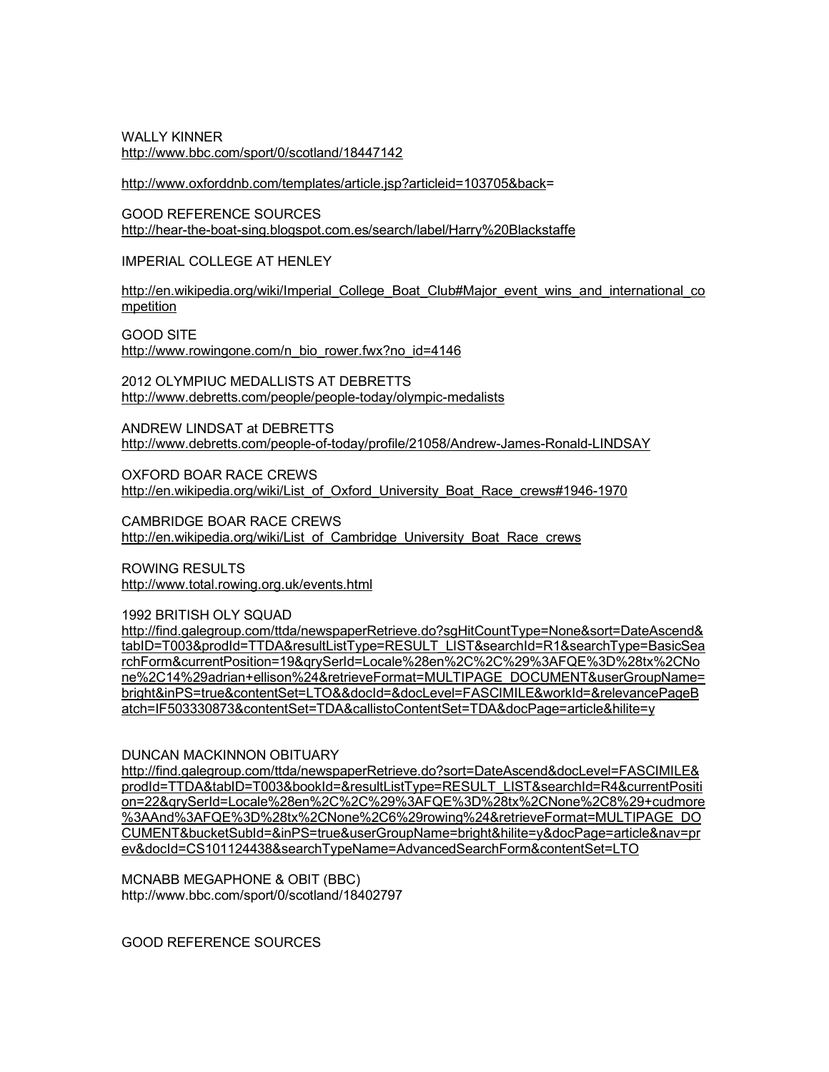WALLY KINNER
http://www.bbc.com/sport/0/scotland/18447142

http://www.oxforddnb.com/templates/article.jsp?articleid=103705&back=

GOOD REFERENCE SOURCES
http://hear-the-boat-sing.blogspot.com.es/search/label/Harry%20Blackstaffe

IMPERIAL COLLEGE AT HENLEY

http://en.wikipedia.org/wiki/Imperial_College_Boat_Club#Major_event_wins_and_international_competition

GOOD SITE
http://www.rowingone.com/n_bio_rower.fwx?no_id=4146

2012 OLYMPIUC MEDALLISTS AT DEBRETTS
http://www.debretts.com/people/people-today/olympic-medalists

ANDREW LINDSAT at DEBRETTS
http://www.debretts.com/people-of-today/profile/21058/Andrew-James-Ronald-LINDSAY

OXFORD BOAR RACE CREWS
http://en.wikipedia.org/wiki/List_of_Oxford_University_Boat_Race_crews#1946-1970

CAMBRIDGE BOAR RACE CREWS
http://en.wikipedia.org/wiki/List_of_Cambridge_University_Boat_Race_crews

ROWING RESULTS
http://www.total.rowing.org.uk/events.html

1992 BRITISH OLY SQUAD
http://find.galegroup.com/ttda/newspaperRetrieve.do?sgHitCountType=None&sort=DateAscend&tabID=T003&prodId=TTDA&resultListType=RESULT_LIST&searchId=R1&searchType=BasicSearchForm&currentPosition=19&qrySerId=Locale%28en%2C%2C%29%3AFQE%3D%28tx%2CNone%2C14%29adrian+ellison%24&retrieveFormat=MULTIPAGE_DOCUMENT&userGroupName=bright&inPS=true&contentSet=LTO&&docId=&docLevel=FASCIMILE&workId=&relevancePageBatch=IF503330873&contentSet=TDA&callistoContentSet=TDA&docPage=article&hilite=y

DUNCAN MACKINNON OBITUARY
http://find.galegroup.com/ttda/newspaperRetrieve.do?sort=DateAscend&docLevel=FASCIMILE&prodId=TTDA&tabID=T003&bookId=&resultListType=RESULT_LIST&searchId=R4&currentPosition=22&qrySerId=Locale%28en%2C%2C%29%3AFQE%3D%28tx%2CNone%2C8%29+cudmore%3AAnd%3AFQE%3D%28tx%2CNone%2C6%29rowing%24&retrieveFormat=MULTIPAGE_DOCUMENT&bucketSubId=&inPS=true&userGroupName=bright&hilite=y&docPage=article&nav=prev&docId=CS101124438&searchTypeName=AdvancedSearchForm&contentSet=LTO

MCNABB MEGAPHONE & OBIT (BBC)
http://www.bbc.com/sport/0/scotland/18402797

GOOD REFERENCE SOURCES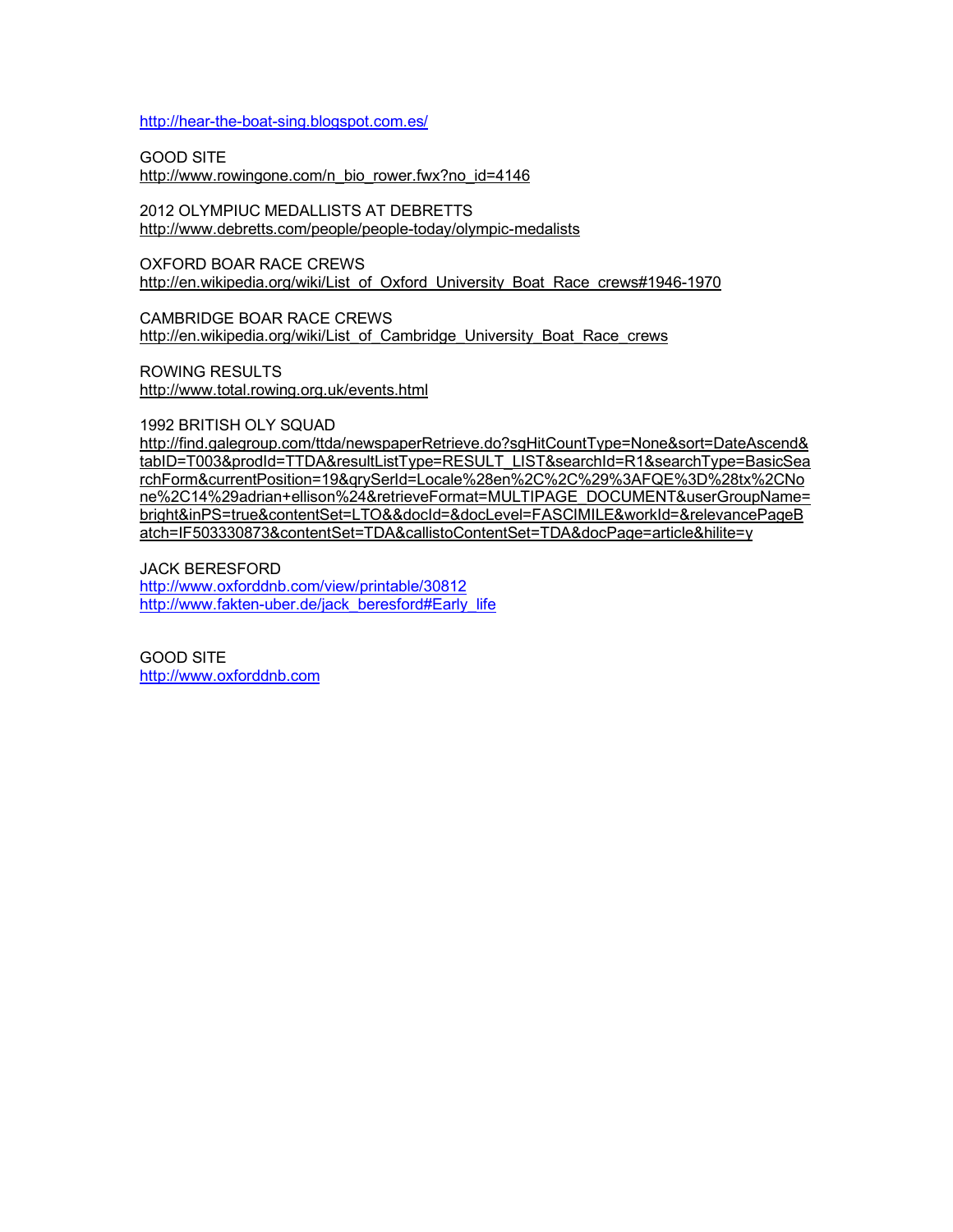http://hear-the-boat-sing.blogspot.com.es/

GOOD SITE
http://www.rowingone.com/n_bio_rower.fwx?no_id=4146

2012 OLYMPIUC MEDALLISTS AT DEBRETTS
http://www.debretts.com/people/people-today/olympic-medalists

OXFORD BOAR RACE CREWS
http://en.wikipedia.org/wiki/List_of_Oxford_University_Boat_Race_crews#1946-1970

CAMBRIDGE BOAR RACE CREWS
http://en.wikipedia.org/wiki/List_of_Cambridge_University_Boat_Race_crews

ROWING RESULTS
http://www.total.rowing.org.uk/events.html

1992 BRITISH OLY SQUAD
http://find.galegroup.com/ttda/newspaperRetrieve.do?sgHitCountType=None&sort=DateAscend&tabID=T003&prodId=TTDA&resultListType=RESULT_LIST&searchId=R1&searchType=BasicSearchForm&currentPosition=19&qrySerId=Locale%28en%2C%2C%29%3AFQE%3D%28tx%2CNone%2C14%29adrian+ellison%24&retrieveFormat=MULTIPAGE_DOCUMENT&userGroupName=bright&inPS=true&contentSet=LTO&&docId=&docLevel=FASCIMILE&workId=&relevancePageBatch=IF503330873&contentSet=TDA&callistoContentSet=TDA&docPage=article&hilite=y

JACK BERESFORD
http://www.oxforddnb.com/view/printable/30812
http://www.fakten-uber.de/jack_beresford#Early_life

GOOD SITE
http://www.oxforddnb.com